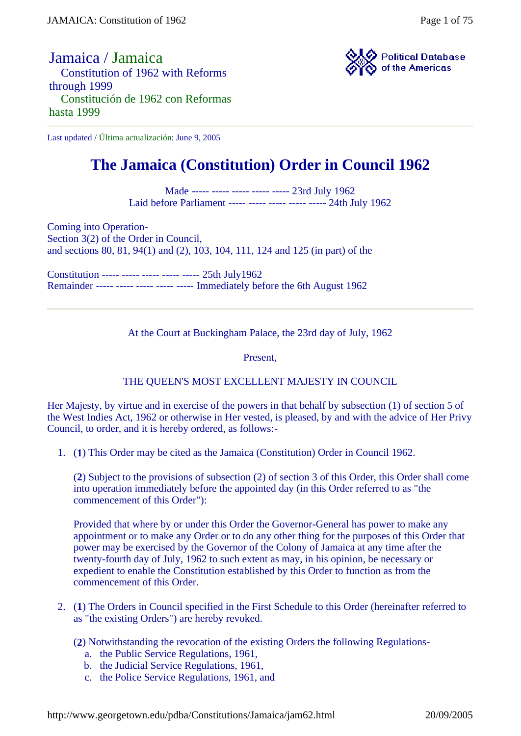Jamaica / Jamaica
Constitution of 1962 with Reforms through 1999
Constitución de 1962 con Reformas hasta 1999

Political Database of the Americas

Last updated / Última actualización: June 9, 2005

# The Jamaica (Constitution) Order in Council 1962

Made ----- ----- ----- ----- ----- 23rd July 1962
Laid before Parliament ----- ----- ----- ----- ----- 24th July 1962

Coming into Operation-
Section 3(2) of the Order in Council,
and sections 80, 81, 94(1) and (2), 103, 104, 111, 124 and 125 (in part) of the

Constitution ----- ----- ----- ----- ----- 25th July1962
Remainder ----- ----- ----- ----- ----- Immediately before the 6th August 1962

---

At the Court at Buckingham Palace, the 23rd day of July, 1962

Present,

THE QUEEN'S MOST EXCELLENT MAJESTY IN COUNCIL

Her Majesty, by virtue and in exercise of the powers in that behalf by subsection (1) of section 5 of the West Indies Act, 1962 or otherwise in Her vested, is pleased, by and with the advice of Her Privy Council, to order, and it is hereby ordered, as follows:-

1. (**1**) This Order may be cited as the Jamaica (Constitution) Order in Council 1962.

   (**2**) Subject to the provisions of subsection (2) of section 3 of this Order, this Order shall come into operation immediately before the appointed day (in this Order referred to as "the commencement of this Order"):

   Provided that where by or under this Order the Governor-General has power to make any appointment or to make any Order or to do any other thing for the purposes of this Order that power may be exercised by the Governor of the Colony of Jamaica at any time after the twenty-fourth day of July, 1962 to such extent as may, in his opinion, be necessary or expedient to enable the Constitution established by this Order to function as from the commencement of this Order.

2. (**1**) The Orders in Council specified in the First Schedule to this Order (hereinafter referred to as "the existing Orders") are hereby revoked.

   (**2**) Notwithstanding the revocation of the existing Orders the following Regulations-
   a. the Public Service Regulations, 1961,
   b. the Judicial Service Regulations, 1961,
   c. the Police Service Regulations, 1961, and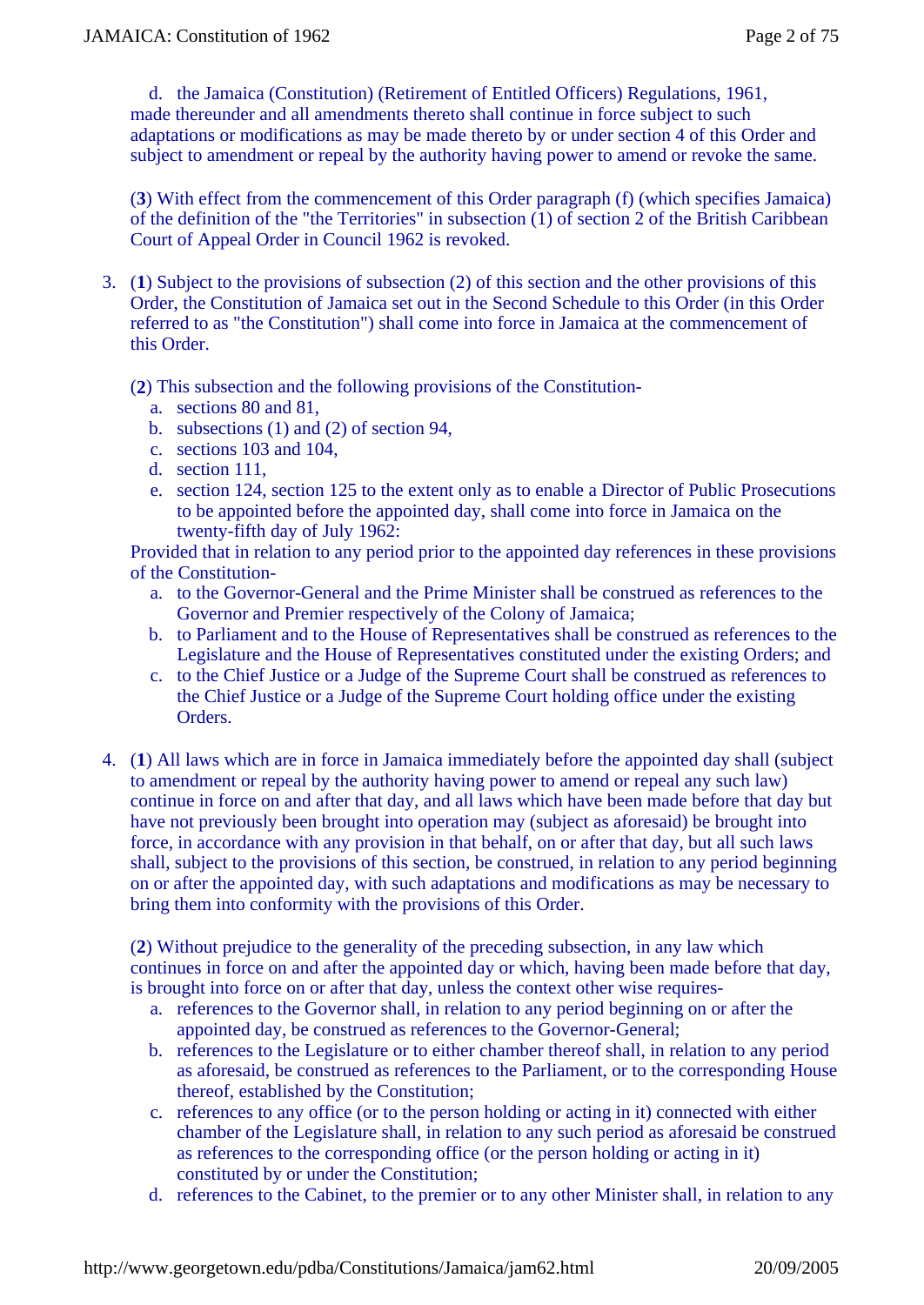d. the Jamaica (Constitution) (Retirement of Entitled Officers) Regulations, 1961,

made thereunder and all amendments thereto shall continue in force subject to such adaptations or modifications as may be made thereto by or under section 4 of this Order and subject to amendment or repeal by the authority having power to amend or revoke the same.

(**3**) With effect from the commencement of this Order paragraph (f) (which specifies Jamaica) of the definition of the "the Territories" in subsection (1) of section 2 of the British Caribbean Court of Appeal Order in Council 1962 is revoked.

3. (**1**) Subject to the provisions of subsection (2) of this section and the other provisions of this Order, the Constitution of Jamaica set out in the Second Schedule to this Order (in this Order referred to as "the Constitution") shall come into force in Jamaica at the commencement of this Order.

   (**2**) This subsection and the following provisions of the Constitution-

   a. sections 80 and 81,
   b. subsections (1) and (2) of section 94,
   c. sections 103 and 104,
   d. section 111,
   e. section 124, section 125 to the extent only as to enable a Director of Public Prosecutions to be appointed before the appointed day, shall come into force in Jamaica on the twenty-fifth day of July 1962:

   Provided that in relation to any period prior to the appointed day references in these provisions of the Constitution-

   a. to the Governor-General and the Prime Minister shall be construed as references to the Governor and Premier respectively of the Colony of Jamaica;
   b. to Parliament and to the House of Representatives shall be construed as references to the Legislature and the House of Representatives constituted under the existing Orders; and
   c. to the Chief Justice or a Judge of the Supreme Court shall be construed as references to the Chief Justice or a Judge of the Supreme Court holding office under the existing Orders.

4. (**1**) All laws which are in force in Jamaica immediately before the appointed day shall (subject to amendment or repeal by the authority having power to amend or repeal any such law) continue in force on and after that day, and all laws which have been made before that day but have not previously been brought into operation may (subject as aforesaid) be brought into force, in accordance with any provision in that behalf, on or after that day, but all such laws shall, subject to the provisions of this section, be construed, in relation to any period beginning on or after the appointed day, with such adaptations and modifications as may be necessary to bring them into conformity with the provisions of this Order.

   (**2**) Without prejudice to the generality of the preceding subsection, in any law which continues in force on and after the appointed day or which, having been made before that day, is brought into force on or after that day, unless the context other wise requires-

   a. references to the Governor shall, in relation to any period beginning on or after the appointed day, be construed as references to the Governor-General;
   b. references to the Legislature or to either chamber thereof shall, in relation to any period as aforesaid, be construed as references to the Parliament, or to the corresponding House thereof, established by the Constitution;
   c. references to any office (or to the person holding or acting in it) connected with either chamber of the Legislature shall, in relation to any such period as aforesaid be construed as references to the corresponding office (or the person holding or acting in it) constituted by or under the Constitution;
   d. references to the Cabinet, to the premier or to any other Minister shall, in relation to any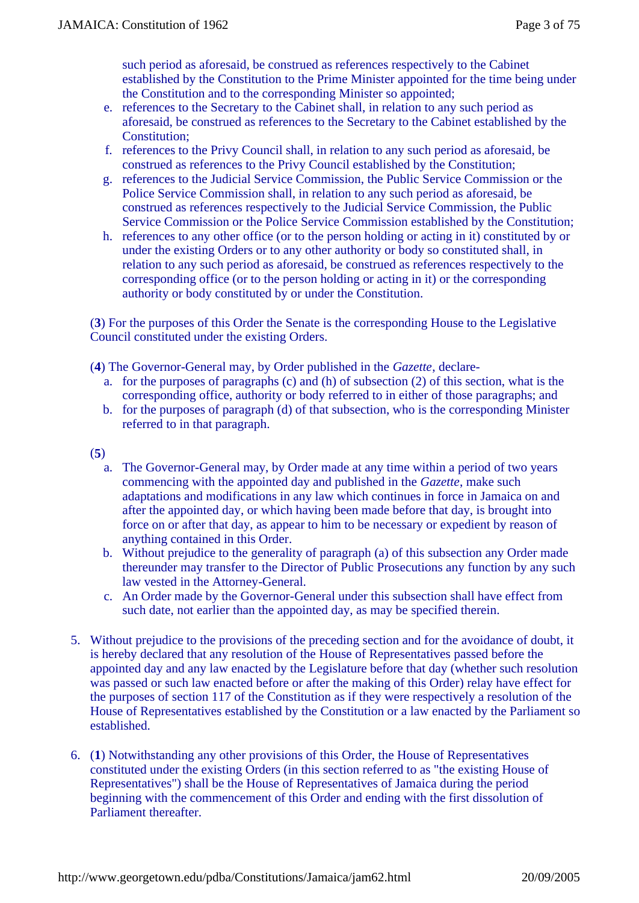such period as aforesaid, be construed as references respectively to the Cabinet established by the Constitution to the Prime Minister appointed for the time being under the Constitution and to the corresponding Minister so appointed;

e. references to the Secretary to the Cabinet shall, in relation to any such period as aforesaid, be construed as references to the Secretary to the Cabinet established by the Constitution;
f. references to the Privy Council shall, in relation to any such period as aforesaid, be construed as references to the Privy Council established by the Constitution;
g. references to the Judicial Service Commission, the Public Service Commission or the Police Service Commission shall, in relation to any such period as aforesaid, be construed as references respectively to the Judicial Service Commission, the Public Service Commission or the Police Service Commission established by the Constitution;
h. references to any other office (or to the person holding or acting in it) constituted by or under the existing Orders or to any other authority or body so constituted shall, in relation to any such period as aforesaid, be construed as references respectively to the corresponding office (or to the person holding or acting in it) or the corresponding authority or body constituted by or under the Constitution.

(**3**) For the purposes of this Order the Senate is the corresponding House to the Legislative Council constituted under the existing Orders.

(**4**) The Governor-General may, by Order published in the *Gazette*, declare-

a. for the purposes of paragraphs (c) and (h) of subsection (2) of this section, what is the corresponding office, authority or body referred to in either of those paragraphs; and
b. for the purposes of paragraph (d) of that subsection, who is the corresponding Minister referred to in that paragraph.

(**5**)

a. The Governor-General may, by Order made at any time within a period of two years commencing with the appointed day and published in the *Gazette*, make such adaptations and modifications in any law which continues in force in Jamaica on and after the appointed day, or which having been made before that day, is brought into force on or after that day, as appear to him to be necessary or expedient by reason of anything contained in this Order.
b. Without prejudice to the generality of paragraph (a) of this subsection any Order made thereunder may transfer to the Director of Public Prosecutions any function by any such law vested in the Attorney-General.
c. An Order made by the Governor-General under this subsection shall have effect from such date, not earlier than the appointed day, as may be specified therein.

5. Without prejudice to the provisions of the preceding section and for the avoidance of doubt, it is hereby declared that any resolution of the House of Representatives passed before the appointed day and any law enacted by the Legislature before that day (whether such resolution was passed or such law enacted before or after the making of this Order) relay have effect for the purposes of section 117 of the Constitution as if they were respectively a resolution of the House of Representatives established by the Constitution or a law enacted by the Parliament so established.

6. (**1**) Notwithstanding any other provisions of this Order, the House of Representatives constituted under the existing Orders (in this section referred to as "the existing House of Representatives") shall be the House of Representatives of Jamaica during the period beginning with the commencement of this Order and ending with the first dissolution of Parliament thereafter.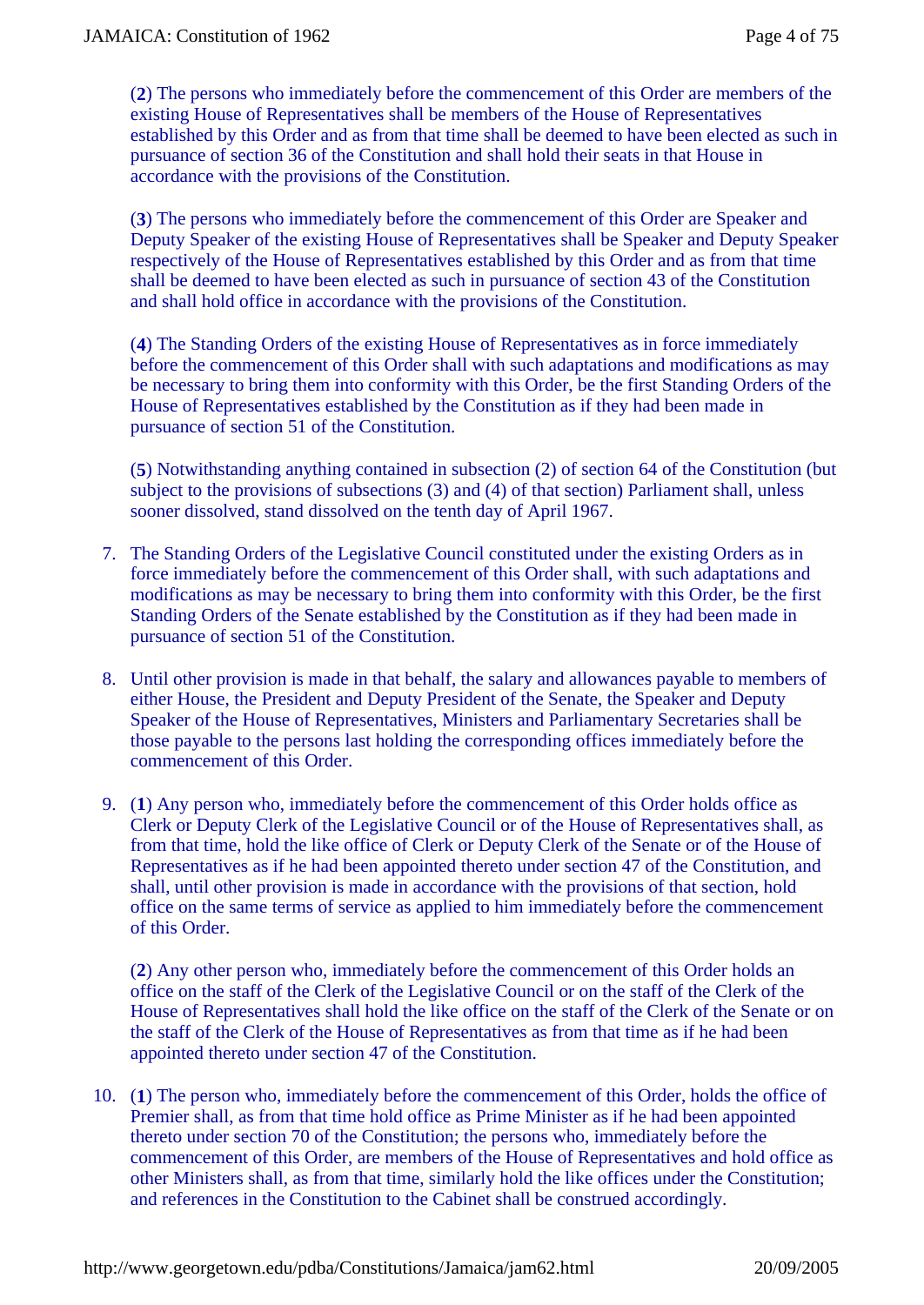(**2**) The persons who immediately before the commencement of this Order are members of the existing House of Representatives shall be members of the House of Representatives established by this Order and as from that time shall be deemed to have been elected as such in pursuance of section 36 of the Constitution and shall hold their seats in that House in accordance with the provisions of the Constitution.

(**3**) The persons who immediately before the commencement of this Order are Speaker and Deputy Speaker of the existing House of Representatives shall be Speaker and Deputy Speaker respectively of the House of Representatives established by this Order and as from that time shall be deemed to have been elected as such in pursuance of section 43 of the Constitution and shall hold office in accordance with the provisions of the Constitution.

(**4**) The Standing Orders of the existing House of Representatives as in force immediately before the commencement of this Order shall with such adaptations and modifications as may be necessary to bring them into conformity with this Order, be the first Standing Orders of the House of Representatives established by the Constitution as if they had been made in pursuance of section 51 of the Constitution.

(**5**) Notwithstanding anything contained in subsection (2) of section 64 of the Constitution (but subject to the provisions of subsections (3) and (4) of that section) Parliament shall, unless sooner dissolved, stand dissolved on the tenth day of April 1967.

7. The Standing Orders of the Legislative Council constituted under the existing Orders as in force immediately before the commencement of this Order shall, with such adaptations and modifications as may be necessary to bring them into conformity with this Order, be the first Standing Orders of the Senate established by the Constitution as if they had been made in pursuance of section 51 of the Constitution.

8. Until other provision is made in that behalf, the salary and allowances payable to members of either House, the President and Deputy President of the Senate, the Speaker and Deputy Speaker of the House of Representatives, Ministers and Parliamentary Secretaries shall be those payable to the persons last holding the corresponding offices immediately before the commencement of this Order.

9. (**1**) Any person who, immediately before the commencement of this Order holds office as Clerk or Deputy Clerk of the Legislative Council or of the House of Representatives shall, as from that time, hold the like office of Clerk or Deputy Clerk of the Senate or of the House of Representatives as if he had been appointed thereto under section 47 of the Constitution, and shall, until other provision is made in accordance with the provisions of that section, hold office on the same terms of service as applied to him immediately before the commencement of this Order.

   (**2**) Any other person who, immediately before the commencement of this Order holds an office on the staff of the Clerk of the Legislative Council or on the staff of the Clerk of the House of Representatives shall hold the like office on the staff of the Clerk of the Senate or on the staff of the Clerk of the House of Representatives as from that time as if he had been appointed thereto under section 47 of the Constitution.

10. (**1**) The person who, immediately before the commencement of this Order, holds the office of Premier shall, as from that time hold office as Prime Minister as if he had been appointed thereto under section 70 of the Constitution; the persons who, immediately before the commencement of this Order, are members of the House of Representatives and hold office as other Ministers shall, as from that time, similarly hold the like offices under the Constitution; and references in the Constitution to the Cabinet shall be construed accordingly.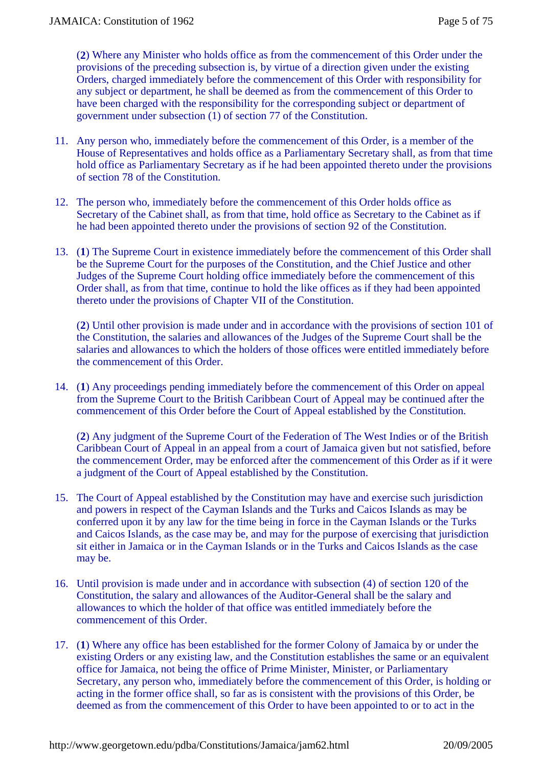(**2**) Where any Minister who holds office as from the commencement of this Order under the provisions of the preceding subsection is, by virtue of a direction given under the existing Orders, charged immediately before the commencement of this Order with responsibility for any subject or department, he shall be deemed as from the commencement of this Order to have been charged with the responsibility for the corresponding subject or department of government under subsection (1) of section 77 of the Constitution.

11. Any person who, immediately before the commencement of this Order, is a member of the House of Representatives and holds office as a Parliamentary Secretary shall, as from that time hold office as Parliamentary Secretary as if he had been appointed thereto under the provisions of section 78 of the Constitution.

12. The person who, immediately before the commencement of this Order holds office as Secretary of the Cabinet shall, as from that time, hold office as Secretary to the Cabinet as if he had been appointed thereto under the provisions of section 92 of the Constitution.

13. (**1**) The Supreme Court in existence immediately before the commencement of this Order shall be the Supreme Court for the purposes of the Constitution, and the Chief Justice and other Judges of the Supreme Court holding office immediately before the commencement of this Order shall, as from that time, continue to hold the like offices as if they had been appointed thereto under the provisions of Chapter VII of the Constitution.

    (**2**) Until other provision is made under and in accordance with the provisions of section 101 of the Constitution, the salaries and allowances of the Judges of the Supreme Court shall be the salaries and allowances to which the holders of those offices were entitled immediately before the commencement of this Order.

14. (**1**) Any proceedings pending immediately before the commencement of this Order on appeal from the Supreme Court to the British Caribbean Court of Appeal may be continued after the commencement of this Order before the Court of Appeal established by the Constitution.

    (**2**) Any judgment of the Supreme Court of the Federation of The West Indies or of the British Caribbean Court of Appeal in an appeal from a court of Jamaica given but not satisfied, before the commencement Order, may be enforced after the commencement of this Order as if it were a judgment of the Court of Appeal established by the Constitution.

15. The Court of Appeal established by the Constitution may have and exercise such jurisdiction and powers in respect of the Cayman Islands and the Turks and Caicos Islands as may be conferred upon it by any law for the time being in force in the Cayman Islands or the Turks and Caicos Islands, as the case may be, and may for the purpose of exercising that jurisdiction sit either in Jamaica or in the Cayman Islands or in the Turks and Caicos Islands as the case may be.

16. Until provision is made under and in accordance with subsection (4) of section 120 of the Constitution, the salary and allowances of the Auditor-General shall be the salary and allowances to which the holder of that office was entitled immediately before the commencement of this Order.

17. (**1**) Where any office has been established for the former Colony of Jamaica by or under the existing Orders or any existing law, and the Constitution establishes the same or an equivalent office for Jamaica, not being the office of Prime Minister, Minister, or Parliamentary Secretary, any person who, immediately before the commencement of this Order, is holding or acting in the former office shall, so far as is consistent with the provisions of this Order, be deemed as from the commencement of this Order to have been appointed to or to act in the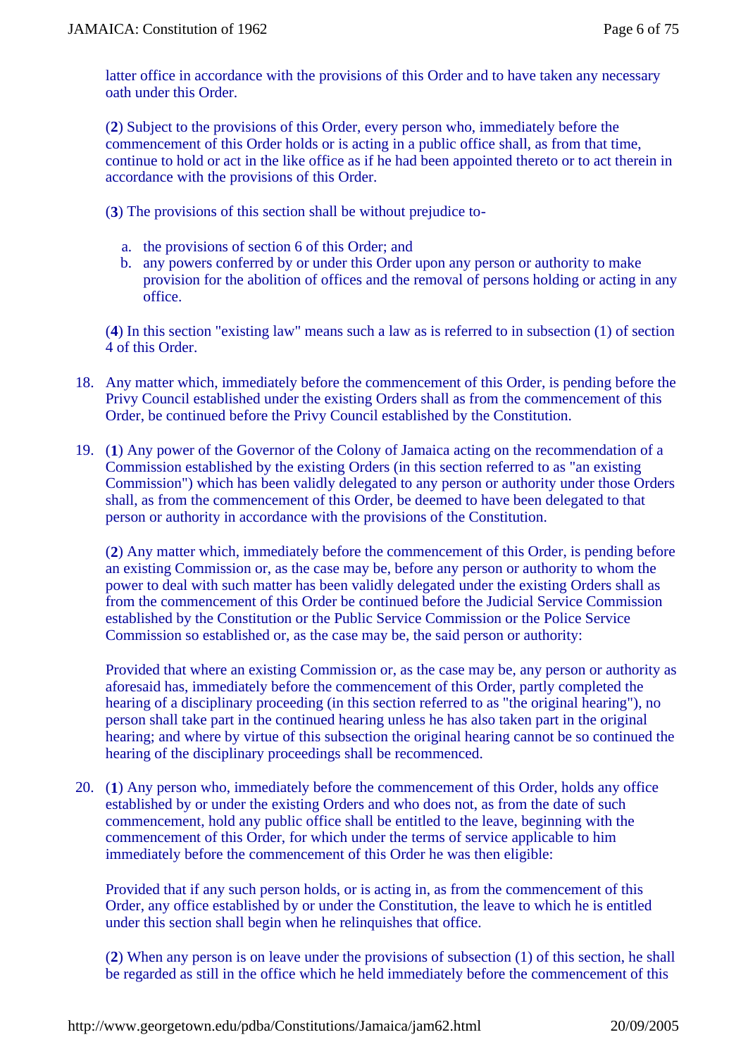latter office in accordance with the provisions of this Order and to have taken any necessary oath under this Order.

(**2**) Subject to the provisions of this Order, every person who, immediately before the commencement of this Order holds or is acting in a public office shall, as from that time, continue to hold or act in the like office as if he had been appointed thereto or to act therein in accordance with the provisions of this Order.

(**3**) The provisions of this section shall be without prejudice to-

a. the provisions of section 6 of this Order; and
b. any powers conferred by or under this Order upon any person or authority to make provision for the abolition of offices and the removal of persons holding or acting in any office.

(**4**) In this section "existing law" means such a law as is referred to in subsection (1) of section 4 of this Order.

18. Any matter which, immediately before the commencement of this Order, is pending before the Privy Council established under the existing Orders shall as from the commencement of this Order, be continued before the Privy Council established by the Constitution.

19. (**1**) Any power of the Governor of the Colony of Jamaica acting on the recommendation of a Commission established by the existing Orders (in this section referred to as "an existing Commission") which has been validly delegated to any person or authority under those Orders shall, as from the commencement of this Order, be deemed to have been delegated to that person or authority in accordance with the provisions of the Constitution.

    (**2**) Any matter which, immediately before the commencement of this Order, is pending before an existing Commission or, as the case may be, before any person or authority to whom the power to deal with such matter has been validly delegated under the existing Orders shall as from the commencement of this Order be continued before the Judicial Service Commission established by the Constitution or the Public Service Commission or the Police Service Commission so established or, as the case may be, the said person or authority:

    Provided that where an existing Commission or, as the case may be, any person or authority as aforesaid has, immediately before the commencement of this Order, partly completed the hearing of a disciplinary proceeding (in this section referred to as "the original hearing"), no person shall take part in the continued hearing unless he has also taken part in the original hearing; and where by virtue of this subsection the original hearing cannot be so continued the hearing of the disciplinary proceedings shall be recommenced.

20. (**1**) Any person who, immediately before the commencement of this Order, holds any office established by or under the existing Orders and who does not, as from the date of such commencement, hold any public office shall be entitled to the leave, beginning with the commencement of this Order, for which under the terms of service applicable to him immediately before the commencement of this Order he was then eligible:

    Provided that if any such person holds, or is acting in, as from the commencement of this Order, any office established by or under the Constitution, the leave to which he is entitled under this section shall begin when he relinquishes that office.

    (**2**) When any person is on leave under the provisions of subsection (1) of this section, he shall be regarded as still in the office which he held immediately before the commencement of this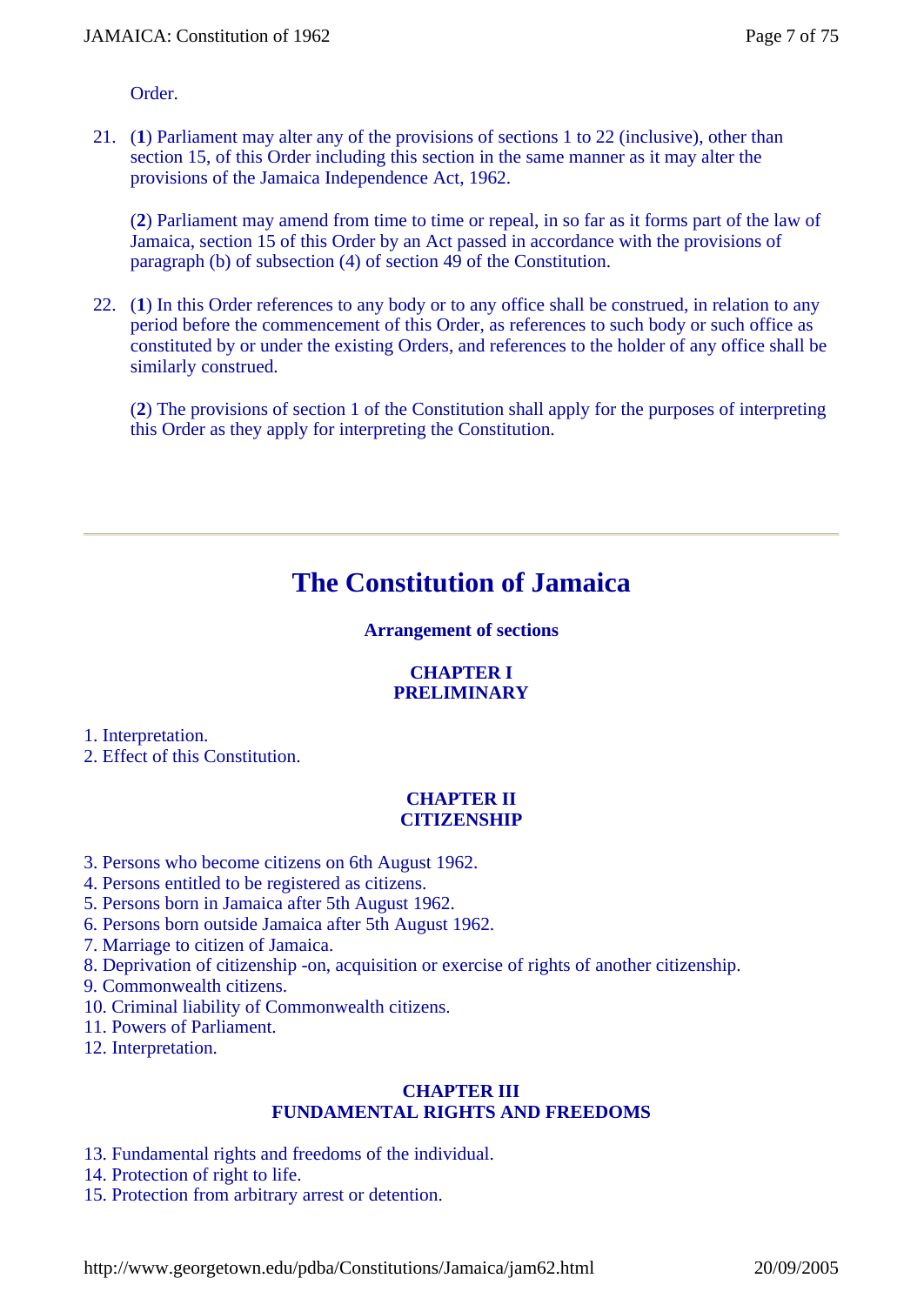Order.

21. (**1**) Parliament may alter any of the provisions of sections 1 to 22 (inclusive), other than section 15, of this Order including this section in the same manner as it may alter the provisions of the Jamaica Independence Act, 1962.

    (**2**) Parliament may amend from time to time or repeal, in so far as it forms part of the law of Jamaica, section 15 of this Order by an Act passed in accordance with the provisions of paragraph (b) of subsection (4) of section 49 of the Constitution.

22. (**1**) In this Order references to any body or to any office shall be construed, in relation to any period before the commencement of this Order, as references to such body or such office as constituted by or under the existing Orders, and references to the holder of any office shall be similarly construed.

    (**2**) The provisions of section 1 of the Constitution shall apply for the purposes of interpreting this Order as they apply for interpreting the Constitution.

---

# The Constitution of Jamaica

**Arrangement of sections**

**CHAPTER I**
**PRELIMINARY**

1. Interpretation.
2. Effect of this Constitution.

**CHAPTER II**
**CITIZENSHIP**

3. Persons who become citizens on 6th August 1962.
4. Persons entitled to be registered as citizens.
5. Persons born in Jamaica after 5th August 1962.
6. Persons born outside Jamaica after 5th August 1962.
7. Marriage to citizen of Jamaica.
8. Deprivation of citizenship -on, acquisition or exercise of rights of another citizenship.
9. Commonwealth citizens.
10. Criminal liability of Commonwealth citizens.
11. Powers of Parliament.
12. Interpretation.

**CHAPTER III**
**FUNDAMENTAL RIGHTS AND FREEDOMS**

13. Fundamental rights and freedoms of the individual.
14. Protection of right to life.
15. Protection from arbitrary arrest or detention.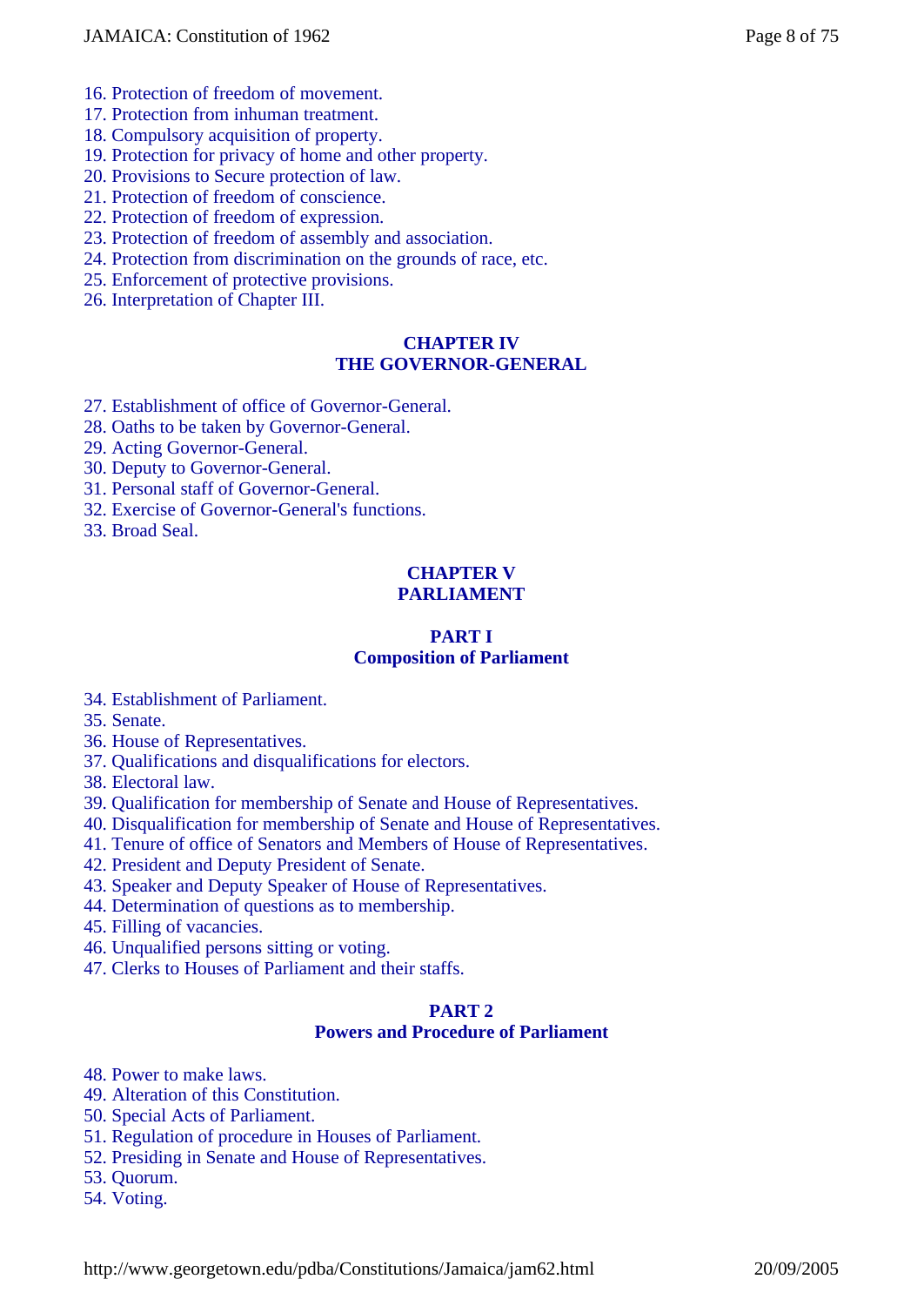16. Protection of freedom of movement.
17. Protection from inhuman treatment.
18. Compulsory acquisition of property.
19. Protection for privacy of home and other property.
20. Provisions to Secure protection of law.
21. Protection of freedom of conscience.
22. Protection of freedom of expression.
23. Protection of freedom of assembly and association.
24. Protection from discrimination on the grounds of race, etc.
25. Enforcement of protective provisions.
26. Interpretation of Chapter III.

## CHAPTER IV
## THE GOVERNOR-GENERAL

27. Establishment of office of Governor-General.
28. Oaths to be taken by Governor-General.
29. Acting Governor-General.
30. Deputy to Governor-General.
31. Personal staff of Governor-General.
32. Exercise of Governor-General's functions.
33. Broad Seal.

## CHAPTER V
## PARLIAMENT

### PART I
### Composition of Parliament

34. Establishment of Parliament.
35. Senate.
36. House of Representatives.
37. Qualifications and disqualifications for electors.
38. Electoral law.
39. Qualification for membership of Senate and House of Representatives.
40. Disqualification for membership of Senate and House of Representatives.
41. Tenure of office of Senators and Members of House of Representatives.
42. President and Deputy President of Senate.
43. Speaker and Deputy Speaker of House of Representatives.
44. Determination of questions as to membership.
45. Filling of vacancies.
46. Unqualified persons sitting or voting.
47. Clerks to Houses of Parliament and their staffs.

### PART 2
### Powers and Procedure of Parliament

48. Power to make laws.
49. Alteration of this Constitution.
50. Special Acts of Parliament.
51. Regulation of procedure in Houses of Parliament.
52. Presiding in Senate and House of Representatives.
53. Quorum.
54. Voting.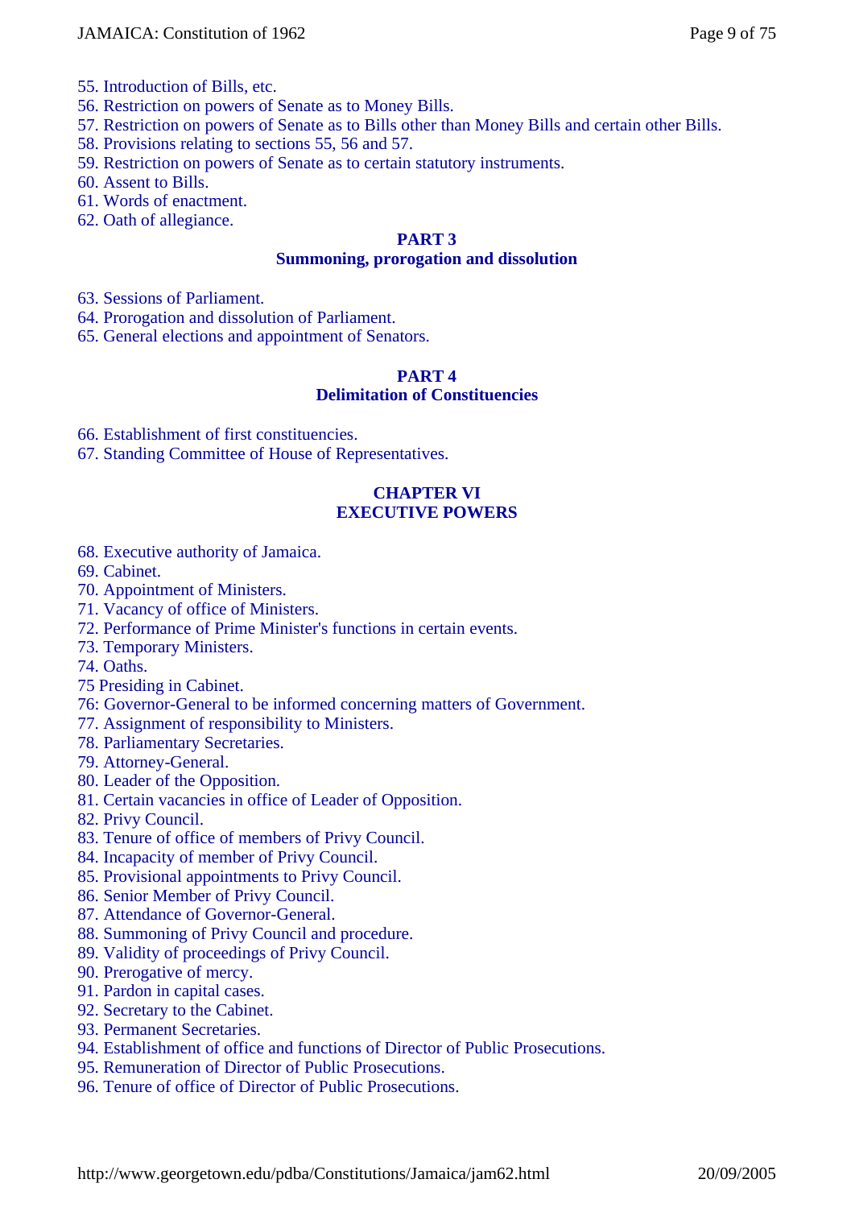55. Introduction of Bills, etc.
56. Restriction on powers of Senate as to Money Bills.
57. Restriction on powers of Senate as to Bills other than Money Bills and certain other Bills.
58. Provisions relating to sections 55, 56 and 57.
59. Restriction on powers of Senate as to certain statutory instruments.
60. Assent to Bills.
61. Words of enactment.
62. Oath of allegiance.

**PART 3**
**Summoning, prorogation and dissolution**

63. Sessions of Parliament.
64. Prorogation and dissolution of Parliament.
65. General elections and appointment of Senators.

**PART 4**
**Delimitation of Constituencies**

66. Establishment of first constituencies.
67. Standing Committee of House of Representatives.

## CHAPTER VI
## EXECUTIVE POWERS

68. Executive authority of Jamaica.
69. Cabinet.
70. Appointment of Ministers.
71. Vacancy of office of Ministers.
72. Performance of Prime Minister's functions in certain events.
73. Temporary Ministers.
74. Oaths.
75 Presiding in Cabinet.
76: Governor-General to be informed concerning matters of Government.
77. Assignment of responsibility to Ministers.
78. Parliamentary Secretaries.
79. Attorney-General.
80. Leader of the Opposition.
81. Certain vacancies in office of Leader of Opposition.
82. Privy Council.
83. Tenure of office of members of Privy Council.
84. Incapacity of member of Privy Council.
85. Provisional appointments to Privy Council.
86. Senior Member of Privy Council.
87. Attendance of Governor-General.
88. Summoning of Privy Council and procedure.
89. Validity of proceedings of Privy Council.
90. Prerogative of mercy.
91. Pardon in capital cases.
92. Secretary to the Cabinet.
93. Permanent Secretaries.
94. Establishment of office and functions of Director of Public Prosecutions.
95. Remuneration of Director of Public Prosecutions.
96. Tenure of office of Director of Public Prosecutions.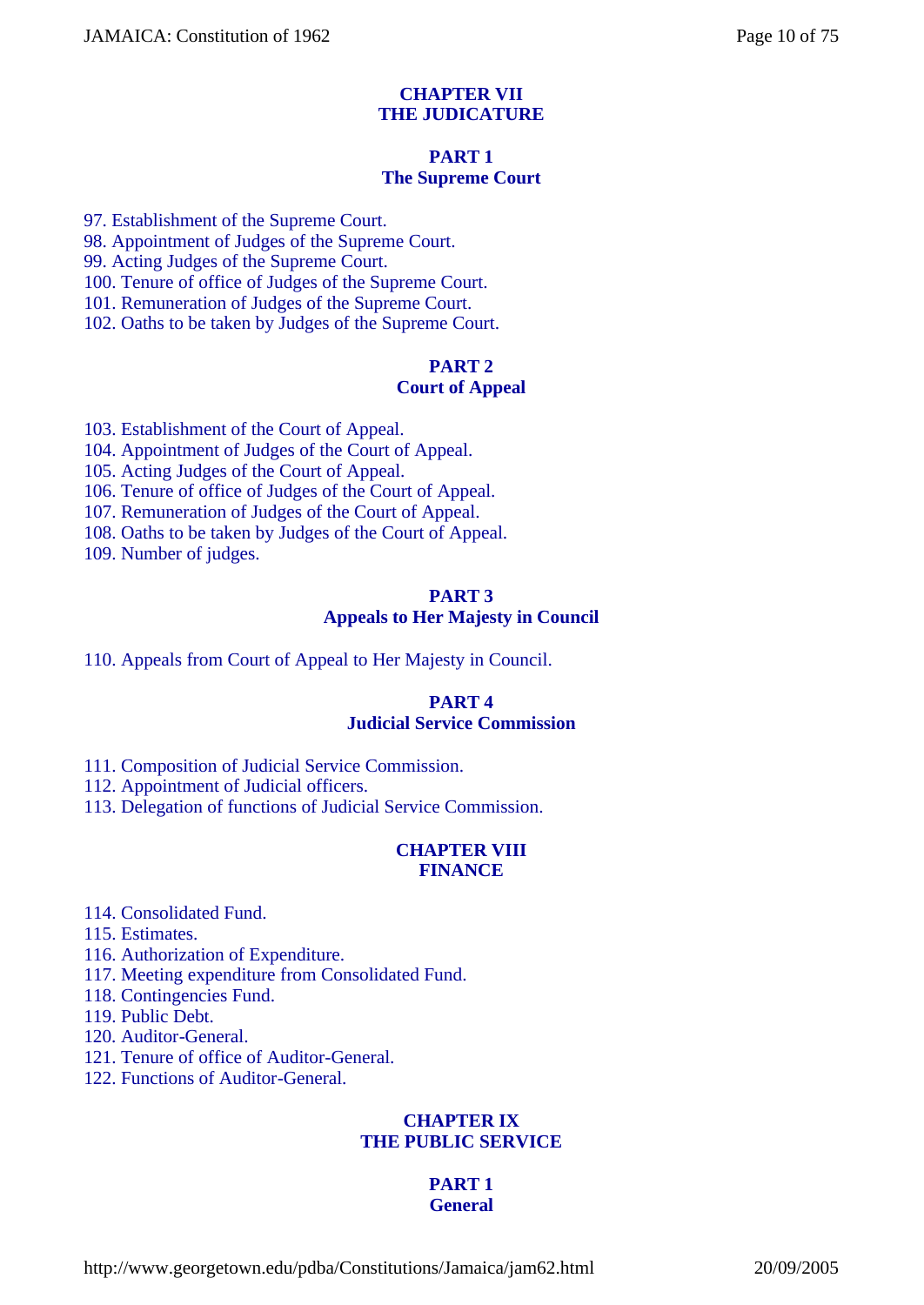## CHAPTER VII
## THE JUDICATURE

### PART 1
### The Supreme Court

97. Establishment of the Supreme Court.
98. Appointment of Judges of the Supreme Court.
99. Acting Judges of the Supreme Court.
100. Tenure of office of Judges of the Supreme Court.
101. Remuneration of Judges of the Supreme Court.
102. Oaths to be taken by Judges of the Supreme Court.

### PART 2
### Court of Appeal

103. Establishment of the Court of Appeal.
104. Appointment of Judges of the Court of Appeal.
105. Acting Judges of the Court of Appeal.
106. Tenure of office of Judges of the Court of Appeal.
107. Remuneration of Judges of the Court of Appeal.
108. Oaths to be taken by Judges of the Court of Appeal.
109. Number of judges.

### PART 3
### Appeals to Her Majesty in Council

110. Appeals from Court of Appeal to Her Majesty in Council.

### PART 4
### Judicial Service Commission

111. Composition of Judicial Service Commission.
112. Appointment of Judicial officers.
113. Delegation of functions of Judicial Service Commission.

## CHAPTER VIII
## FINANCE

114. Consolidated Fund.
115. Estimates.
116. Authorization of Expenditure.
117. Meeting expenditure from Consolidated Fund.
118. Contingencies Fund.
119. Public Debt.
120. Auditor-General.
121. Tenure of office of Auditor-General.
122. Functions of Auditor-General.

## CHAPTER IX
## THE PUBLIC SERVICE

### PART 1
### General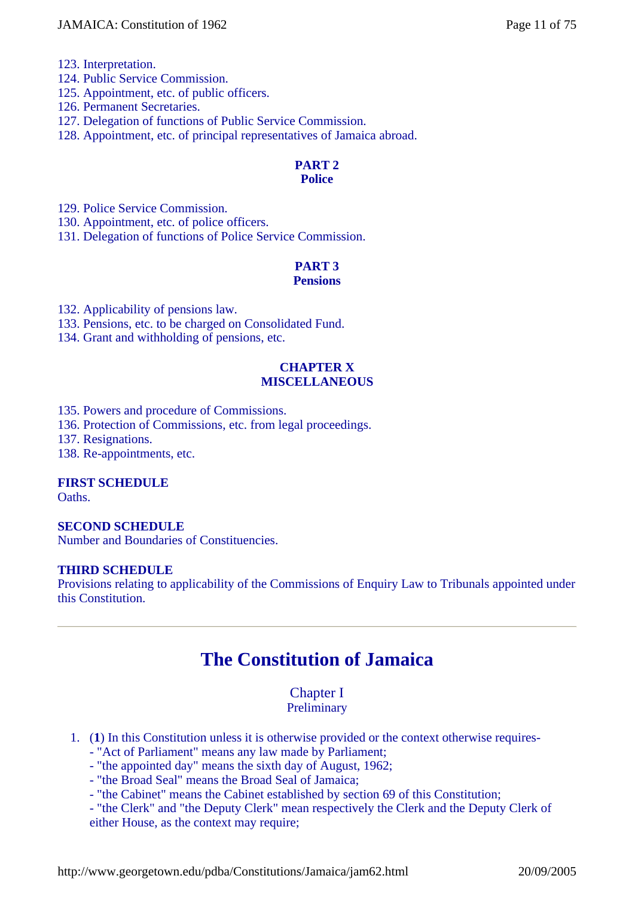123. Interpretation.
124. Public Service Commission.
125. Appointment, etc. of public officers.
126. Permanent Secretaries.
127. Delegation of functions of Public Service Commission.
128. Appointment, etc. of principal representatives of Jamaica abroad.

**PART 2**
**Police**

129. Police Service Commission.
130. Appointment, etc. of police officers.
131. Delegation of functions of Police Service Commission.

**PART 3**
**Pensions**

132. Applicability of pensions law.
133. Pensions, etc. to be charged on Consolidated Fund.
134. Grant and withholding of pensions, etc.

**CHAPTER X**
**MISCELLANEOUS**

135. Powers and procedure of Commissions.
136. Protection of Commissions, etc. from legal proceedings.
137. Resignations.
138. Re-appointments, etc.

**FIRST SCHEDULE**
Oaths.

**SECOND SCHEDULE**
Number and Boundaries of Constituencies.

**THIRD SCHEDULE**
Provisions relating to applicability of the Commissions of Enquiry Law to Tribunals appointed under this Constitution.

---

# The Constitution of Jamaica

## Chapter I
### Preliminary

1. (**1**) In this Constitution unless it is otherwise provided or the context otherwise requires-
   - "Act of Parliament" means any law made by Parliament;
   - "the appointed day" means the sixth day of August, 1962;
   - "the Broad Seal" means the Broad Seal of Jamaica;
   - "the Cabinet" means the Cabinet established by section 69 of this Constitution;
   - "the Clerk" and "the Deputy Clerk" mean respectively the Clerk and the Deputy Clerk of either House, as the context may require;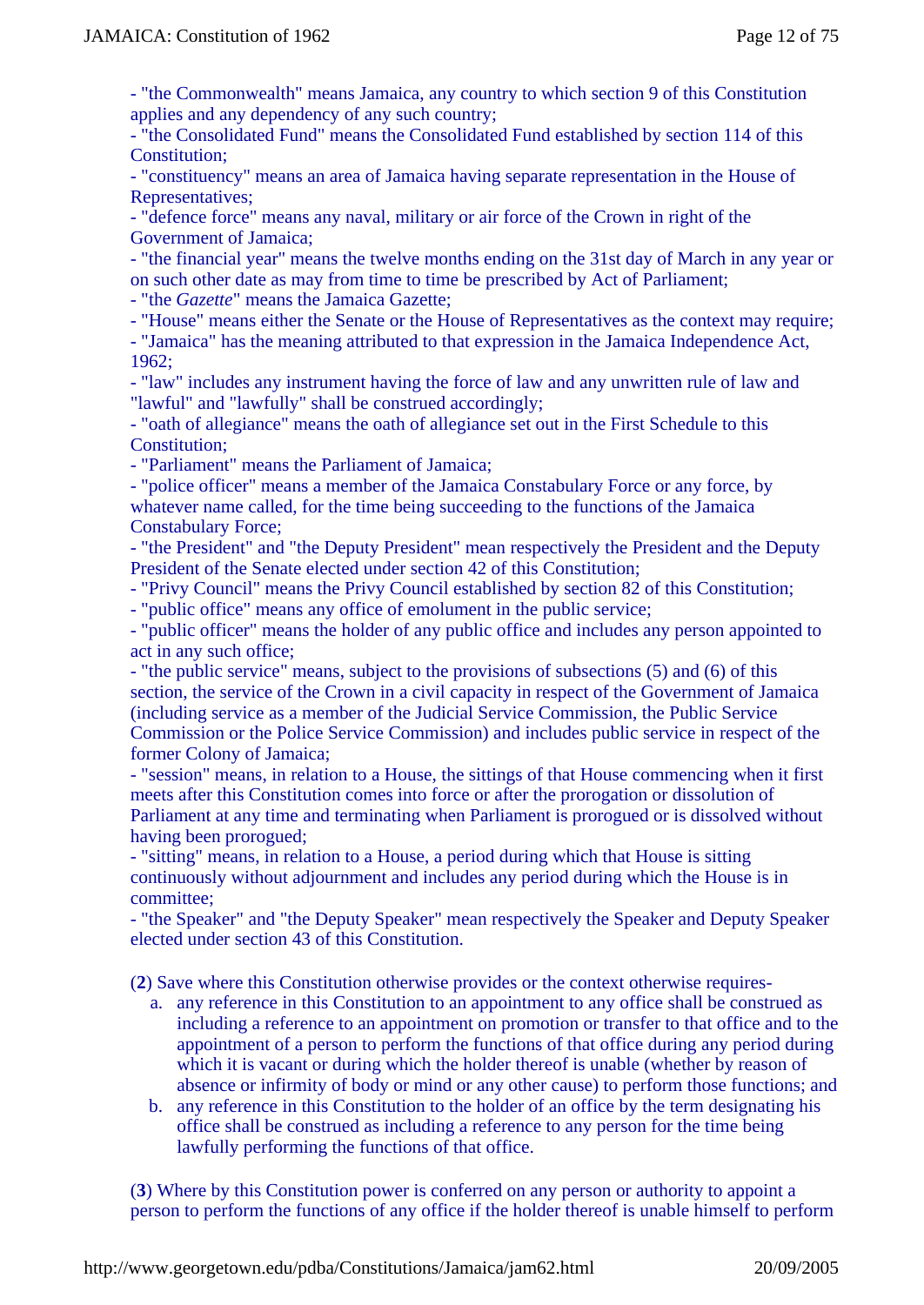- "the Commonwealth" means Jamaica, any country to which section 9 of this Constitution applies and any dependency of any such country;
- "the Consolidated Fund" means the Consolidated Fund established by section 114 of this Constitution;
- "constituency" means an area of Jamaica having separate representation in the House of Representatives;
- "defence force" means any naval, military or air force of the Crown in right of the Government of Jamaica;
- "the financial year" means the twelve months ending on the 31st day of March in any year or on such other date as may from time to time be prescribed by Act of Parliament;
- "the *Gazette*" means the Jamaica Gazette;
- "House" means either the Senate or the House of Representatives as the context may require;
- "Jamaica" has the meaning attributed to that expression in the Jamaica Independence Act, 1962;
- "law" includes any instrument having the force of law and any unwritten rule of law and "lawful" and "lawfully" shall be construed accordingly;
- "oath of allegiance" means the oath of allegiance set out in the First Schedule to this Constitution;
- "Parliament" means the Parliament of Jamaica;
- "police officer" means a member of the Jamaica Constabulary Force or any force, by whatever name called, for the time being succeeding to the functions of the Jamaica Constabulary Force;
- "the President" and "the Deputy President" mean respectively the President and the Deputy President of the Senate elected under section 42 of this Constitution;
- "Privy Council" means the Privy Council established by section 82 of this Constitution;
- "public office" means any office of emolument in the public service;
- "public officer" means the holder of any public office and includes any person appointed to act in any such office;
- "the public service" means, subject to the provisions of subsections (5) and (6) of this section, the service of the Crown in a civil capacity in respect of the Government of Jamaica (including service as a member of the Judicial Service Commission, the Public Service Commission or the Police Service Commission) and includes public service in respect of the former Colony of Jamaica;
- "session" means, in relation to a House, the sittings of that House commencing when it first meets after this Constitution comes into force or after the prorogation or dissolution of Parliament at any time and terminating when Parliament is prorogued or is dissolved without having been prorogued;
- "sitting" means, in relation to a House, a period during which that House is sitting continuously without adjournment and includes any period during which the House is in committee;
- "the Speaker" and "the Deputy Speaker" mean respectively the Speaker and Deputy Speaker elected under section 43 of this Constitution.

(**2**) Save where this Constitution otherwise provides or the context otherwise requires-

a. any reference in this Constitution to an appointment to any office shall be construed as including a reference to an appointment on promotion or transfer to that office and to the appointment of a person to perform the functions of that office during any period during which it is vacant or during which the holder thereof is unable (whether by reason of absence or infirmity of body or mind or any other cause) to perform those functions; and
b. any reference in this Constitution to the holder of an office by the term designating his office shall be construed as including a reference to any person for the time being lawfully performing the functions of that office.

(**3**) Where by this Constitution power is conferred on any person or authority to appoint a person to perform the functions of any office if the holder thereof is unable himself to perform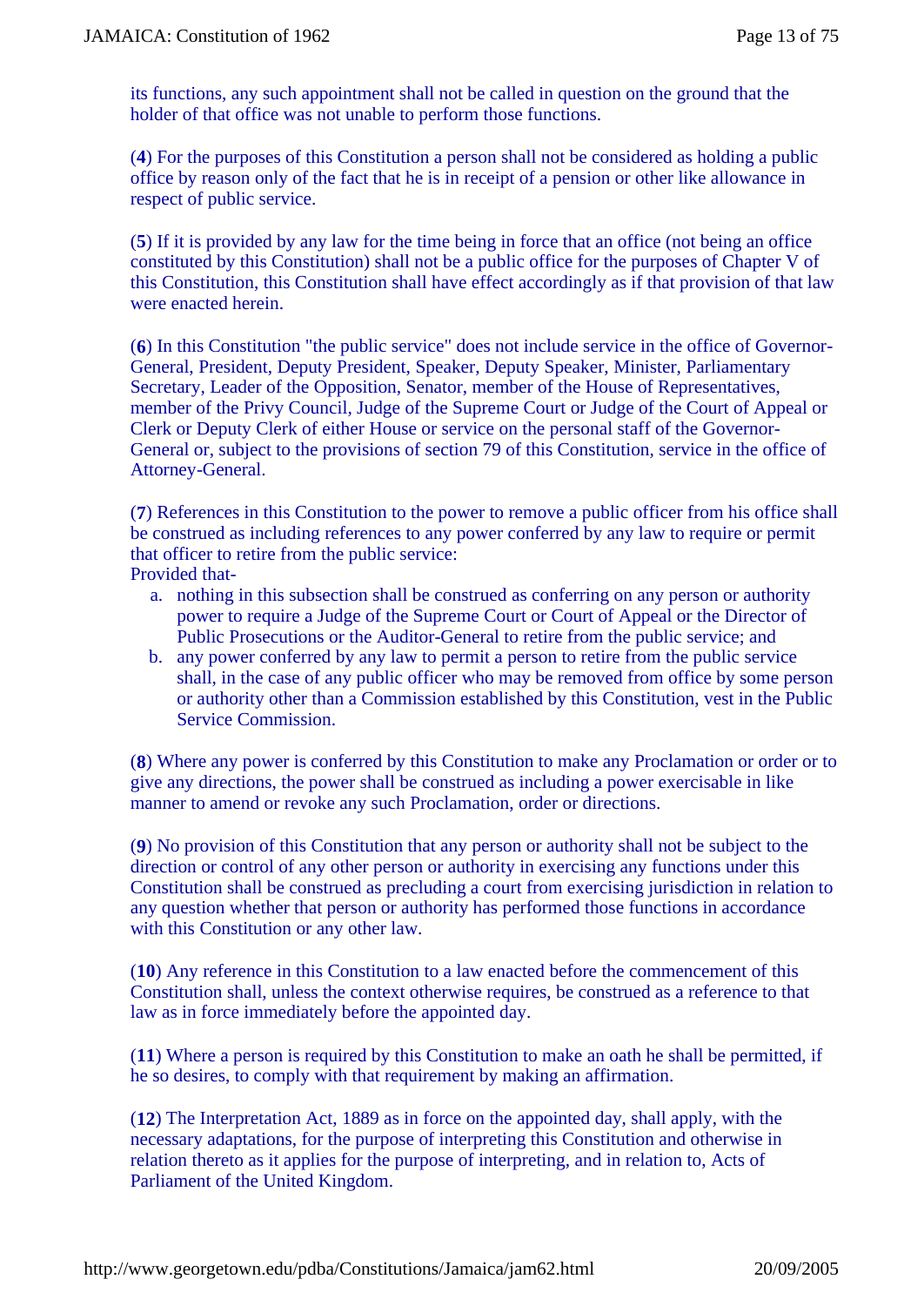its functions, any such appointment shall not be called in question on the ground that the holder of that office was not unable to perform those functions.

(**4**) For the purposes of this Constitution a person shall not be considered as holding a public office by reason only of the fact that he is in receipt of a pension or other like allowance in respect of public service.

(**5**) If it is provided by any law for the time being in force that an office (not being an office constituted by this Constitution) shall not be a public office for the purposes of Chapter V of this Constitution, this Constitution shall have effect accordingly as if that provision of that law were enacted herein.

(**6**) In this Constitution "the public service" does not include service in the office of Governor-General, President, Deputy President, Speaker, Deputy Speaker, Minister, Parliamentary Secretary, Leader of the Opposition, Senator, member of the House of Representatives, member of the Privy Council, Judge of the Supreme Court or Judge of the Court of Appeal or Clerk or Deputy Clerk of either House or service on the personal staff of the Governor-General or, subject to the provisions of section 79 of this Constitution, service in the office of Attorney-General.

(**7**) References in this Constitution to the power to remove a public officer from his office shall be construed as including references to any power conferred by any law to require or permit that officer to retire from the public service:
Provided that-

a. nothing in this subsection shall be construed as conferring on any person or authority power to require a Judge of the Supreme Court or Court of Appeal or the Director of Public Prosecutions or the Auditor-General to retire from the public service; and
b. any power conferred by any law to permit a person to retire from the public service shall, in the case of any public officer who may be removed from office by some person or authority other than a Commission established by this Constitution, vest in the Public Service Commission.

(**8**) Where any power is conferred by this Constitution to make any Proclamation or order or to give any directions, the power shall be construed as including a power exercisable in like manner to amend or revoke any such Proclamation, order or directions.

(**9**) No provision of this Constitution that any person or authority shall not be subject to the direction or control of any other person or authority in exercising any functions under this Constitution shall be construed as precluding a court from exercising jurisdiction in relation to any question whether that person or authority has performed those functions in accordance with this Constitution or any other law.

(**10**) Any reference in this Constitution to a law enacted before the commencement of this Constitution shall, unless the context otherwise requires, be construed as a reference to that law as in force immediately before the appointed day.

(**11**) Where a person is required by this Constitution to make an oath he shall be permitted, if he so desires, to comply with that requirement by making an affirmation.

(**12**) The Interpretation Act, 1889 as in force on the appointed day, shall apply, with the necessary adaptations, for the purpose of interpreting this Constitution and otherwise in relation thereto as it applies for the purpose of interpreting, and in relation to, Acts of Parliament of the United Kingdom.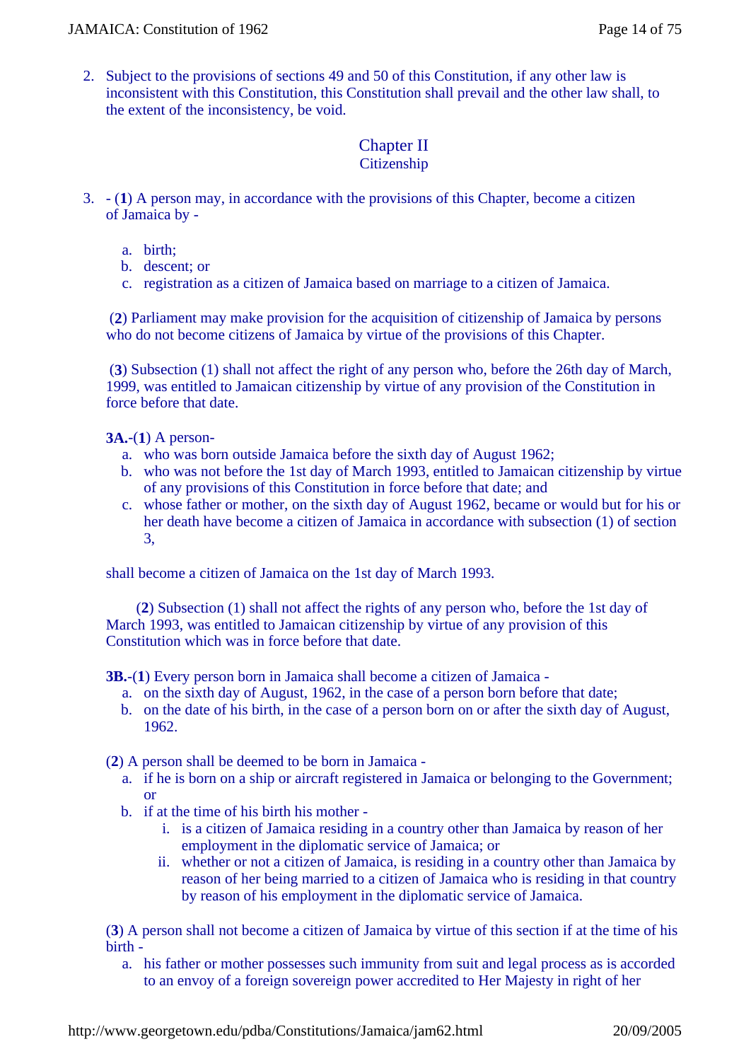2. Subject to the provisions of sections 49 and 50 of this Constitution, if any other law is inconsistent with this Constitution, this Constitution shall prevail and the other law shall, to the extent of the inconsistency, be void.

## Chapter II
### Citizenship

3. - (**1**) A person may, in accordance with the provisions of this Chapter, become a citizen of Jamaica by -

   a. birth;
   b. descent; or
   c. registration as a citizen of Jamaica based on marriage to a citizen of Jamaica.

   (**2**) Parliament may make provision for the acquisition of citizenship of Jamaica by persons who do not become citizens of Jamaica by virtue of the provisions of this Chapter.

   (**3**) Subsection (1) shall not affect the right of any person who, before the 26th day of March, 1999, was entitled to Jamaican citizenship by virtue of any provision of the Constitution in force before that date.

   **3A.**-(**1**) A person-
   a. who was born outside Jamaica before the sixth day of August 1962;
   b. who was not before the 1st day of March 1993, entitled to Jamaican citizenship by virtue of any provisions of this Constitution in force before that date; and
   c. whose father or mother, on the sixth day of August 1962, became or would but for his or her death have become a citizen of Jamaica in accordance with subsection (1) of section 3,

   shall become a citizen of Jamaica on the 1st day of March 1993.

   (**2**) Subsection (1) shall not affect the rights of any person who, before the 1st day of March 1993, was entitled to Jamaican citizenship by virtue of any provision of this Constitution which was in force before that date.

   **3B.**-(**1**) Every person born in Jamaica shall become a citizen of Jamaica -
   a. on the sixth day of August, 1962, in the case of a person born before that date;
   b. on the date of his birth, in the case of a person born on or after the sixth day of August, 1962.

   (**2**) A person shall be deemed to be born in Jamaica -
   a. if he is born on a ship or aircraft registered in Jamaica or belonging to the Government; or
   b. if at the time of his birth his mother -
      i. is a citizen of Jamaica residing in a country other than Jamaica by reason of her employment in the diplomatic service of Jamaica; or
      ii. whether or not a citizen of Jamaica, is residing in a country other than Jamaica by reason of her being married to a citizen of Jamaica who is residing in that country by reason of his employment in the diplomatic service of Jamaica.

   (**3**) A person shall not become a citizen of Jamaica by virtue of this section if at the time of his birth -
   a. his father or mother possesses such immunity from suit and legal process as is accorded to an envoy of a foreign sovereign power accredited to Her Majesty in right of her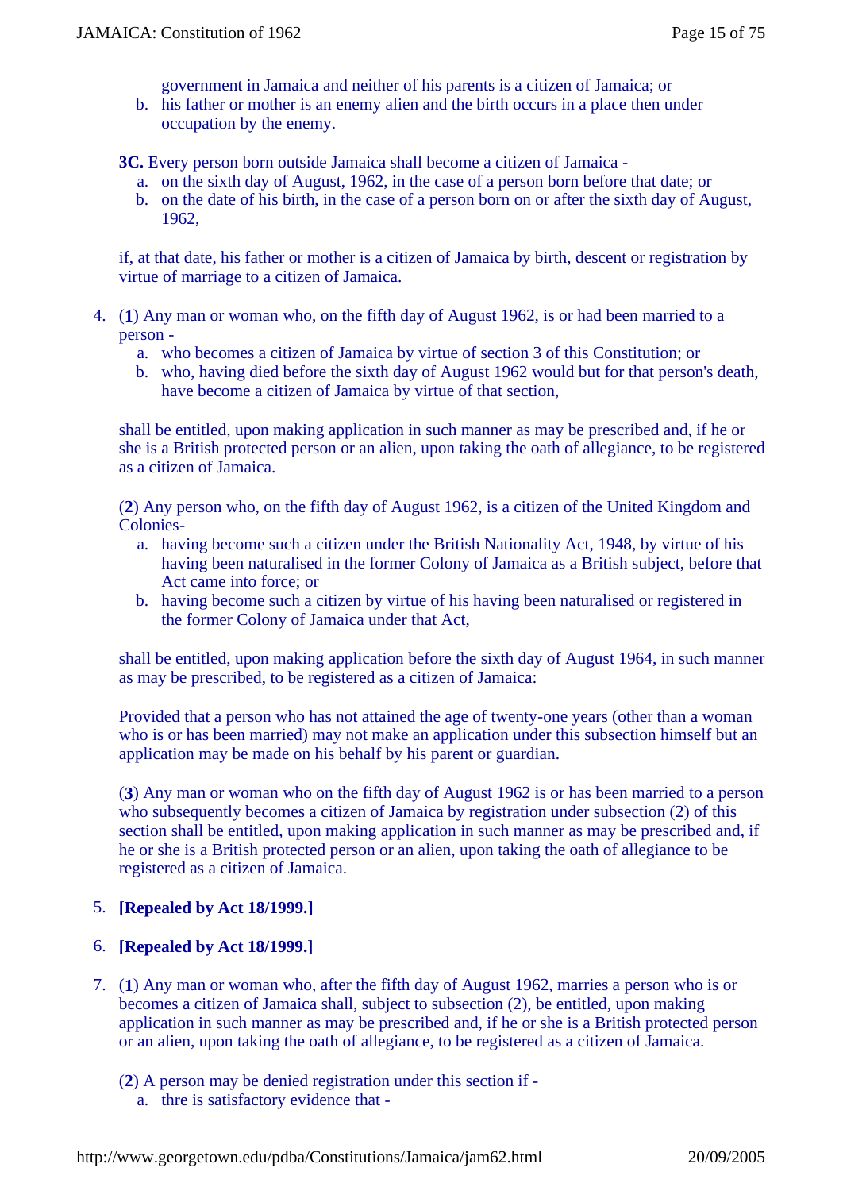government in Jamaica and neither of his parents is a citizen of Jamaica; or
   b. his father or mother is an enemy alien and the birth occurs in a place then under occupation by the enemy.

**3C.** Every person born outside Jamaica shall become a citizen of Jamaica -
   a. on the sixth day of August, 1962, in the case of a person born before that date; or
   b. on the date of his birth, in the case of a person born on or after the sixth day of August, 1962,

if, at that date, his father or mother is a citizen of Jamaica by birth, descent or registration by virtue of marriage to a citizen of Jamaica.

4. (**1**) Any man or woman who, on the fifth day of August 1962, is or had been married to a person -
   a. who becomes a citizen of Jamaica by virtue of section 3 of this Constitution; or
   b. who, having died before the sixth day of August 1962 would but for that person's death, have become a citizen of Jamaica by virtue of that section,

   shall be entitled, upon making application in such manner as may be prescribed and, if he or she is a British protected person or an alien, upon taking the oath of allegiance, to be registered as a citizen of Jamaica.

   (**2**) Any person who, on the fifth day of August 1962, is a citizen of the United Kingdom and Colonies-
   a. having become such a citizen under the British Nationality Act, 1948, by virtue of his having been naturalised in the former Colony of Jamaica as a British subject, before that Act came into force; or
   b. having become such a citizen by virtue of his having been naturalised or registered in the former Colony of Jamaica under that Act,

   shall be entitled, upon making application before the sixth day of August 1964, in such manner as may be prescribed, to be registered as a citizen of Jamaica:

   Provided that a person who has not attained the age of twenty-one years (other than a woman who is or has been married) may not make an application under this subsection himself but an application may be made on his behalf by his parent or guardian.

   (**3**) Any man or woman who on the fifth day of August 1962 is or has been married to a person who subsequently becomes a citizen of Jamaica by registration under subsection (2) of this section shall be entitled, upon making application in such manner as may be prescribed and, if he or she is a British protected person or an alien, upon taking the oath of allegiance to be registered as a citizen of Jamaica.

5. **[Repealed by Act 18/1999.]**

6. **[Repealed by Act 18/1999.]**

7. (**1**) Any man or woman who, after the fifth day of August 1962, marries a person who is or becomes a citizen of Jamaica shall, subject to subsection (2), be entitled, upon making application in such manner as may be prescribed and, if he or she is a British protected person or an alien, upon taking the oath of allegiance, to be registered as a citizen of Jamaica.

   (**2**) A person may be denied registration under this section if -
   a. thre is satisfactory evidence that -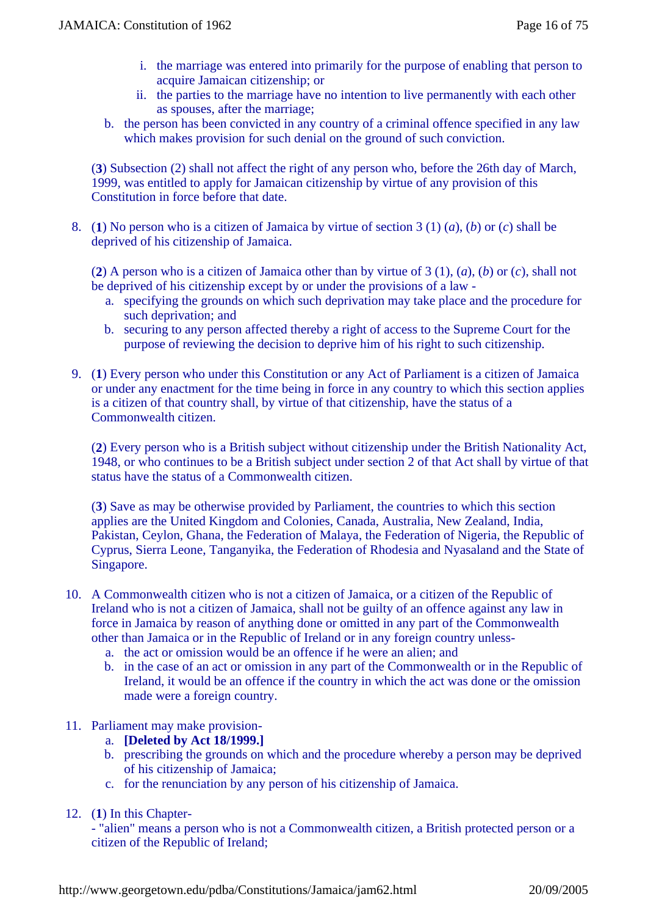i. the marriage was entered into primarily for the purpose of enabling that person to acquire Jamaican citizenship; or
    ii. the parties to the marriage have no intention to live permanently with each other as spouses, after the marriage;
  b. the person has been convicted in any country of a criminal offence specified in any law which makes provision for such denial on the ground of such conviction.

(**3**) Subsection (2) shall not affect the right of any person who, before the 26th day of March, 1999, was entitled to apply for Jamaican citizenship by virtue of any provision of this Constitution in force before that date.

8. (**1**) No person who is a citizen of Jamaica by virtue of section 3 (1) (*a*), (*b*) or (*c*) shall be deprived of his citizenship of Jamaica.

   (**2**) A person who is a citizen of Jamaica other than by virtue of 3 (1), (*a*), (*b*) or (*c*), shall not be deprived of his citizenship except by or under the provisions of a law -
   a. specifying the grounds on which such deprivation may take place and the procedure for such deprivation; and
   b. securing to any person affected thereby a right of access to the Supreme Court for the purpose of reviewing the decision to deprive him of his right to such citizenship.

9. (**1**) Every person who under this Constitution or any Act of Parliament is a citizen of Jamaica or under any enactment for the time being in force in any country to which this section applies is a citizen of that country shall, by virtue of that citizenship, have the status of a Commonwealth citizen.

   (**2**) Every person who is a British subject without citizenship under the British Nationality Act, 1948, or who continues to be a British subject under section 2 of that Act shall by virtue of that status have the status of a Commonwealth citizen.

   (**3**) Save as may be otherwise provided by Parliament, the countries to which this section applies are the United Kingdom and Colonies, Canada, Australia, New Zealand, India, Pakistan, Ceylon, Ghana, the Federation of Malaya, the Federation of Nigeria, the Republic of Cyprus, Sierra Leone, Tanganyika, the Federation of Rhodesia and Nyasaland and the State of Singapore.

10. A Commonwealth citizen who is not a citizen of Jamaica, or a citizen of the Republic of Ireland who is not a citizen of Jamaica, shall not be guilty of an offence against any law in force in Jamaica by reason of anything done or omitted in any part of the Commonwealth other than Jamaica or in the Republic of Ireland or in any foreign country unless-
    a. the act or omission would be an offence if he were an alien; and
    b. in the case of an act or omission in any part of the Commonwealth or in the Republic of Ireland, it would be an offence if the country in which the act was done or the omission made were a foreign country.

11. Parliament may make provision-
    a. **[Deleted by Act 18/1999.]**
    b. prescribing the grounds on which and the procedure whereby a person may be deprived of his citizenship of Jamaica;
    c. for the renunciation by any person of his citizenship of Jamaica.

12. (**1**) In this Chapter-
    - "alien" means a person who is not a Commonwealth citizen, a British protected person or a citizen of the Republic of Ireland;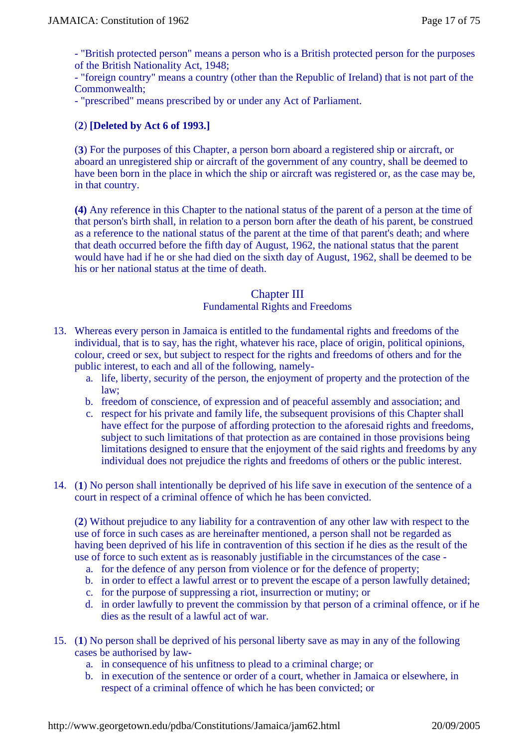- "British protected person" means a person who is a British protected person for the purposes of the British Nationality Act, 1948;
- "foreign country" means a country (other than the Republic of Ireland) that is not part of the Commonwealth;
- "prescribed" means prescribed by or under any Act of Parliament.

(**2**) **[Deleted by Act 6 of 1993.]**

(**3**) For the purposes of this Chapter, a person born aboard a registered ship or aircraft, or aboard an unregistered ship or aircraft of the government of any country, shall be deemed to have been born in the place in which the ship or aircraft was registered or, as the case may be, in that country.

**(4)** Any reference in this Chapter to the national status of the parent of a person at the time of that person's birth shall, in relation to a person born after the death of his parent, be construed as a reference to the national status of the parent at the time of that parent's death; and where that death occurred before the fifth day of August, 1962, the national status that the parent would have had if he or she had died on the sixth day of August, 1962, shall be deemed to be his or her national status at the time of death.

## Chapter III
### Fundamental Rights and Freedoms

13. Whereas every person in Jamaica is entitled to the fundamental rights and freedoms of the individual, that is to say, has the right, whatever his race, place of origin, political opinions, colour, creed or sex, but subject to respect for the rights and freedoms of others and for the public interest, to each and all of the following, namely-
    a. life, liberty, security of the person, the enjoyment of property and the protection of the law;
    b. freedom of conscience, of expression and of peaceful assembly and association; and
    c. respect for his private and family life, the subsequent provisions of this Chapter shall have effect for the purpose of affording protection to the aforesaid rights and freedoms, subject to such limitations of that protection as are contained in those provisions being limitations designed to ensure that the enjoyment of the said rights and freedoms by any individual does not prejudice the rights and freedoms of others or the public interest.

14. (**1**) No person shall intentionally be deprived of his life save in execution of the sentence of a court in respect of a criminal offence of which he has been convicted.

    (**2**) Without prejudice to any liability for a contravention of any other law with respect to the use of force in such cases as are hereinafter mentioned, a person shall not be regarded as having been deprived of his life in contravention of this section if he dies as the result of the use of force to such extent as is reasonably justifiable in the circumstances of the case -
    a. for the defence of any person from violence or for the defence of property;
    b. in order to effect a lawful arrest or to prevent the escape of a person lawfully detained;
    c. for the purpose of suppressing a riot, insurrection or mutiny; or
    d. in order lawfully to prevent the commission by that person of a criminal offence, or if he dies as the result of a lawful act of war.

15. (**1**) No person shall be deprived of his personal liberty save as may in any of the following cases be authorised by law-
    a. in consequence of his unfitness to plead to a criminal charge; or
    b. in execution of the sentence or order of a court, whether in Jamaica or elsewhere, in respect of a criminal offence of which he has been convicted; or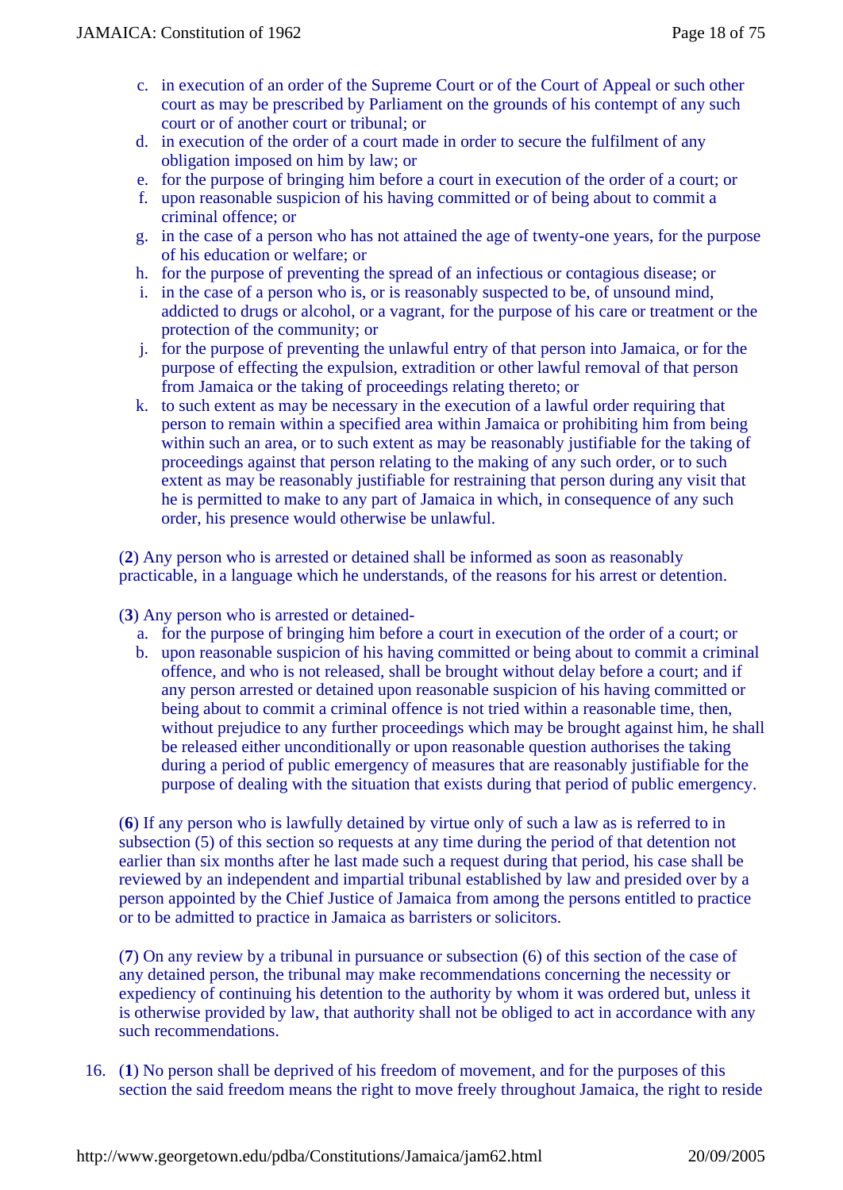c. in execution of an order of the Supreme Court or of the Court of Appeal or such other court as may be prescribed by Parliament on the grounds of his contempt of any such court or of another court or tribunal; or
d. in execution of the order of a court made in order to secure the fulfilment of any obligation imposed on him by law; or
e. for the purpose of bringing him before a court in execution of the order of a court; or
f. upon reasonable suspicion of his having committed or of being about to commit a criminal offence; or
g. in the case of a person who has not attained the age of twenty-one years, for the purpose of his education or welfare; or
h. for the purpose of preventing the spread of an infectious or contagious disease; or
i. in the case of a person who is, or is reasonably suspected to be, of unsound mind, addicted to drugs or alcohol, or a vagrant, for the purpose of his care or treatment or the protection of the community; or
j. for the purpose of preventing the unlawful entry of that person into Jamaica, or for the purpose of effecting the expulsion, extradition or other lawful removal of that person from Jamaica or the taking of proceedings relating thereto; or
k. to such extent as may be necessary in the execution of a lawful order requiring that person to remain within a specified area within Jamaica or prohibiting him from being within such an area, or to such extent as may be reasonably justifiable for the taking of proceedings against that person relating to the making of any such order, or to such extent as may be reasonably justifiable for restraining that person during any visit that he is permitted to make to any part of Jamaica in which, in consequence of any such order, his presence would otherwise be unlawful.

(**2**) Any person who is arrested or detained shall be informed as soon as reasonably practicable, in a language which he understands, of the reasons for his arrest or detention.

(**3**) Any person who is arrested or detained-

a. for the purpose of bringing him before a court in execution of the order of a court; or
b. upon reasonable suspicion of his having committed or being about to commit a criminal offence, and who is not released, shall be brought without delay before a court; and if any person arrested or detained upon reasonable suspicion of his having committed or being about to commit a criminal offence is not tried within a reasonable time, then, without prejudice to any further proceedings which may be brought against him, he shall be released either unconditionally or upon reasonable question authorises the taking during a period of public emergency of measures that are reasonably justifiable for the purpose of dealing with the situation that exists during that period of public emergency.

(**6**) If any person who is lawfully detained by virtue only of such a law as is referred to in subsection (5) of this section so requests at any time during the period of that detention not earlier than six months after he last made such a request during that period, his case shall be reviewed by an independent and impartial tribunal established by law and presided over by a person appointed by the Chief Justice of Jamaica from among the persons entitled to practice or to be admitted to practice in Jamaica as barristers or solicitors.

(**7**) On any review by a tribunal in pursuance or subsection (6) of this section of the case of any detained person, the tribunal may make recommendations concerning the necessity or expediency of continuing his detention to the authority by whom it was ordered but, unless it is otherwise provided by law, that authority shall not be obliged to act in accordance with any such recommendations.

16. (**1**) No person shall be deprived of his freedom of movement, and for the purposes of this section the said freedom means the right to move freely throughout Jamaica, the right to reside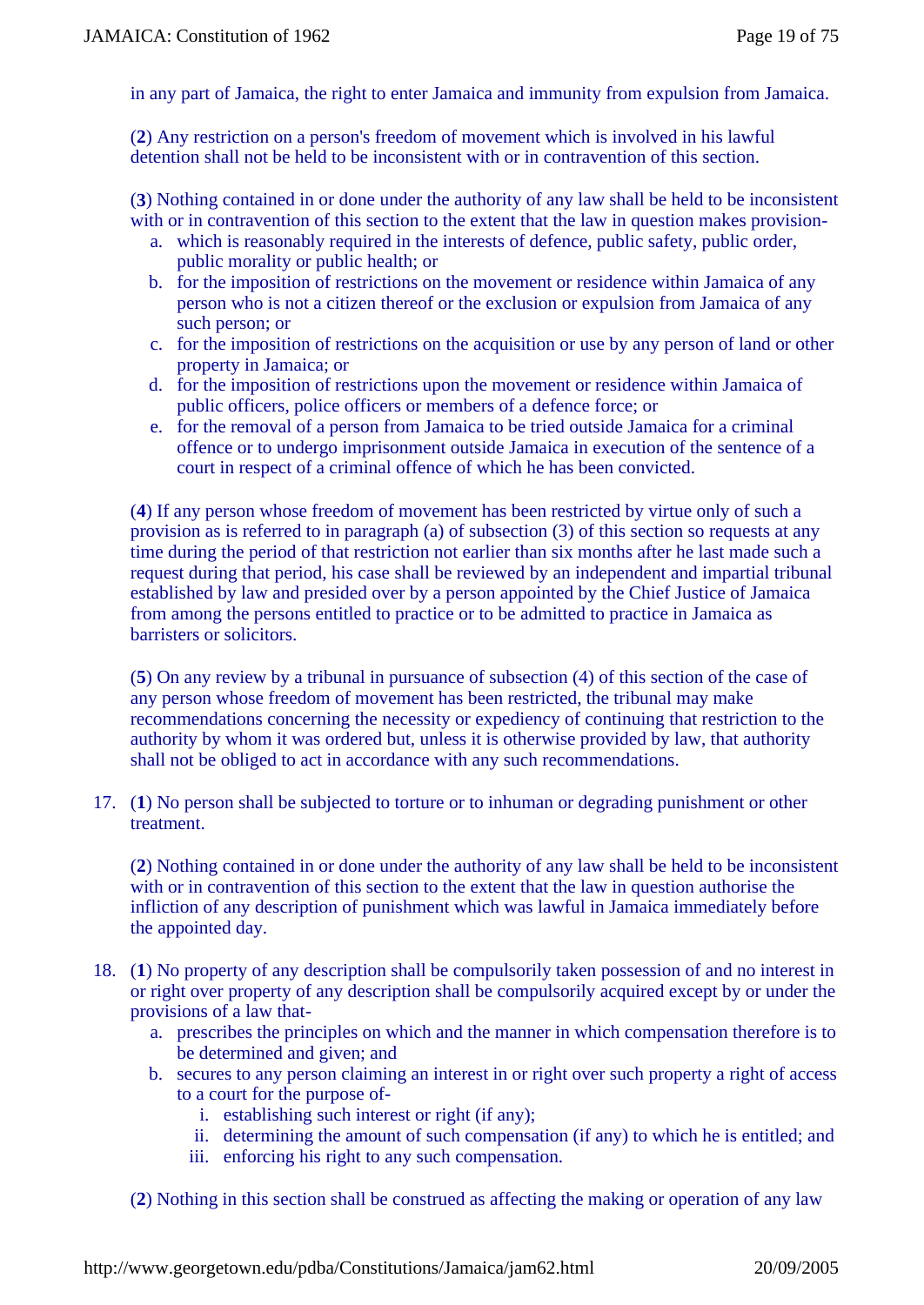in any part of Jamaica, the right to enter Jamaica and immunity from expulsion from Jamaica.

(**2**) Any restriction on a person's freedom of movement which is involved in his lawful detention shall not be held to be inconsistent with or in contravention of this section.

(**3**) Nothing contained in or done under the authority of any law shall be held to be inconsistent with or in contravention of this section to the extent that the law in question makes provision-

a. which is reasonably required in the interests of defence, public safety, public order, public morality or public health; or
b. for the imposition of restrictions on the movement or residence within Jamaica of any person who is not a citizen thereof or the exclusion or expulsion from Jamaica of any such person; or
c. for the imposition of restrictions on the acquisition or use by any person of land or other property in Jamaica; or
d. for the imposition of restrictions upon the movement or residence within Jamaica of public officers, police officers or members of a defence force; or
e. for the removal of a person from Jamaica to be tried outside Jamaica for a criminal offence or to undergo imprisonment outside Jamaica in execution of the sentence of a court in respect of a criminal offence of which he has been convicted.

(**4**) If any person whose freedom of movement has been restricted by virtue only of such a provision as is referred to in paragraph (a) of subsection (3) of this section so requests at any time during the period of that restriction not earlier than six months after he last made such a request during that period, his case shall be reviewed by an independent and impartial tribunal established by law and presided over by a person appointed by the Chief Justice of Jamaica from among the persons entitled to practice or to be admitted to practice in Jamaica as barristers or solicitors.

(**5**) On any review by a tribunal in pursuance of subsection (4) of this section of the case of any person whose freedom of movement has been restricted, the tribunal may make recommendations concerning the necessity or expediency of continuing that restriction to the authority by whom it was ordered but, unless it is otherwise provided by law, that authority shall not be obliged to act in accordance with any such recommendations.

17. (**1**) No person shall be subjected to torture or to inhuman or degrading punishment or other treatment.

(**2**) Nothing contained in or done under the authority of any law shall be held to be inconsistent with or in contravention of this section to the extent that the law in question authorise the infliction of any description of punishment which was lawful in Jamaica immediately before the appointed day.

18. (**1**) No property of any description shall be compulsorily taken possession of and no interest in or right over property of any description shall be compulsorily acquired except by or under the provisions of a law that-

a. prescribes the principles on which and the manner in which compensation therefore is to be determined and given; and
b. secures to any person claiming an interest in or right over such property a right of access to a court for the purpose of-
   i. establishing such interest or right (if any);
   ii. determining the amount of such compensation (if any) to which he is entitled; and
   iii. enforcing his right to any such compensation.

(**2**) Nothing in this section shall be construed as affecting the making or operation of any law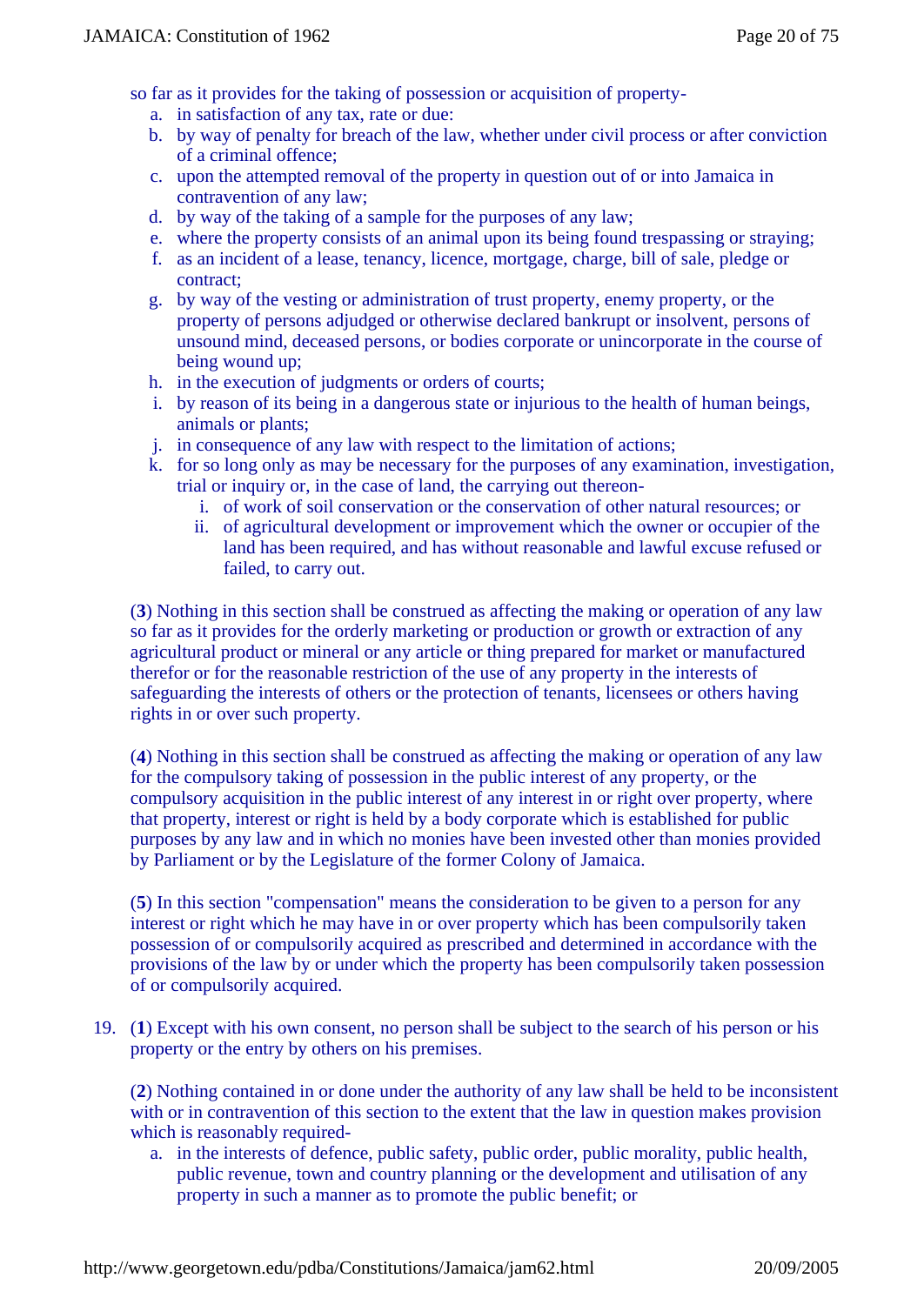so far as it provides for the taking of possession or acquisition of property-

a. in satisfaction of any tax, rate or due:
b. by way of penalty for breach of the law, whether under civil process or after conviction of a criminal offence;
c. upon the attempted removal of the property in question out of or into Jamaica in contravention of any law;
d. by way of the taking of a sample for the purposes of any law;
e. where the property consists of an animal upon its being found trespassing or straying;
f. as an incident of a lease, tenancy, licence, mortgage, charge, bill of sale, pledge or contract;
g. by way of the vesting or administration of trust property, enemy property, or the property of persons adjudged or otherwise declared bankrupt or insolvent, persons of unsound mind, deceased persons, or bodies corporate or unincorporate in the course of being wound up;
h. in the execution of judgments or orders of courts;
i. by reason of its being in a dangerous state or injurious to the health of human beings, animals or plants;
j. in consequence of any law with respect to the limitation of actions;
k. for so long only as may be necessary for the purposes of any examination, investigation, trial or inquiry or, in the case of land, the carrying out thereon-
   i. of work of soil conservation or the conservation of other natural resources; or
   ii. of agricultural development or improvement which the owner or occupier of the land has been required, and has without reasonable and lawful excuse refused or failed, to carry out.

(**3**) Nothing in this section shall be construed as affecting the making or operation of any law so far as it provides for the orderly marketing or production or growth or extraction of any agricultural product or mineral or any article or thing prepared for market or manufactured therefor or for the reasonable restriction of the use of any property in the interests of safeguarding the interests of others or the protection of tenants, licensees or others having rights in or over such property.

(**4**) Nothing in this section shall be construed as affecting the making or operation of any law for the compulsory taking of possession in the public interest of any property, or the compulsory acquisition in the public interest of any interest in or right over property, where that property, interest or right is held by a body corporate which is established for public purposes by any law and in which no monies have been invested other than monies provided by Parliament or by the Legislature of the former Colony of Jamaica.

(**5**) In this section "compensation" means the consideration to be given to a person for any interest or right which he may have in or over property which has been compulsorily taken possession of or compulsorily acquired as prescribed and determined in accordance with the provisions of the law by or under which the property has been compulsorily taken possession of or compulsorily acquired.

19. (**1**) Except with his own consent, no person shall be subject to the search of his person or his property or the entry by others on his premises.

(**2**) Nothing contained in or done under the authority of any law shall be held to be inconsistent with or in contravention of this section to the extent that the law in question makes provision which is reasonably required-

a. in the interests of defence, public safety, public order, public morality, public health, public revenue, town and country planning or the development and utilisation of any property in such a manner as to promote the public benefit; or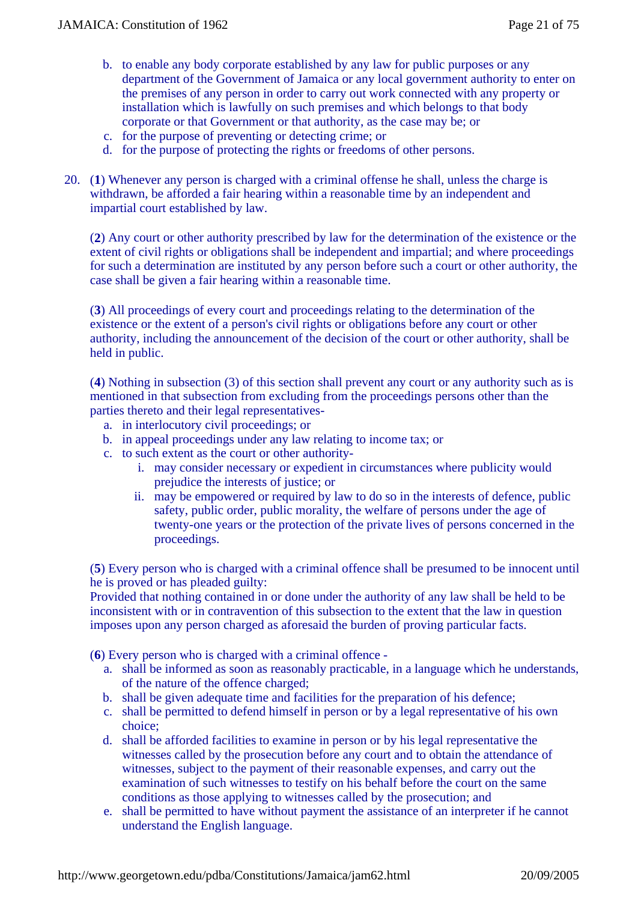b. to enable any body corporate established by any law for public purposes or any department of the Government of Jamaica or any local government authority to enter on the premises of any person in order to carry out work connected with any property or installation which is lawfully on such premises and which belongs to that body corporate or that Government or that authority, as the case may be; or
c. for the purpose of preventing or detecting crime; or
d. for the purpose of protecting the rights or freedoms of other persons.

20. (**1**) Whenever any person is charged with a criminal offense he shall, unless the charge is withdrawn, be afforded a fair hearing within a reasonable time by an independent and impartial court established by law.

(**2**) Any court or other authority prescribed by law for the determination of the existence or the extent of civil rights or obligations shall be independent and impartial; and where proceedings for such a determination are instituted by any person before such a court or other authority, the case shall be given a fair hearing within a reasonable time.

(**3**) All proceedings of every court and proceedings relating to the determination of the existence or the extent of a person's civil rights or obligations before any court or other authority, including the announcement of the decision of the court or other authority, shall be held in public.

(**4**) Nothing in subsection (3) of this section shall prevent any court or any authority such as is mentioned in that subsection from excluding from the proceedings persons other than the parties thereto and their legal representatives-

a. in interlocutory civil proceedings; or
b. in appeal proceedings under any law relating to income tax; or
c. to such extent as the court or other authority-
   i. may consider necessary or expedient in circumstances where publicity would prejudice the interests of justice; or
   ii. may be empowered or required by law to do so in the interests of defence, public safety, public order, public morality, the welfare of persons under the age of twenty-one years or the protection of the private lives of persons concerned in the proceedings.

(**5**) Every person who is charged with a criminal offence shall be presumed to be innocent until he is proved or has pleaded guilty:
Provided that nothing contained in or done under the authority of any law shall be held to be inconsistent with or in contravention of this subsection to the extent that the law in question imposes upon any person charged as aforesaid the burden of proving particular facts.

(**6**) Every person who is charged with a criminal offence -

a. shall be informed as soon as reasonably practicable, in a language which he understands, of the nature of the offence charged;
b. shall be given adequate time and facilities for the preparation of his defence;
c. shall be permitted to defend himself in person or by a legal representative of his own choice;
d. shall be afforded facilities to examine in person or by his legal representative the witnesses called by the prosecution before any court and to obtain the attendance of witnesses, subject to the payment of their reasonable expenses, and carry out the examination of such witnesses to testify on his behalf before the court on the same conditions as those applying to witnesses called by the prosecution; and
e. shall be permitted to have without payment the assistance of an interpreter if he cannot understand the English language.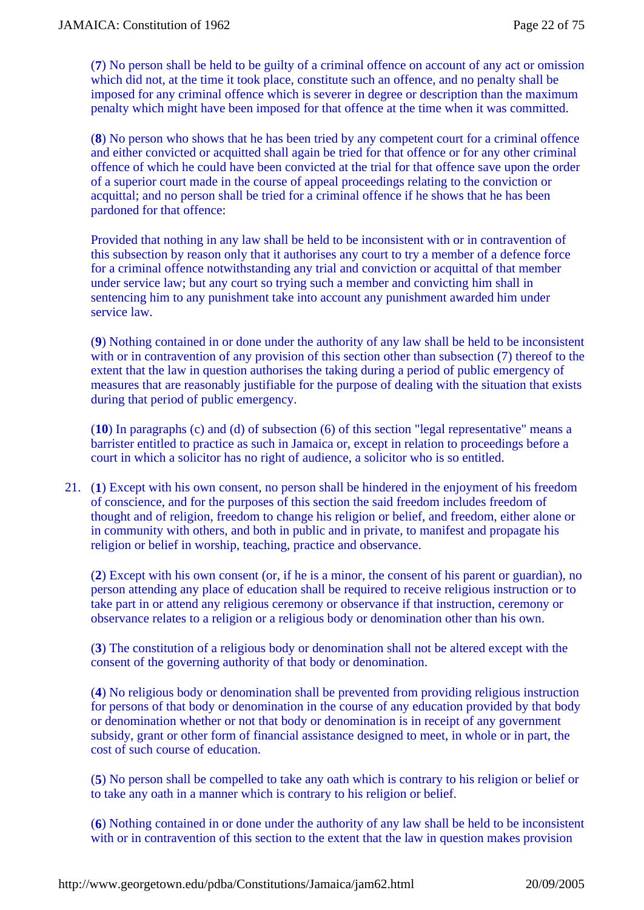(**7**) No person shall be held to be guilty of a criminal offence on account of any act or omission which did not, at the time it took place, constitute such an offence, and no penalty shall be imposed for any criminal offence which is severer in degree or description than the maximum penalty which might have been imposed for that offence at the time when it was committed.

(**8**) No person who shows that he has been tried by any competent court for a criminal offence and either convicted or acquitted shall again be tried for that offence or for any other criminal offence of which he could have been convicted at the trial for that offence save upon the order of a superior court made in the course of appeal proceedings relating to the conviction or acquittal; and no person shall be tried for a criminal offence if he shows that he has been pardoned for that offence:

Provided that nothing in any law shall be held to be inconsistent with or in contravention of this subsection by reason only that it authorises any court to try a member of a defence force for a criminal offence notwithstanding any trial and conviction or acquittal of that member under service law; but any court so trying such a member and convicting him shall in sentencing him to any punishment take into account any punishment awarded him under service law.

(**9**) Nothing contained in or done under the authority of any law shall be held to be inconsistent with or in contravention of any provision of this section other than subsection (7) thereof to the extent that the law in question authorises the taking during a period of public emergency of measures that are reasonably justifiable for the purpose of dealing with the situation that exists during that period of public emergency.

(**10**) In paragraphs (c) and (d) of subsection (6) of this section "legal representative" means a barrister entitled to practice as such in Jamaica or, except in relation to proceedings before a court in which a solicitor has no right of audience, a solicitor who is so entitled.

21. (**1**) Except with his own consent, no person shall be hindered in the enjoyment of his freedom of conscience, and for the purposes of this section the said freedom includes freedom of thought and of religion, freedom to change his religion or belief, and freedom, either alone or in community with others, and both in public and in private, to manifest and propagate his religion or belief in worship, teaching, practice and observance.

(**2**) Except with his own consent (or, if he is a minor, the consent of his parent or guardian), no person attending any place of education shall be required to receive religious instruction or to take part in or attend any religious ceremony or observance if that instruction, ceremony or observance relates to a religion or a religious body or denomination other than his own.

(**3**) The constitution of a religious body or denomination shall not be altered except with the consent of the governing authority of that body or denomination.

(**4**) No religious body or denomination shall be prevented from providing religious instruction for persons of that body or denomination in the course of any education provided by that body or denomination whether or not that body or denomination is in receipt of any government subsidy, grant or other form of financial assistance designed to meet, in whole or in part, the cost of such course of education.

(**5**) No person shall be compelled to take any oath which is contrary to his religion or belief or to take any oath in a manner which is contrary to his religion or belief.

(**6**) Nothing contained in or done under the authority of any law shall be held to be inconsistent with or in contravention of this section to the extent that the law in question makes provision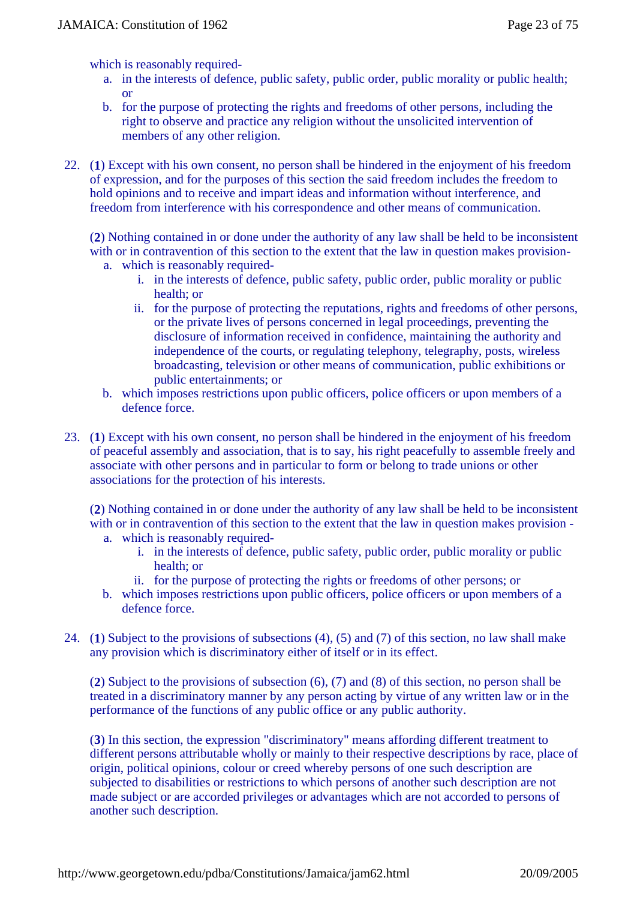which is reasonably required-

a. in the interests of defence, public safety, public order, public morality or public health; or
b. for the purpose of protecting the rights and freedoms of other persons, including the right to observe and practice any religion without the unsolicited intervention of members of any other religion.

22. (**1**) Except with his own consent, no person shall be hindered in the enjoyment of his freedom of expression, and for the purposes of this section the said freedom includes the freedom to hold opinions and to receive and impart ideas and information without interference, and freedom from interference with his correspondence and other means of communication.

    (**2**) Nothing contained in or done under the authority of any law shall be held to be inconsistent with or in contravention of this section to the extent that the law in question makes provision-

    a. which is reasonably required-
        i. in the interests of defence, public safety, public order, public morality or public health; or
        ii. for the purpose of protecting the reputations, rights and freedoms of other persons, or the private lives of persons concerned in legal proceedings, preventing the disclosure of information received in confidence, maintaining the authority and independence of the courts, or regulating telephony, telegraphy, posts, wireless broadcasting, television or other means of communication, public exhibitions or public entertainments; or
    b. which imposes restrictions upon public officers, police officers or upon members of a defence force.

23. (**1**) Except with his own consent, no person shall be hindered in the enjoyment of his freedom of peaceful assembly and association, that is to say, his right peacefully to assemble freely and associate with other persons and in particular to form or belong to trade unions or other associations for the protection of his interests.

    (**2**) Nothing contained in or done under the authority of any law shall be held to be inconsistent with or in contravention of this section to the extent that the law in question makes provision -

    a. which is reasonably required-
        i. in the interests of defence, public safety, public order, public morality or public health; or
        ii. for the purpose of protecting the rights or freedoms of other persons; or
    b. which imposes restrictions upon public officers, police officers or upon members of a defence force.

24. (**1**) Subject to the provisions of subsections (4), (5) and (7) of this section, no law shall make any provision which is discriminatory either of itself or in its effect.

    (**2**) Subject to the provisions of subsection (6), (7) and (8) of this section, no person shall be treated in a discriminatory manner by any person acting by virtue of any written law or in the performance of the functions of any public office or any public authority.

    (**3**) In this section, the expression "discriminatory" means affording different treatment to different persons attributable wholly or mainly to their respective descriptions by race, place of origin, political opinions, colour or creed whereby persons of one such description are subjected to disabilities or restrictions to which persons of another such description are not made subject or are accorded privileges or advantages which are not accorded to persons of another such description.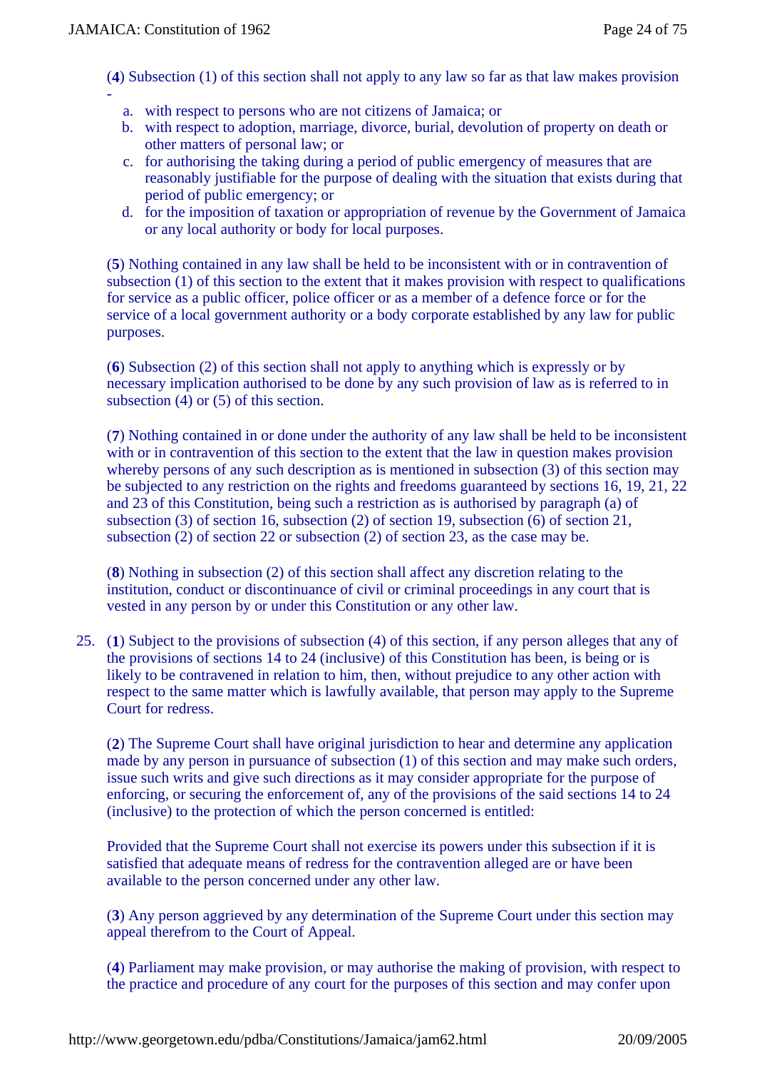(**4**) Subsection (1) of this section shall not apply to any law so far as that law makes provision -

a. with respect to persons who are not citizens of Jamaica; or
b. with respect to adoption, marriage, divorce, burial, devolution of property on death or other matters of personal law; or
c. for authorising the taking during a period of public emergency of measures that are reasonably justifiable for the purpose of dealing with the situation that exists during that period of public emergency; or
d. for the imposition of taxation or appropriation of revenue by the Government of Jamaica or any local authority or body for local purposes.

(**5**) Nothing contained in any law shall be held to be inconsistent with or in contravention of subsection (1) of this section to the extent that it makes provision with respect to qualifications for service as a public officer, police officer or as a member of a defence force or for the service of a local government authority or a body corporate established by any law for public purposes.

(**6**) Subsection (2) of this section shall not apply to anything which is expressly or by necessary implication authorised to be done by any such provision of law as is referred to in subsection (4) or (5) of this section.

(**7**) Nothing contained in or done under the authority of any law shall be held to be inconsistent with or in contravention of this section to the extent that the law in question makes provision whereby persons of any such description as is mentioned in subsection (3) of this section may be subjected to any restriction on the rights and freedoms guaranteed by sections 16, 19, 21, 22 and 23 of this Constitution, being such a restriction as is authorised by paragraph (a) of subsection (3) of section 16, subsection (2) of section 19, subsection (6) of section 21, subsection (2) of section 22 or subsection (2) of section 23, as the case may be.

(**8**) Nothing in subsection (2) of this section shall affect any discretion relating to the institution, conduct or discontinuance of civil or criminal proceedings in any court that is vested in any person by or under this Constitution or any other law.

25. (**1**) Subject to the provisions of subsection (4) of this section, if any person alleges that any of the provisions of sections 14 to 24 (inclusive) of this Constitution has been, is being or is likely to be contravened in relation to him, then, without prejudice to any other action with respect to the same matter which is lawfully available, that person may apply to the Supreme Court for redress.

(**2**) The Supreme Court shall have original jurisdiction to hear and determine any application made by any person in pursuance of subsection (1) of this section and may make such orders, issue such writs and give such directions as it may consider appropriate for the purpose of enforcing, or securing the enforcement of, any of the provisions of the said sections 14 to 24 (inclusive) to the protection of which the person concerned is entitled:

Provided that the Supreme Court shall not exercise its powers under this subsection if it is satisfied that adequate means of redress for the contravention alleged are or have been available to the person concerned under any other law.

(**3**) Any person aggrieved by any determination of the Supreme Court under this section may appeal therefrom to the Court of Appeal.

(**4**) Parliament may make provision, or may authorise the making of provision, with respect to the practice and procedure of any court for the purposes of this section and may confer upon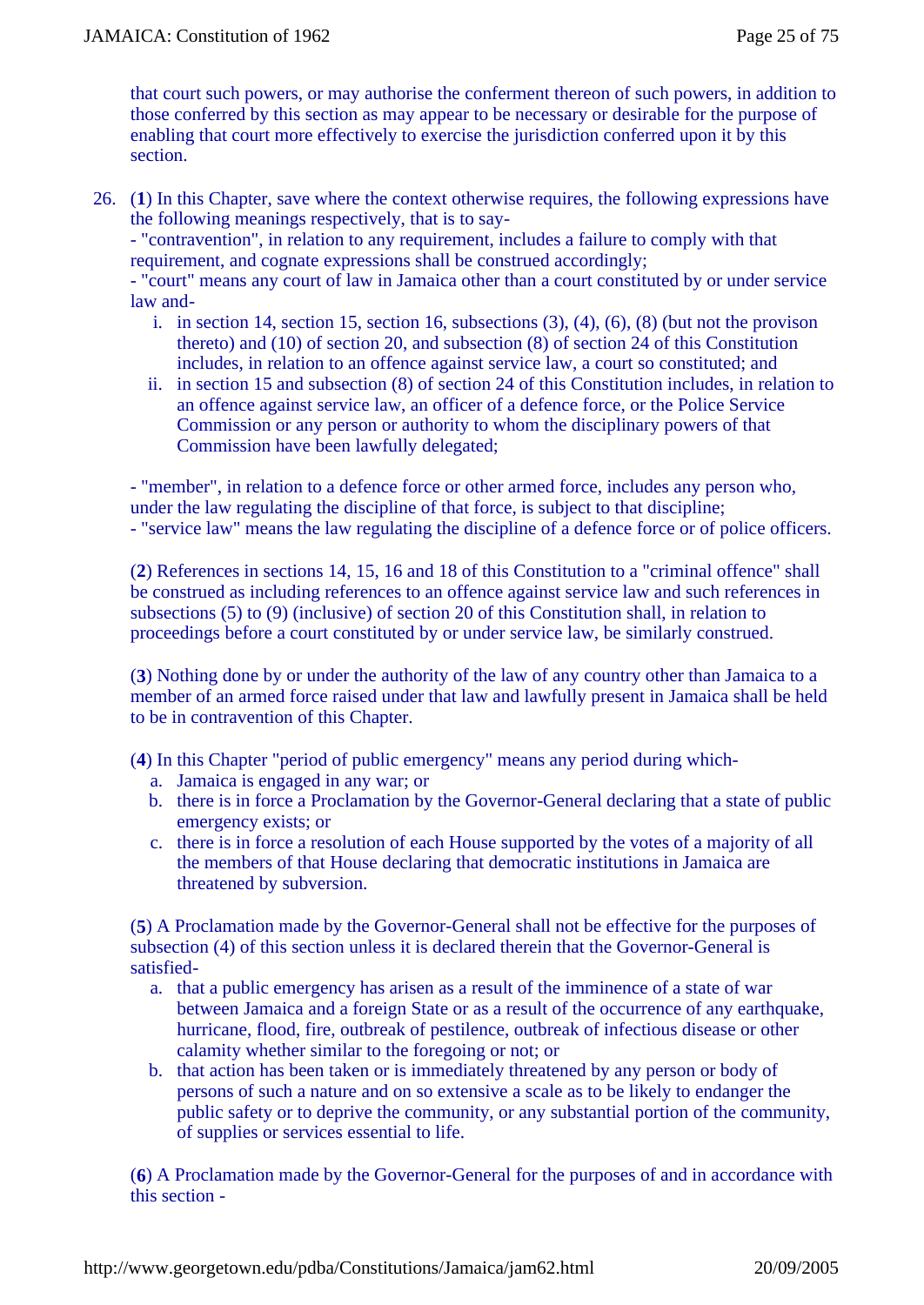that court such powers, or may authorise the conferment thereon of such powers, in addition to those conferred by this section as may appear to be necessary or desirable for the purpose of enabling that court more effectively to exercise the jurisdiction conferred upon it by this section.

26. (**1**) In this Chapter, save where the context otherwise requires, the following expressions have the following meanings respectively, that is to say-
- "contravention", in relation to any requirement, includes a failure to comply with that requirement, and cognate expressions shall be construed accordingly;
- "court" means any court of law in Jamaica other than a court constituted by or under service law and-
    i. in section 14, section 15, section 16, subsections (3), (4), (6), (8) (but not the provison thereto) and (10) of section 20, and subsection (8) of section 24 of this Constitution includes, in relation to an offence against service law, a court so constituted; and
    ii. in section 15 and subsection (8) of section 24 of this Constitution includes, in relation to an offence against service law, an officer of a defence force, or the Police Service Commission or any person or authority to whom the disciplinary powers of that Commission have been lawfully delegated;
- "member", in relation to a defence force or other armed force, includes any person who, under the law regulating the discipline of that force, is subject to that discipline;
- "service law" means the law regulating the discipline of a defence force or of police officers.

(**2**) References in sections 14, 15, 16 and 18 of this Constitution to a "criminal offence" shall be construed as including references to an offence against service law and such references in subsections (5) to (9) (inclusive) of section 20 of this Constitution shall, in relation to proceedings before a court constituted by or under service law, be similarly construed.

(**3**) Nothing done by or under the authority of the law of any country other than Jamaica to a member of an armed force raised under that law and lawfully present in Jamaica shall be held to be in contravention of this Chapter.

(**4**) In this Chapter "period of public emergency" means any period during which-

a. Jamaica is engaged in any war; or
b. there is in force a Proclamation by the Governor-General declaring that a state of public emergency exists; or
c. there is in force a resolution of each House supported by the votes of a majority of all the members of that House declaring that democratic institutions in Jamaica are threatened by subversion.

(**5**) A Proclamation made by the Governor-General shall not be effective for the purposes of subsection (4) of this section unless it is declared therein that the Governor-General is satisfied-

a. that a public emergency has arisen as a result of the imminence of a state of war between Jamaica and a foreign State or as a result of the occurrence of any earthquake, hurricane, flood, fire, outbreak of pestilence, outbreak of infectious disease or other calamity whether similar to the foregoing or not; or
b. that action has been taken or is immediately threatened by any person or body of persons of such a nature and on so extensive a scale as to be likely to endanger the public safety or to deprive the community, or any substantial portion of the community, of supplies or services essential to life.

(**6**) A Proclamation made by the Governor-General for the purposes of and in accordance with this section -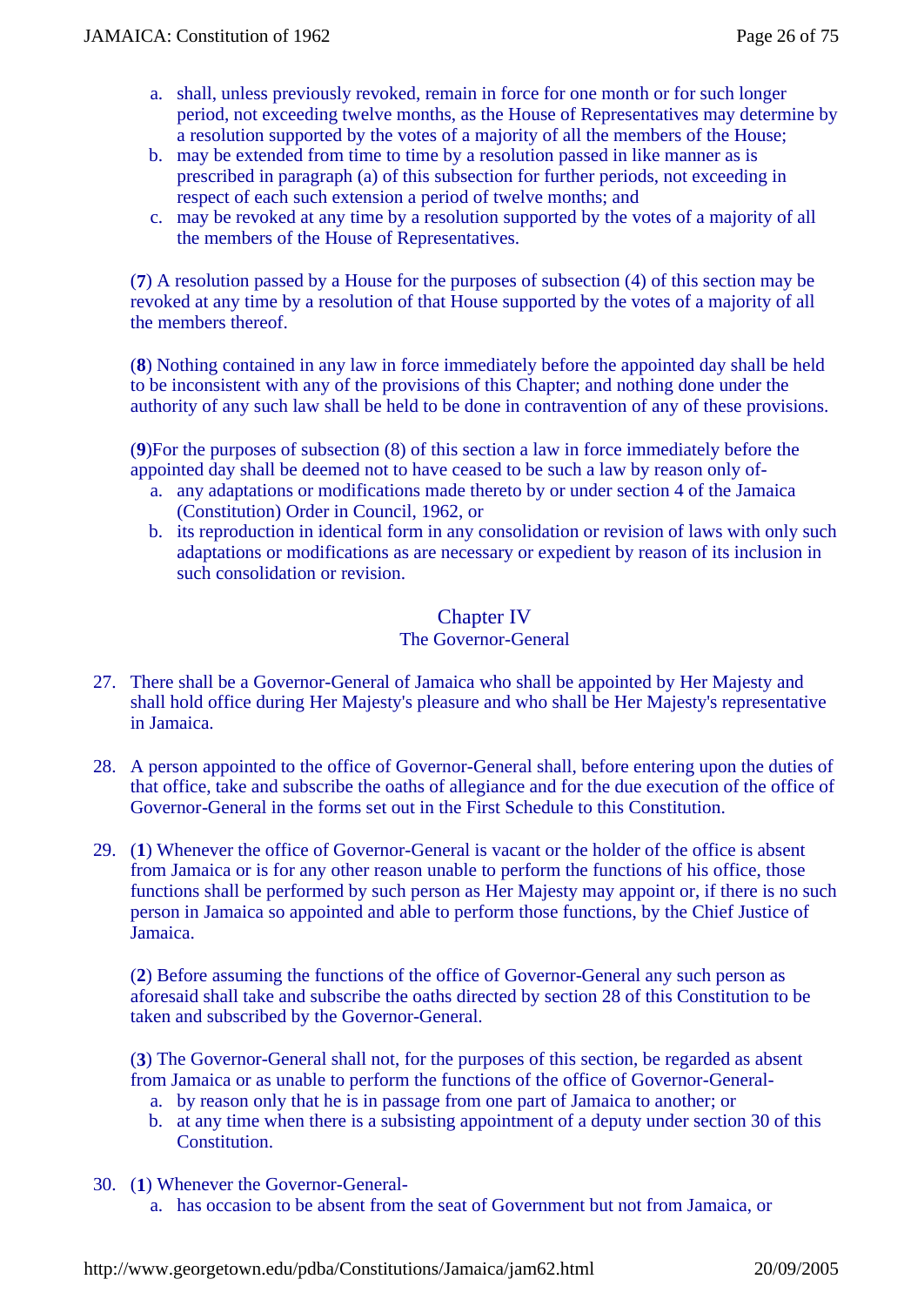a. shall, unless previously revoked, remain in force for one month or for such longer period, not exceeding twelve months, as the House of Representatives may determine by a resolution supported by the votes of a majority of all the members of the House;
b. may be extended from time to time by a resolution passed in like manner as is prescribed in paragraph (a) of this subsection for further periods, not exceeding in respect of each such extension a period of twelve months; and
c. may be revoked at any time by a resolution supported by the votes of a majority of all the members of the House of Representatives.

(**7**) A resolution passed by a House for the purposes of subsection (4) of this section may be revoked at any time by a resolution of that House supported by the votes of a majority of all the members thereof.

(**8**) Nothing contained in any law in force immediately before the appointed day shall be held to be inconsistent with any of the provisions of this Chapter; and nothing done under the authority of any such law shall be held to be done in contravention of any of these provisions.

(**9**)For the purposes of subsection (8) of this section a law in force immediately before the appointed day shall be deemed not to have ceased to be such a law by reason only of-

a. any adaptations or modifications made thereto by or under section 4 of the Jamaica (Constitution) Order in Council, 1962, or
b. its reproduction in identical form in any consolidation or revision of laws with only such adaptations or modifications as are necessary or expedient by reason of its inclusion in such consolidation or revision.

## Chapter IV
### The Governor-General

27. There shall be a Governor-General of Jamaica who shall be appointed by Her Majesty and shall hold office during Her Majesty's pleasure and who shall be Her Majesty's representative in Jamaica.

28. A person appointed to the office of Governor-General shall, before entering upon the duties of that office, take and subscribe the oaths of allegiance and for the due execution of the office of Governor-General in the forms set out in the First Schedule to this Constitution.

29. (**1**) Whenever the office of Governor-General is vacant or the holder of the office is absent from Jamaica or is for any other reason unable to perform the functions of his office, those functions shall be performed by such person as Her Majesty may appoint or, if there is no such person in Jamaica so appointed and able to perform those functions, by the Chief Justice of Jamaica.

    (**2**) Before assuming the functions of the office of Governor-General any such person as aforesaid shall take and subscribe the oaths directed by section 28 of this Constitution to be taken and subscribed by the Governor-General.

    (**3**) The Governor-General shall not, for the purposes of this section, be regarded as absent from Jamaica or as unable to perform the functions of the office of Governor-General-

    a. by reason only that he is in passage from one part of Jamaica to another; or
    b. at any time when there is a subsisting appointment of a deputy under section 30 of this Constitution.

30. (**1**) Whenever the Governor-General-

    a. has occasion to be absent from the seat of Government but not from Jamaica, or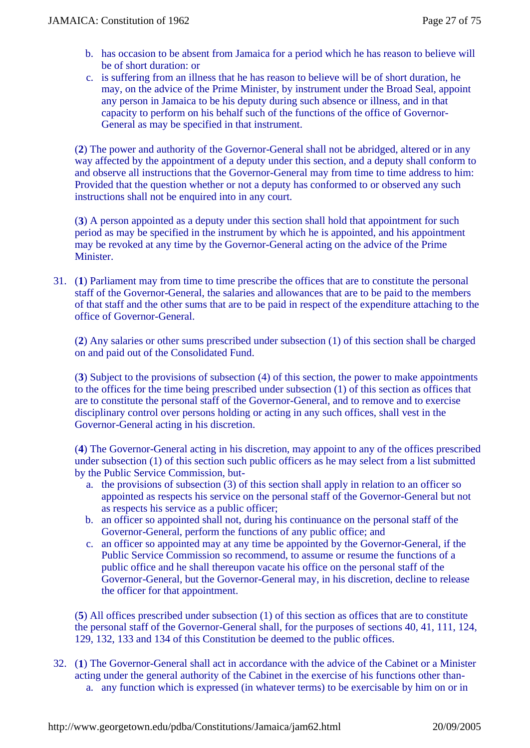b. has occasion to be absent from Jamaica for a period which he has reason to believe will be of short duration: or
c. is suffering from an illness that he has reason to believe will be of short duration, he may, on the advice of the Prime Minister, by instrument under the Broad Seal, appoint any person in Jamaica to be his deputy during such absence or illness, and in that capacity to perform on his behalf such of the functions of the office of Governor-General as may be specified in that instrument.

(**2**) The power and authority of the Governor-General shall not be abridged, altered or in any way affected by the appointment of a deputy under this section, and a deputy shall conform to and observe all instructions that the Governor-General may from time to time address to him: Provided that the question whether or not a deputy has conformed to or observed any such instructions shall not be enquired into in any court.

(**3**) A person appointed as a deputy under this section shall hold that appointment for such period as may be specified in the instrument by which he is appointed, and his appointment may be revoked at any time by the Governor-General acting on the advice of the Prime Minister.

31. (**1**) Parliament may from time to time prescribe the offices that are to constitute the personal staff of the Governor-General, the salaries and allowances that are to be paid to the members of that staff and the other sums that are to be paid in respect of the expenditure attaching to the office of Governor-General.

(**2**) Any salaries or other sums prescribed under subsection (1) of this section shall be charged on and paid out of the Consolidated Fund.

(**3**) Subject to the provisions of subsection (4) of this section, the power to make appointments to the offices for the time being prescribed under subsection (1) of this section as offices that are to constitute the personal staff of the Governor-General, and to remove and to exercise disciplinary control over persons holding or acting in any such offices, shall vest in the Governor-General acting in his discretion.

(**4**) The Governor-General acting in his discretion, may appoint to any of the offices prescribed under subsection (1) of this section such public officers as he may select from a list submitted by the Public Service Commission, but-

a. the provisions of subsection (3) of this section shall apply in relation to an officer so appointed as respects his service on the personal staff of the Governor-General but not as respects his service as a public officer;
b. an officer so appointed shall not, during his continuance on the personal staff of the Governor-General, perform the functions of any public office; and
c. an officer so appointed may at any time be appointed by the Governor-General, if the Public Service Commission so recommend, to assume or resume the functions of a public office and he shall thereupon vacate his office on the personal staff of the Governor-General, but the Governor-General may, in his discretion, decline to release the officer for that appointment.

(**5**) All offices prescribed under subsection (1) of this section as offices that are to constitute the personal staff of the Governor-General shall, for the purposes of sections 40, 41, 111, 124, 129, 132, 133 and 134 of this Constitution be deemed to the public offices.

32. (**1**) The Governor-General shall act in accordance with the advice of the Cabinet or a Minister acting under the general authority of the Cabinet in the exercise of his functions other than-

a. any function which is expressed (in whatever terms) to be exercisable by him on or in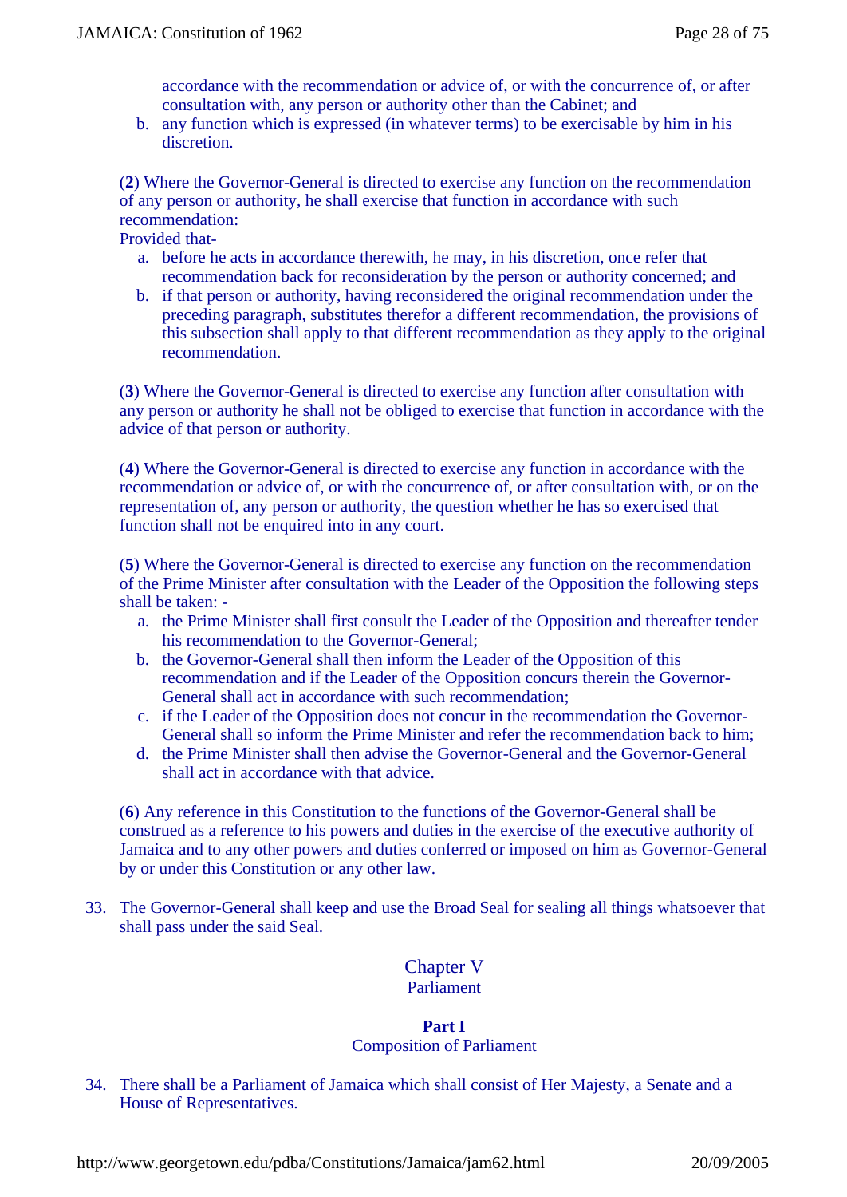accordance with the recommendation or advice of, or with the concurrence of, or after consultation with, any person or authority other than the Cabinet; and

b. any function which is expressed (in whatever terms) to be exercisable by him in his discretion.

(**2**) Where the Governor-General is directed to exercise any function on the recommendation of any person or authority, he shall exercise that function in accordance with such recommendation:

Provided that-

a. before he acts in accordance therewith, he may, in his discretion, once refer that recommendation back for reconsideration by the person or authority concerned; and
b. if that person or authority, having reconsidered the original recommendation under the preceding paragraph, substitutes therefor a different recommendation, the provisions of this subsection shall apply to that different recommendation as they apply to the original recommendation.

(**3**) Where the Governor-General is directed to exercise any function after consultation with any person or authority he shall not be obliged to exercise that function in accordance with the advice of that person or authority.

(**4**) Where the Governor-General is directed to exercise any function in accordance with the recommendation or advice of, or with the concurrence of, or after consultation with, or on the representation of, any person or authority, the question whether he has so exercised that function shall not be enquired into in any court.

(**5**) Where the Governor-General is directed to exercise any function on the recommendation of the Prime Minister after consultation with the Leader of the Opposition the following steps shall be taken: -

a. the Prime Minister shall first consult the Leader of the Opposition and thereafter tender his recommendation to the Governor-General;
b. the Governor-General shall then inform the Leader of the Opposition of this recommendation and if the Leader of the Opposition concurs therein the Governor-General shall act in accordance with such recommendation;
c. if the Leader of the Opposition does not concur in the recommendation the Governor-General shall so inform the Prime Minister and refer the recommendation back to him;
d. the Prime Minister shall then advise the Governor-General and the Governor-General shall act in accordance with that advice.

(**6**) Any reference in this Constitution to the functions of the Governor-General shall be construed as a reference to his powers and duties in the exercise of the executive authority of Jamaica and to any other powers and duties conferred or imposed on him as Governor-General by or under this Constitution or any other law.

33. The Governor-General shall keep and use the Broad Seal for sealing all things whatsoever that shall pass under the said Seal.

## Chapter V
Parliament

### Part I
Composition of Parliament

34. There shall be a Parliament of Jamaica which shall consist of Her Majesty, a Senate and a House of Representatives.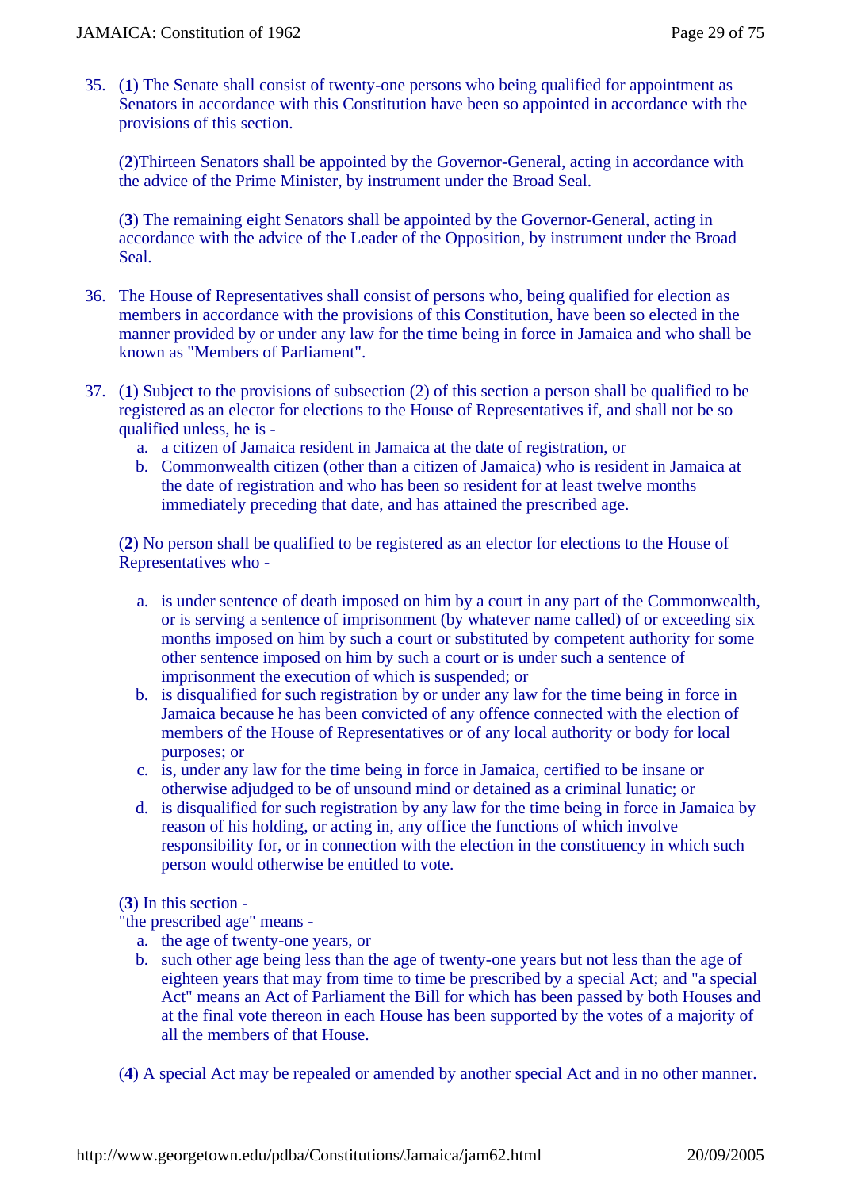35. (**1**) The Senate shall consist of twenty-one persons who being qualified for appointment as Senators in accordance with this Constitution have been so appointed in accordance with the provisions of this section.

    (**2**)Thirteen Senators shall be appointed by the Governor-General, acting in accordance with the advice of the Prime Minister, by instrument under the Broad Seal.

    (**3**) The remaining eight Senators shall be appointed by the Governor-General, acting in accordance with the advice of the Leader of the Opposition, by instrument under the Broad Seal.

36. The House of Representatives shall consist of persons who, being qualified for election as members in accordance with the provisions of this Constitution, have been so elected in the manner provided by or under any law for the time being in force in Jamaica and who shall be known as "Members of Parliament".

37. (**1**) Subject to the provisions of subsection (2) of this section a person shall be qualified to be registered as an elector for elections to the House of Representatives if, and shall not be so qualified unless, he is -
    a. a citizen of Jamaica resident in Jamaica at the date of registration, or
    b. Commonwealth citizen (other than a citizen of Jamaica) who is resident in Jamaica at the date of registration and who has been so resident for at least twelve months immediately preceding that date, and has attained the prescribed age.

    (**2**) No person shall be qualified to be registered as an elector for elections to the House of Representatives who -

    a. is under sentence of death imposed on him by a court in any part of the Commonwealth, or is serving a sentence of imprisonment (by whatever name called) of or exceeding six months imposed on him by such a court or substituted by competent authority for some other sentence imposed on him by such a court or is under such a sentence of imprisonment the execution of which is suspended; or
    b. is disqualified for such registration by or under any law for the time being in force in Jamaica because he has been convicted of any offence connected with the election of members of the House of Representatives or of any local authority or body for local purposes; or
    c. is, under any law for the time being in force in Jamaica, certified to be insane or otherwise adjudged to be of unsound mind or detained as a criminal lunatic; or
    d. is disqualified for such registration by any law for the time being in force in Jamaica by reason of his holding, or acting in, any office the functions of which involve responsibility for, or in connection with the election in the constituency in which such person would otherwise be entitled to vote.

    (**3**) In this section -
    "the prescribed age" means -
    a. the age of twenty-one years, or
    b. such other age being less than the age of twenty-one years but not less than the age of eighteen years that may from time to time be prescribed by a special Act; and "a special Act" means an Act of Parliament the Bill for which has been passed by both Houses and at the final vote thereon in each House has been supported by the votes of a majority of all the members of that House.

    (**4**) A special Act may be repealed or amended by another special Act and in no other manner.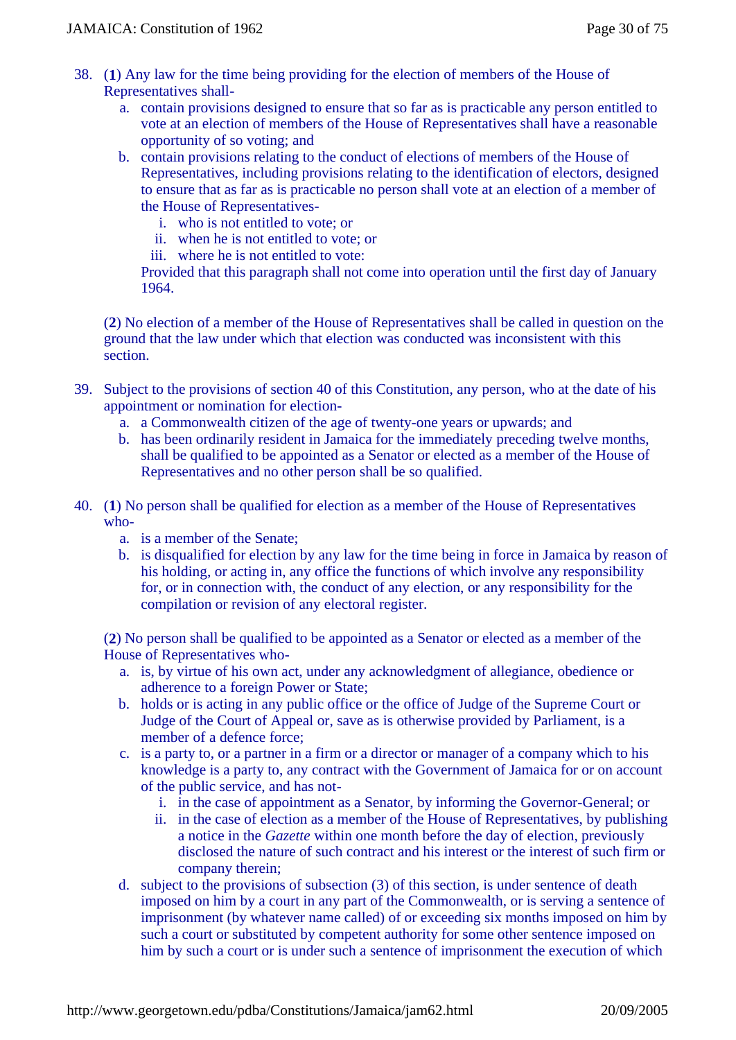38. (**1**) Any law for the time being providing for the election of members of the House of Representatives shall-
    a. contain provisions designed to ensure that so far as is practicable any person entitled to vote at an election of members of the House of Representatives shall have a reasonable opportunity of so voting; and
    b. contain provisions relating to the conduct of elections of members of the House of Representatives, including provisions relating to the identification of electors, designed to ensure that as far as is practicable no person shall vote at an election of a member of the House of Representatives-
        i. who is not entitled to vote; or
        ii. when he is not entitled to vote; or
        iii. where he is not entitled to vote:

       Provided that this paragraph shall not come into operation until the first day of January 1964.

    (**2**) No election of a member of the House of Representatives shall be called in question on the ground that the law under which that election was conducted was inconsistent with this section.

39. Subject to the provisions of section 40 of this Constitution, any person, who at the date of his appointment or nomination for election-
    a. a Commonwealth citizen of the age of twenty-one years or upwards; and
    b. has been ordinarily resident in Jamaica for the immediately preceding twelve months, shall be qualified to be appointed as a Senator or elected as a member of the House of Representatives and no other person shall be so qualified.

40. (**1**) No person shall be qualified for election as a member of the House of Representatives who-
    a. is a member of the Senate;
    b. is disqualified for election by any law for the time being in force in Jamaica by reason of his holding, or acting in, any office the functions of which involve any responsibility for, or in connection with, the conduct of any election, or any responsibility for the compilation or revision of any electoral register.

    (**2**) No person shall be qualified to be appointed as a Senator or elected as a member of the House of Representatives who-
    a. is, by virtue of his own act, under any acknowledgment of allegiance, obedience or adherence to a foreign Power or State;
    b. holds or is acting in any public office or the office of Judge of the Supreme Court or Judge of the Court of Appeal or, save as is otherwise provided by Parliament, is a member of a defence force;
    c. is a party to, or a partner in a firm or a director or manager of a company which to his knowledge is a party to, any contract with the Government of Jamaica for or on account of the public service, and has not-
        i. in the case of appointment as a Senator, by informing the Governor-General; or
        ii. in the case of election as a member of the House of Representatives, by publishing a notice in the *Gazette* within one month before the day of election, previously disclosed the nature of such contract and his interest or the interest of such firm or company therein;
    d. subject to the provisions of subsection (3) of this section, is under sentence of death imposed on him by a court in any part of the Commonwealth, or is serving a sentence of imprisonment (by whatever name called) of or exceeding six months imposed on him by such a court or substituted by competent authority for some other sentence imposed on him by such a court or is under such a sentence of imprisonment the execution of which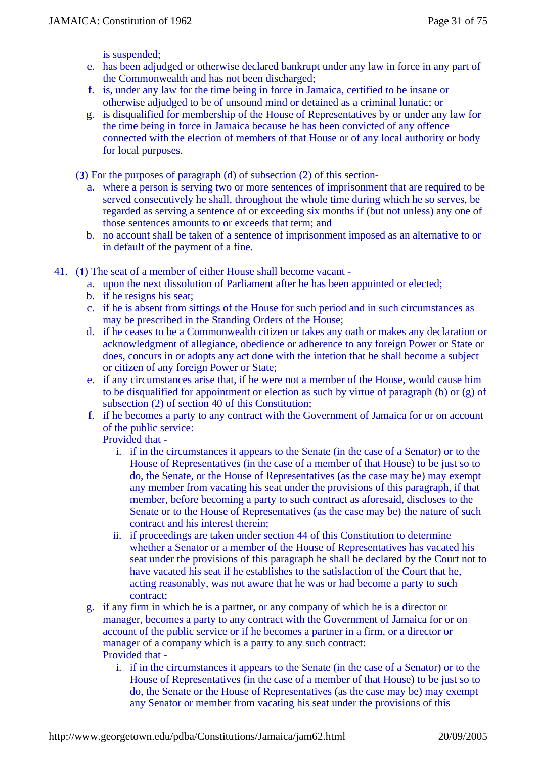is suspended;

e. has been adjudged or otherwise declared bankrupt under any law in force in any part of the Commonwealth and has not been discharged;
f. is, under any law for the time being in force in Jamaica, certified to be insane or otherwise adjudged to be of unsound mind or detained as a criminal lunatic; or
g. is disqualified for membership of the House of Representatives by or under any law for the time being in force in Jamaica because he has been convicted of any offence connected with the election of members of that House or of any local authority or body for local purposes.

(**3**) For the purposes of paragraph (d) of subsection (2) of this section-

a. where a person is serving two or more sentences of imprisonment that are required to be served consecutively he shall, throughout the whole time during which he so serves, be regarded as serving a sentence of or exceeding six months if (but not unless) any one of those sentences amounts to or exceeds that term; and
b. no account shall be taken of a sentence of imprisonment imposed as an alternative to or in default of the payment of a fine.

41. (**1**) The seat of a member of either House shall become vacant -

a. upon the next dissolution of Parliament after he has been appointed or elected;
b. if he resigns his seat;
c. if he is absent from sittings of the House for such period and in such circumstances as may be prescribed in the Standing Orders of the House;
d. if he ceases to be a Commonwealth citizen or takes any oath or makes any declaration or acknowledgment of allegiance, obedience or adherence to any foreign Power or State or does, concurs in or adopts any act done with the intetion that he shall become a subject or citizen of any foreign Power or State;
e. if any circumstances arise that, if he were not a member of the House, would cause him to be disqualified for appointment or election as such by virtue of paragraph (b) or (g) of subsection (2) of section 40 of this Constitution;
f. if he becomes a party to any contract with the Government of Jamaica for or on account of the public service:
   Provided that -
   i. if in the circumstances it appears to the Senate (in the case of a Senator) or to the House of Representatives (in the case of a member of that House) to be just so to do, the Senate, or the House of Representatives (as the case may be) may exempt any member from vacating his seat under the provisions of this paragraph, if that member, before becoming a party to such contract as aforesaid, discloses to the Senate or to the House of Representatives (as the case may be) the nature of such contract and his interest therein;
   ii. if proceedings are taken under section 44 of this Constitution to determine whether a Senator or a member of the House of Representatives has vacated his seat under the provisions of this paragraph he shall be declared by the Court not to have vacated his seat if he establishes to the satisfaction of the Court that he, acting reasonably, was not aware that he was or had become a party to such contract;
g. if any firm in which he is a partner, or any company of which he is a director or manager, becomes a party to any contract with the Government of Jamaica for or on account of the public service or if he becomes a partner in a firm, or a director or manager of a company which is a party to any such contract:
   Provided that -
   i. if in the circumstances it appears to the Senate (in the case of a Senator) or to the House of Representatives (in the case of a member of that House) to be just so to do, the Senate or the House of Representatives (as the case may be) may exempt any Senator or member from vacating his seat under the provisions of this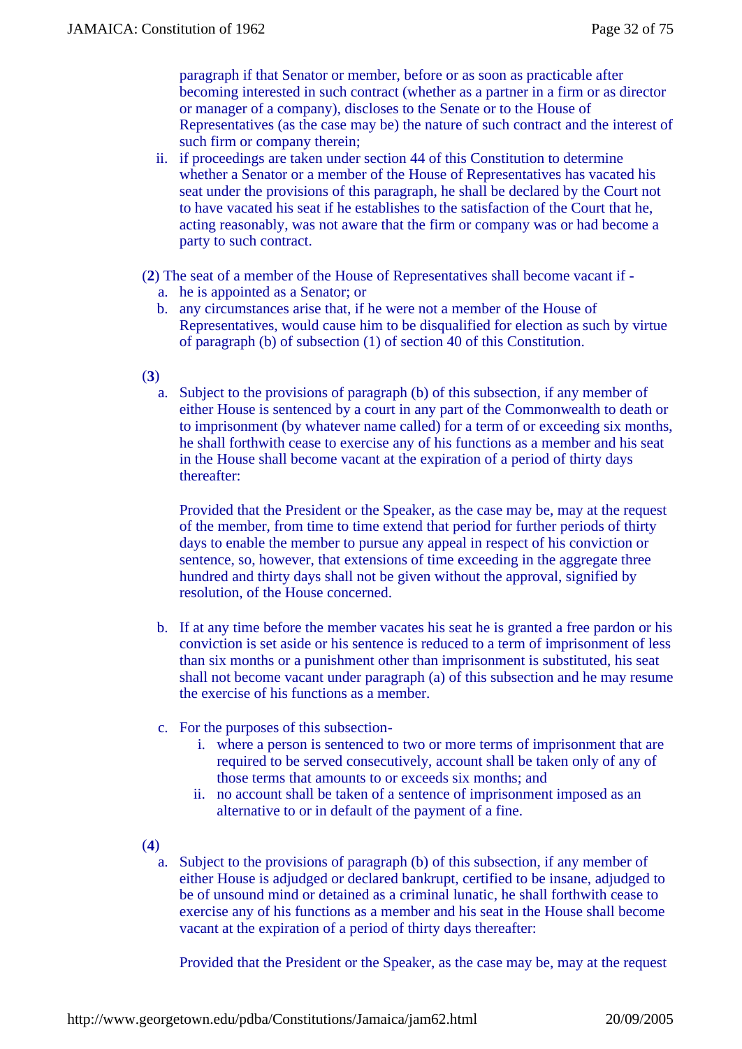paragraph if that Senator or member, before or as soon as practicable after becoming interested in such contract (whether as a partner in a firm or as director or manager of a company), discloses to the Senate or to the House of Representatives (as the case may be) the nature of such contract and the interest of such firm or company therein;

ii. if proceedings are taken under section 44 of this Constitution to determine whether a Senator or a member of the House of Representatives has vacated his seat under the provisions of this paragraph, he shall be declared by the Court not to have vacated his seat if he establishes to the satisfaction of the Court that he, acting reasonably, was not aware that the firm or company was or had become a party to such contract.

(**2**) The seat of a member of the House of Representatives shall become vacant if -

a. he is appointed as a Senator; or
b. any circumstances arise that, if he were not a member of the House of Representatives, would cause him to be disqualified for election as such by virtue of paragraph (b) of subsection (1) of section 40 of this Constitution.

(**3**)

a. Subject to the provisions of paragraph (b) of this subsection, if any member of either House is sentenced by a court in any part of the Commonwealth to death or to imprisonment (by whatever name called) for a term of or exceeding six months, he shall forthwith cease to exercise any of his functions as a member and his seat in the House shall become vacant at the expiration of a period of thirty days thereafter:

   Provided that the President or the Speaker, as the case may be, may at the request of the member, from time to time extend that period for further periods of thirty days to enable the member to pursue any appeal in respect of his conviction or sentence, so, however, that extensions of time exceeding in the aggregate three hundred and thirty days shall not be given without the approval, signified by resolution, of the House concerned.

b. If at any time before the member vacates his seat he is granted a free pardon or his conviction is set aside or his sentence is reduced to a term of imprisonment of less than six months or a punishment other than imprisonment is substituted, his seat shall not become vacant under paragraph (a) of this subsection and he may resume the exercise of his functions as a member.

c. For the purposes of this subsection-
   i. where a person is sentenced to two or more terms of imprisonment that are required to be served consecutively, account shall be taken only of any of those terms that amounts to or exceeds six months; and
   ii. no account shall be taken of a sentence of imprisonment imposed as an alternative to or in default of the payment of a fine.

(**4**)

a. Subject to the provisions of paragraph (b) of this subsection, if any member of either House is adjudged or declared bankrupt, certified to be insane, adjudged to be of unsound mind or detained as a criminal lunatic, he shall forthwith cease to exercise any of his functions as a member and his seat in the House shall become vacant at the expiration of a period of thirty days thereafter:

   Provided that the President or the Speaker, as the case may be, may at the request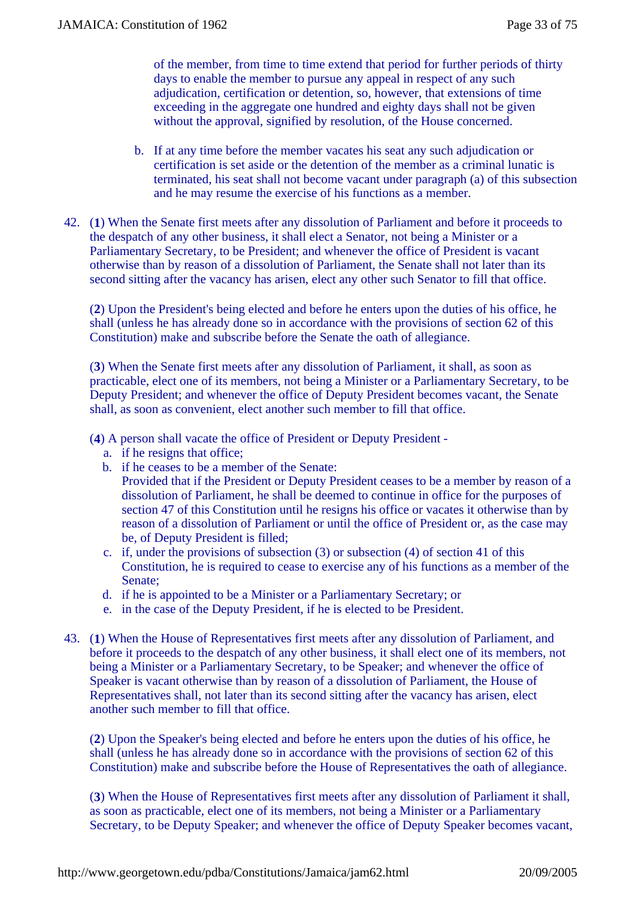of the member, from time to time extend that period for further periods of thirty days to enable the member to pursue any appeal in respect of any such adjudication, certification or detention, so, however, that extensions of time exceeding in the aggregate one hundred and eighty days shall not be given without the approval, signified by resolution, of the House concerned.

b. If at any time before the member vacates his seat any such adjudication or certification is set aside or the detention of the member as a criminal lunatic is terminated, his seat shall not become vacant under paragraph (a) of this subsection and he may resume the exercise of his functions as a member.

42. (**1**) When the Senate first meets after any dissolution of Parliament and before it proceeds to the despatch of any other business, it shall elect a Senator, not being a Minister or a Parliamentary Secretary, to be President; and whenever the office of President is vacant otherwise than by reason of a dissolution of Parliament, the Senate shall not later than its second sitting after the vacancy has arisen, elect any other such Senator to fill that office.

(**2**) Upon the President's being elected and before he enters upon the duties of his office, he shall (unless he has already done so in accordance with the provisions of section 62 of this Constitution) make and subscribe before the Senate the oath of allegiance.

(**3**) When the Senate first meets after any dissolution of Parliament, it shall, as soon as practicable, elect one of its members, not being a Minister or a Parliamentary Secretary, to be Deputy President; and whenever the office of Deputy President becomes vacant, the Senate shall, as soon as convenient, elect another such member to fill that office.

(**4**) A person shall vacate the office of President or Deputy President -

a. if he resigns that office;
b. if he ceases to be a member of the Senate:
   Provided that if the President or Deputy President ceases to be a member by reason of a dissolution of Parliament, he shall be deemed to continue in office for the purposes of section 47 of this Constitution until he resigns his office or vacates it otherwise than by reason of a dissolution of Parliament or until the office of President or, as the case may be, of Deputy President is filled;
c. if, under the provisions of subsection (3) or subsection (4) of section 41 of this Constitution, he is required to cease to exercise any of his functions as a member of the Senate;
d. if he is appointed to be a Minister or a Parliamentary Secretary; or
e. in the case of the Deputy President, if he is elected to be President.

43. (**1**) When the House of Representatives first meets after any dissolution of Parliament, and before it proceeds to the despatch of any other business, it shall elect one of its members, not being a Minister or a Parliamentary Secretary, to be Speaker; and whenever the office of Speaker is vacant otherwise than by reason of a dissolution of Parliament, the House of Representatives shall, not later than its second sitting after the vacancy has arisen, elect another such member to fill that office.

(**2**) Upon the Speaker's being elected and before he enters upon the duties of his office, he shall (unless he has already done so in accordance with the provisions of section 62 of this Constitution) make and subscribe before the House of Representatives the oath of allegiance.

(**3**) When the House of Representatives first meets after any dissolution of Parliament it shall, as soon as practicable, elect one of its members, not being a Minister or a Parliamentary Secretary, to be Deputy Speaker; and whenever the office of Deputy Speaker becomes vacant,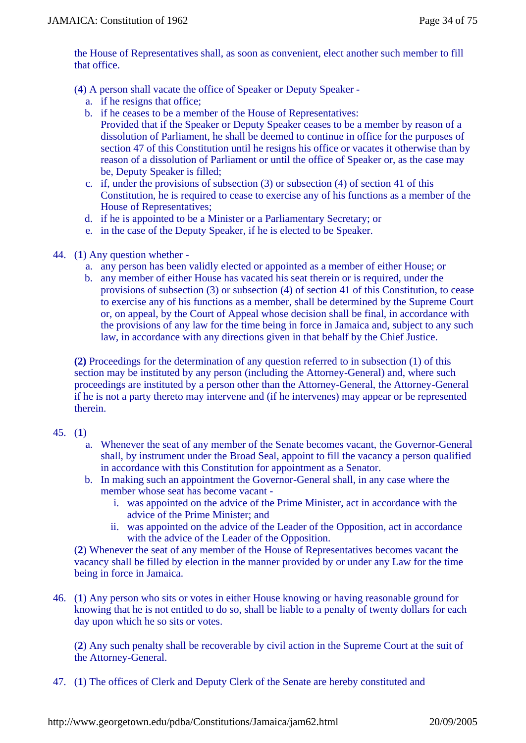the House of Representatives shall, as soon as convenient, elect another such member to fill that office.

(**4**) A person shall vacate the office of Speaker or Deputy Speaker -

a. if he resigns that office;
b. if he ceases to be a member of the House of Representatives:
   Provided that if the Speaker or Deputy Speaker ceases to be a member by reason of a dissolution of Parliament, he shall be deemed to continue in office for the purposes of section 47 of this Constitution until he resigns his office or vacates it otherwise than by reason of a dissolution of Parliament or until the office of Speaker or, as the case may be, Deputy Speaker is filled;
c. if, under the provisions of subsection (3) or subsection (4) of section 41 of this Constitution, he is required to cease to exercise any of his functions as a member of the House of Representatives;
d. if he is appointed to be a Minister or a Parliamentary Secretary; or
e. in the case of the Deputy Speaker, if he is elected to be Speaker.

44. (**1**) Any question whether -

a. any person has been validly elected or appointed as a member of either House; or
b. any member of either House has vacated his seat therein or is required, under the provisions of subsection (3) or subsection (4) of section 41 of this Constitution, to cease to exercise any of his functions as a member, shall be determined by the Supreme Court or, on appeal, by the Court of Appeal whose decision shall be final, in accordance with the provisions of any law for the time being in force in Jamaica and, subject to any such law, in accordance with any directions given in that behalf by the Chief Justice.

**(2)** Proceedings for the determination of any question referred to in subsection (1) of this section may be instituted by any person (including the Attorney-General) and, where such proceedings are instituted by a person other than the Attorney-General, the Attorney-General if he is not a party thereto may intervene and (if he intervenes) may appear or be represented therein.

45. (**1**)

a. Whenever the seat of any member of the Senate becomes vacant, the Governor-General shall, by instrument under the Broad Seal, appoint to fill the vacancy a person qualified in accordance with this Constitution for appointment as a Senator.
b. In making such an appointment the Governor-General shall, in any case where the member whose seat has become vacant -
   i. was appointed on the advice of the Prime Minister, act in accordance with the advice of the Prime Minister; and
   ii. was appointed on the advice of the Leader of the Opposition, act in accordance with the advice of the Leader of the Opposition.

(**2**) Whenever the seat of any member of the House of Representatives becomes vacant the vacancy shall be filled by election in the manner provided by or under any Law for the time being in force in Jamaica.

46. (**1**) Any person who sits or votes in either House knowing or having reasonable ground for knowing that he is not entitled to do so, shall be liable to a penalty of twenty dollars for each day upon which he so sits or votes.

(**2**) Any such penalty shall be recoverable by civil action in the Supreme Court at the suit of the Attorney-General.

47. (**1**) The offices of Clerk and Deputy Clerk of the Senate are hereby constituted and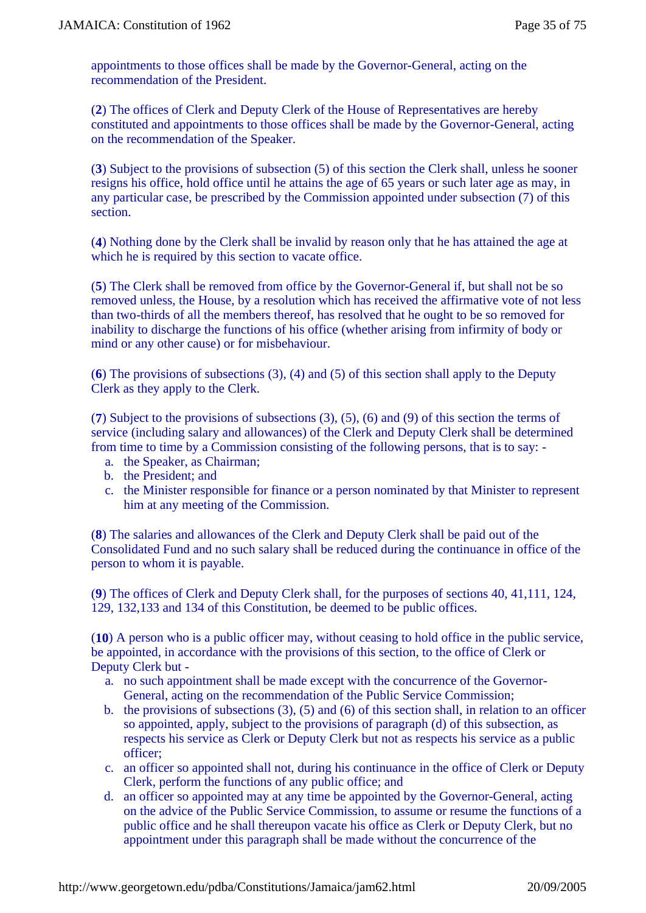appointments to those offices shall be made by the Governor-General, acting on the recommendation of the President.

(**2**) The offices of Clerk and Deputy Clerk of the House of Representatives are hereby constituted and appointments to those offices shall be made by the Governor-General, acting on the recommendation of the Speaker.

(**3**) Subject to the provisions of subsection (5) of this section the Clerk shall, unless he sooner resigns his office, hold office until he attains the age of 65 years or such later age as may, in any particular case, be prescribed by the Commission appointed under subsection (7) of this section.

(**4**) Nothing done by the Clerk shall be invalid by reason only that he has attained the age at which he is required by this section to vacate office.

(**5**) The Clerk shall be removed from office by the Governor-General if, but shall not be so removed unless, the House, by a resolution which has received the affirmative vote of not less than two-thirds of all the members thereof, has resolved that he ought to be so removed for inability to discharge the functions of his office (whether arising from infirmity of body or mind or any other cause) or for misbehaviour.

(**6**) The provisions of subsections (3), (4) and (5) of this section shall apply to the Deputy Clerk as they apply to the Clerk.

(**7**) Subject to the provisions of subsections (3), (5), (6) and (9) of this section the terms of service (including salary and allowances) of the Clerk and Deputy Clerk shall be determined from time to time by a Commission consisting of the following persons, that is to say: -

a. the Speaker, as Chairman;
b. the President; and
c. the Minister responsible for finance or a person nominated by that Minister to represent him at any meeting of the Commission.

(**8**) The salaries and allowances of the Clerk and Deputy Clerk shall be paid out of the Consolidated Fund and no such salary shall be reduced during the continuance in office of the person to whom it is payable.

(**9**) The offices of Clerk and Deputy Clerk shall, for the purposes of sections 40, 41,111, 124, 129, 132,133 and 134 of this Constitution, be deemed to be public offices.

(**10**) A person who is a public officer may, without ceasing to hold office in the public service, be appointed, in accordance with the provisions of this section, to the office of Clerk or Deputy Clerk but -

a. no such appointment shall be made except with the concurrence of the Governor-General, acting on the recommendation of the Public Service Commission;
b. the provisions of subsections (3), (5) and (6) of this section shall, in relation to an officer so appointed, apply, subject to the provisions of paragraph (d) of this subsection, as respects his service as Clerk or Deputy Clerk but not as respects his service as a public officer;
c. an officer so appointed shall not, during his continuance in the office of Clerk or Deputy Clerk, perform the functions of any public office; and
d. an officer so appointed may at any time be appointed by the Governor-General, acting on the advice of the Public Service Commission, to assume or resume the functions of a public office and he shall thereupon vacate his office as Clerk or Deputy Clerk, but no appointment under this paragraph shall be made without the concurrence of the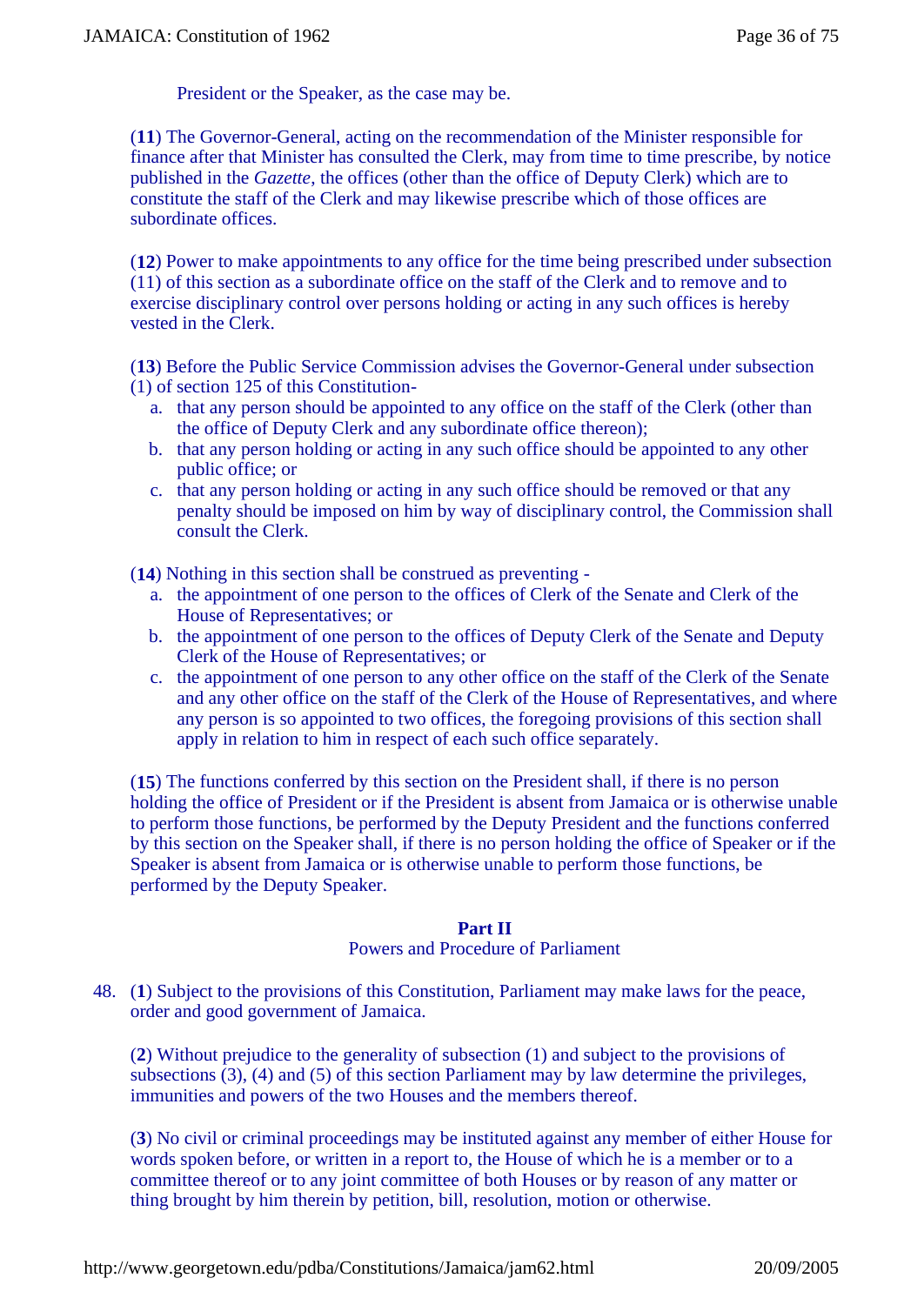President or the Speaker, as the case may be.

(**11**) The Governor-General, acting on the recommendation of the Minister responsible for finance after that Minister has consulted the Clerk, may from time to time prescribe, by notice published in the *Gazette*, the offices (other than the office of Deputy Clerk) which are to constitute the staff of the Clerk and may likewise prescribe which of those offices are subordinate offices.

(**12**) Power to make appointments to any office for the time being prescribed under subsection (11) of this section as a subordinate office on the staff of the Clerk and to remove and to exercise disciplinary control over persons holding or acting in any such offices is hereby vested in the Clerk.

(**13**) Before the Public Service Commission advises the Governor-General under subsection (1) of section 125 of this Constitution-

a. that any person should be appointed to any office on the staff of the Clerk (other than the office of Deputy Clerk and any subordinate office thereon);
b. that any person holding or acting in any such office should be appointed to any other public office; or
c. that any person holding or acting in any such office should be removed or that any penalty should be imposed on him by way of disciplinary control, the Commission shall consult the Clerk.

(**14**) Nothing in this section shall be construed as preventing -

a. the appointment of one person to the offices of Clerk of the Senate and Clerk of the House of Representatives; or
b. the appointment of one person to the offices of Deputy Clerk of the Senate and Deputy Clerk of the House of Representatives; or
c. the appointment of one person to any other office on the staff of the Clerk of the Senate and any other office on the staff of the Clerk of the House of Representatives, and where any person is so appointed to two offices, the foregoing provisions of this section shall apply in relation to him in respect of each such office separately.

(**15**) The functions conferred by this section on the President shall, if there is no person holding the office of President or if the President is absent from Jamaica or is otherwise unable to perform those functions, be performed by the Deputy President and the functions conferred by this section on the Speaker shall, if there is no person holding the office of Speaker or if the Speaker is absent from Jamaica or is otherwise unable to perform those functions, be performed by the Deputy Speaker.

## Part II

### Powers and Procedure of Parliament

48. (**1**) Subject to the provisions of this Constitution, Parliament may make laws for the peace, order and good government of Jamaica.

(**2**) Without prejudice to the generality of subsection (1) and subject to the provisions of subsections (3), (4) and (5) of this section Parliament may by law determine the privileges, immunities and powers of the two Houses and the members thereof.

(**3**) No civil or criminal proceedings may be instituted against any member of either House for words spoken before, or written in a report to, the House of which he is a member or to a committee thereof or to any joint committee of both Houses or by reason of any matter or thing brought by him therein by petition, bill, resolution, motion or otherwise.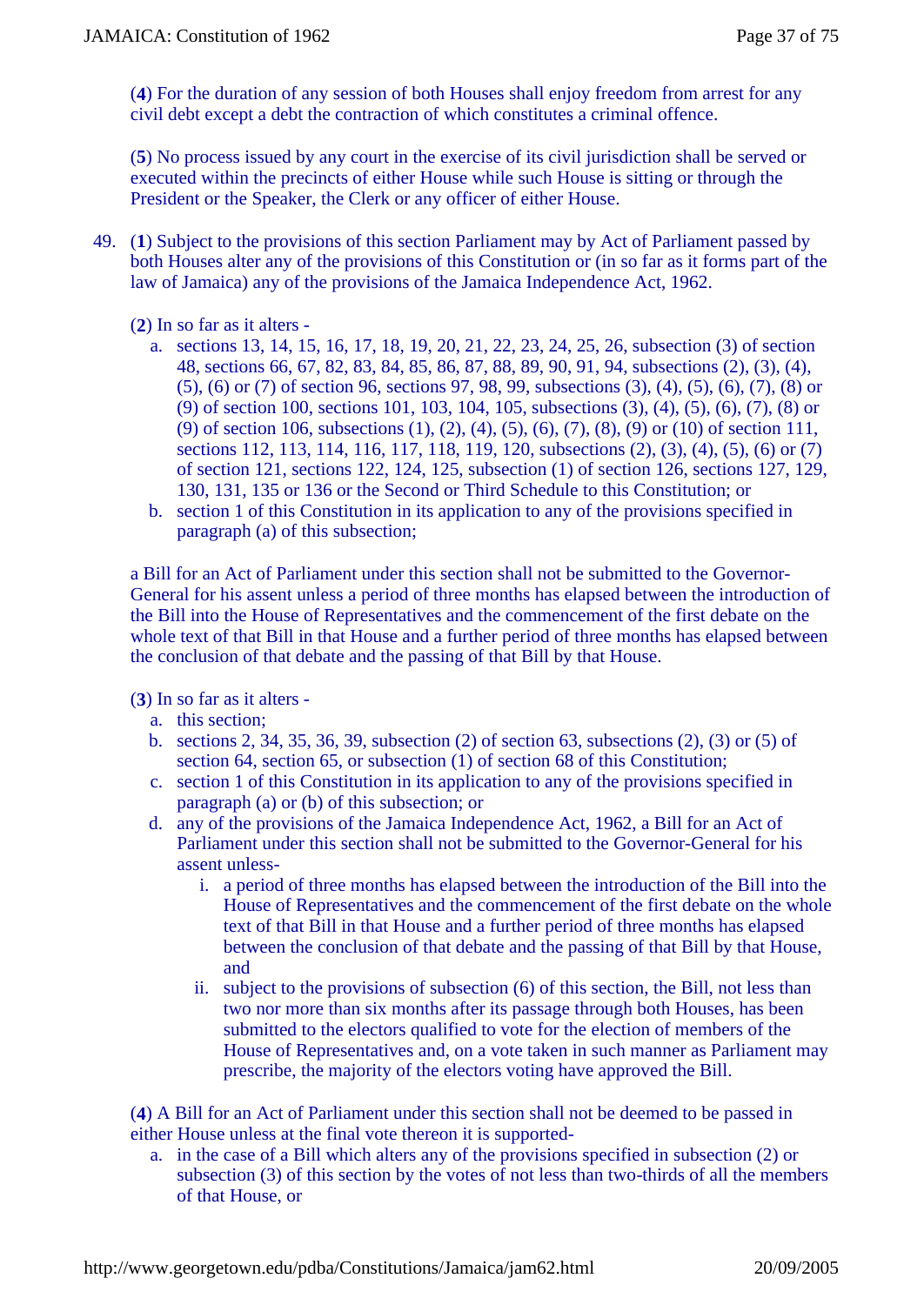(**4**) For the duration of any session of both Houses shall enjoy freedom from arrest for any civil debt except a debt the contraction of which constitutes a criminal offence.

(**5**) No process issued by any court in the exercise of its civil jurisdiction shall be served or executed within the precincts of either House while such House is sitting or through the President or the Speaker, the Clerk or any officer of either House.

49. (**1**) Subject to the provisions of this section Parliament may by Act of Parliament passed by both Houses alter any of the provisions of this Constitution or (in so far as it forms part of the law of Jamaica) any of the provisions of the Jamaica Independence Act, 1962.

(**2**) In so far as it alters -

a. sections 13, 14, 15, 16, 17, 18, 19, 20, 21, 22, 23, 24, 25, 26, subsection (3) of section 48, sections 66, 67, 82, 83, 84, 85, 86, 87, 88, 89, 90, 91, 94, subsections (2), (3), (4), (5), (6) or (7) of section 96, sections 97, 98, 99, subsections (3), (4), (5), (6), (7), (8) or (9) of section 100, sections 101, 103, 104, 105, subsections (3), (4), (5), (6), (7), (8) or (9) of section 106, subsections (1), (2), (4), (5), (6), (7), (8), (9) or (10) of section 111, sections 112, 113, 114, 116, 117, 118, 119, 120, subsections (2), (3), (4), (5), (6) or (7) of section 121, sections 122, 124, 125, subsection (1) of section 126, sections 127, 129, 130, 131, 135 or 136 or the Second or Third Schedule to this Constitution; or
b. section 1 of this Constitution in its application to any of the provisions specified in paragraph (a) of this subsection;

a Bill for an Act of Parliament under this section shall not be submitted to the Governor-General for his assent unless a period of three months has elapsed between the introduction of the Bill into the House of Representatives and the commencement of the first debate on the whole text of that Bill in that House and a further period of three months has elapsed between the conclusion of that debate and the passing of that Bill by that House.

(**3**) In so far as it alters -

a. this section;
b. sections 2, 34, 35, 36, 39, subsection (2) of section 63, subsections (2), (3) or (5) of section 64, section 65, or subsection (1) of section 68 of this Constitution;
c. section 1 of this Constitution in its application to any of the provisions specified in paragraph (a) or (b) of this subsection; or
d. any of the provisions of the Jamaica Independence Act, 1962, a Bill for an Act of Parliament under this section shall not be submitted to the Governor-General for his assent unless-
    i. a period of three months has elapsed between the introduction of the Bill into the House of Representatives and the commencement of the first debate on the whole text of that Bill in that House and a further period of three months has elapsed between the conclusion of that debate and the passing of that Bill by that House, and
    ii. subject to the provisions of subsection (6) of this section, the Bill, not less than two nor more than six months after its passage through both Houses, has been submitted to the electors qualified to vote for the election of members of the House of Representatives and, on a vote taken in such manner as Parliament may prescribe, the majority of the electors voting have approved the Bill.

(**4**) A Bill for an Act of Parliament under this section shall not be deemed to be passed in either House unless at the final vote thereon it is supported-

a. in the case of a Bill which alters any of the provisions specified in subsection (2) or subsection (3) of this section by the votes of not less than two-thirds of all the members of that House, or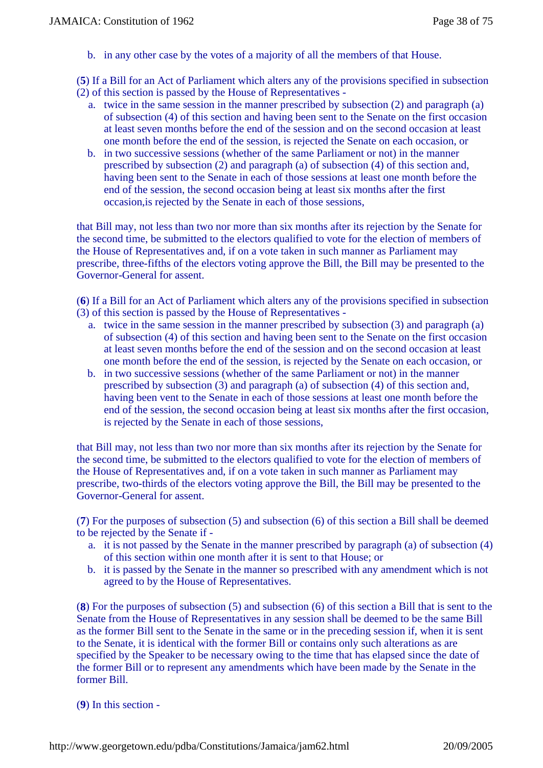b. in any other case by the votes of a majority of all the members of that House.

(**5**) If a Bill for an Act of Parliament which alters any of the provisions specified in subsection (2) of this section is passed by the House of Representatives -

a. twice in the same session in the manner prescribed by subsection (2) and paragraph (a) of subsection (4) of this section and having been sent to the Senate on the first occasion at least seven months before the end of the session and on the second occasion at least one month before the end of the session, is rejected the Senate on each occasion, or
b. in two successive sessions (whether of the same Parliament or not) in the manner prescribed by subsection (2) and paragraph (a) of subsection (4) of this section and, having been sent to the Senate in each of those sessions at least one month before the end of the session, the second occasion being at least six months after the first occasion,is rejected by the Senate in each of those sessions,

that Bill may, not less than two nor more than six months after its rejection by the Senate for the second time, be submitted to the electors qualified to vote for the election of members of the House of Representatives and, if on a vote taken in such manner as Parliament may prescribe, three-fifths of the electors voting approve the Bill, the Bill may be presented to the Governor-General for assent.

(**6**) If a Bill for an Act of Parliament which alters any of the provisions specified in subsection (3) of this section is passed by the House of Representatives -

a. twice in the same session in the manner prescribed by subsection (3) and paragraph (a) of subsection (4) of this section and having been sent to the Senate on the first occasion at least seven months before the end of the session and on the second occasion at least one month before the end of the session, is rejected by the Senate on each occasion, or
b. in two successive sessions (whether of the same Parliament or not) in the manner prescribed by subsection (3) and paragraph (a) of subsection (4) of this section and, having been vent to the Senate in each of those sessions at least one month before the end of the session, the second occasion being at least six months after the first occasion, is rejected by the Senate in each of those sessions,

that Bill may, not less than two nor more than six months after its rejection by the Senate for the second time, be submitted to the electors qualified to vote for the election of members of the House of Representatives and, if on a vote taken in such manner as Parliament may prescribe, two-thirds of the electors voting approve the Bill, the Bill may be presented to the Governor-General for assent.

(**7**) For the purposes of subsection (5) and subsection (6) of this section a Bill shall be deemed to be rejected by the Senate if -

a. it is not passed by the Senate in the manner prescribed by paragraph (a) of subsection (4) of this section within one month after it is sent to that House; or
b. it is passed by the Senate in the manner so prescribed with any amendment which is not agreed to by the House of Representatives.

(**8**) For the purposes of subsection (5) and subsection (6) of this section a Bill that is sent to the Senate from the House of Representatives in any session shall be deemed to be the same Bill as the former Bill sent to the Senate in the same or in the preceding session if, when it is sent to the Senate, it is identical with the former Bill or contains only such alterations as are specified by the Speaker to be necessary owing to the time that has elapsed since the date of the former Bill or to represent any amendments which have been made by the Senate in the former Bill.

(**9**) In this section -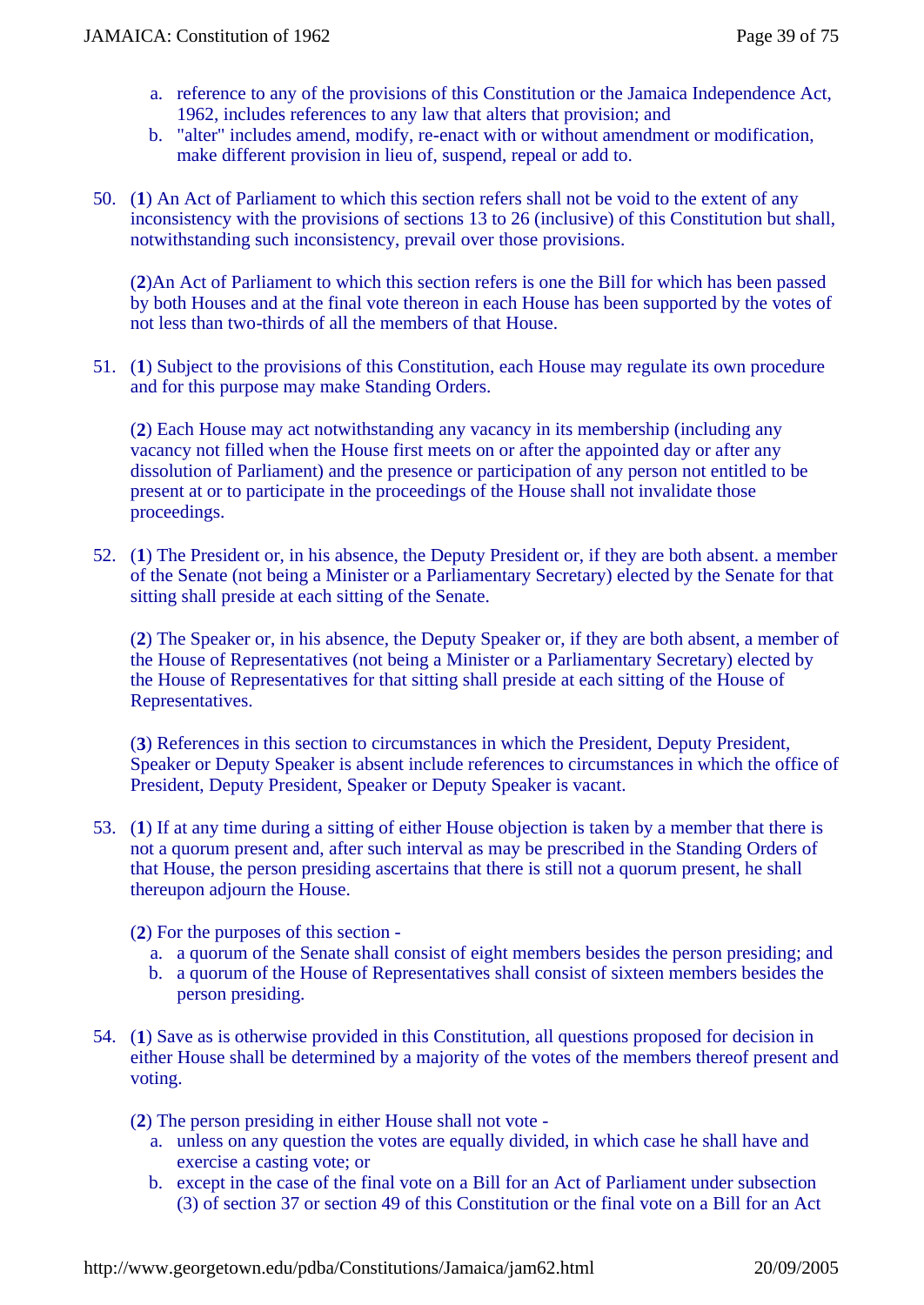a. reference to any of the provisions of this Constitution or the Jamaica Independence Act, 1962, includes references to any law that alters that provision; and
b. "alter" includes amend, modify, re-enact with or without amendment or modification, make different provision in lieu of, suspend, repeal or add to.

50. (**1**) An Act of Parliament to which this section refers shall not be void to the extent of any inconsistency with the provisions of sections 13 to 26 (inclusive) of this Constitution but shall, notwithstanding such inconsistency, prevail over those provisions.

(**2**)An Act of Parliament to which this section refers is one the Bill for which has been passed by both Houses and at the final vote thereon in each House has been supported by the votes of not less than two-thirds of all the members of that House.

51. (**1**) Subject to the provisions of this Constitution, each House may regulate its own procedure and for this purpose may make Standing Orders.

(**2**) Each House may act notwithstanding any vacancy in its membership (including any vacancy not filled when the House first meets on or after the appointed day or after any dissolution of Parliament) and the presence or participation of any person not entitled to be present at or to participate in the proceedings of the House shall not invalidate those proceedings.

52. (**1**) The President or, in his absence, the Deputy President or, if they are both absent. a member of the Senate (not being a Minister or a Parliamentary Secretary) elected by the Senate for that sitting shall preside at each sitting of the Senate.

(**2**) The Speaker or, in his absence, the Deputy Speaker or, if they are both absent, a member of the House of Representatives (not being a Minister or a Parliamentary Secretary) elected by the House of Representatives for that sitting shall preside at each sitting of the House of Representatives.

(**3**) References in this section to circumstances in which the President, Deputy President, Speaker or Deputy Speaker is absent include references to circumstances in which the office of President, Deputy President, Speaker or Deputy Speaker is vacant.

53. (**1**) If at any time during a sitting of either House objection is taken by a member that there is not a quorum present and, after such interval as may be prescribed in the Standing Orders of that House, the person presiding ascertains that there is still not a quorum present, he shall thereupon adjourn the House.

(**2**) For the purposes of this section -
a. a quorum of the Senate shall consist of eight members besides the person presiding; and
b. a quorum of the House of Representatives shall consist of sixteen members besides the person presiding.

54. (**1**) Save as is otherwise provided in this Constitution, all questions proposed for decision in either House shall be determined by a majority of the votes of the members thereof present and voting.

(**2**) The person presiding in either House shall not vote -
a. unless on any question the votes are equally divided, in which case he shall have and exercise a casting vote; or
b. except in the case of the final vote on a Bill for an Act of Parliament under subsection (3) of section 37 or section 49 of this Constitution or the final vote on a Bill for an Act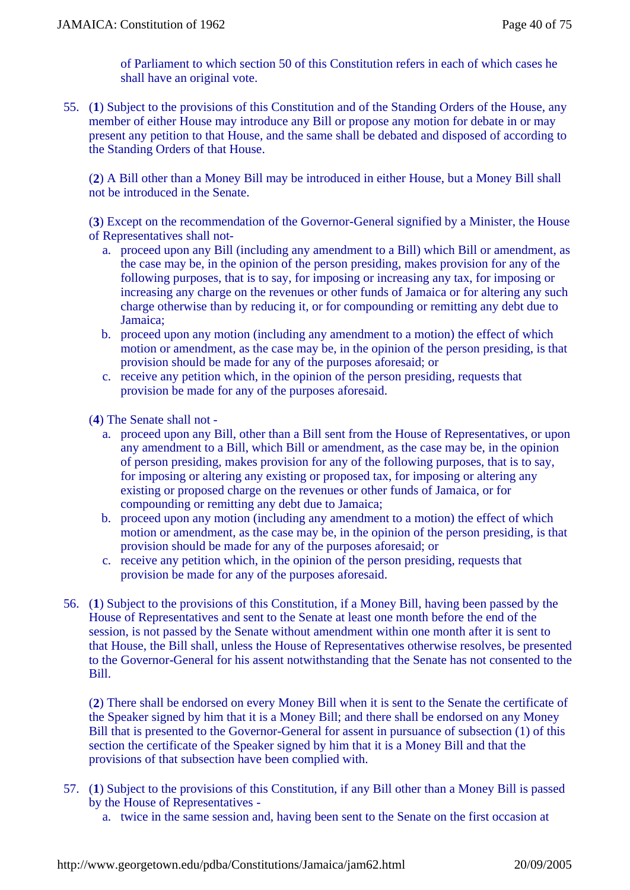of Parliament to which section 50 of this Constitution refers in each of which cases he shall have an original vote.

55. (**1**) Subject to the provisions of this Constitution and of the Standing Orders of the House, any member of either House may introduce any Bill or propose any motion for debate in or may present any petition to that House, and the same shall be debated and disposed of according to the Standing Orders of that House.

(**2**) A Bill other than a Money Bill may be introduced in either House, but a Money Bill shall not be introduced in the Senate.

(**3**) Except on the recommendation of the Governor-General signified by a Minister, the House of Representatives shall not-

a. proceed upon any Bill (including any amendment to a Bill) which Bill or amendment, as the case may be, in the opinion of the person presiding, makes provision for any of the following purposes, that is to say, for imposing or increasing any tax, for imposing or increasing any charge on the revenues or other funds of Jamaica or for altering any such charge otherwise than by reducing it, or for compounding or remitting any debt due to Jamaica;
b. proceed upon any motion (including any amendment to a motion) the effect of which motion or amendment, as the case may be, in the opinion of the person presiding, is that provision should be made for any of the purposes aforesaid; or
c. receive any petition which, in the opinion of the person presiding, requests that provision be made for any of the purposes aforesaid.

(**4**) The Senate shall not -

a. proceed upon any Bill, other than a Bill sent from the House of Representatives, or upon any amendment to a Bill, which Bill or amendment, as the case may be, in the opinion of person presiding, makes provision for any of the following purposes, that is to say, for imposing or altering any existing or proposed tax, for imposing or altering any existing or proposed charge on the revenues or other funds of Jamaica, or for compounding or remitting any debt due to Jamaica;
b. proceed upon any motion (including any amendment to a motion) the effect of which motion or amendment, as the case may be, in the opinion of the person presiding, is that provision should be made for any of the purposes aforesaid; or
c. receive any petition which, in the opinion of the person presiding, requests that provision be made for any of the purposes aforesaid.

56. (**1**) Subject to the provisions of this Constitution, if a Money Bill, having been passed by the House of Representatives and sent to the Senate at least one month before the end of the session, is not passed by the Senate without amendment within one month after it is sent to that House, the Bill shall, unless the House of Representatives otherwise resolves, be presented to the Governor-General for his assent notwithstanding that the Senate has not consented to the Bill.

(**2**) There shall be endorsed on every Money Bill when it is sent to the Senate the certificate of the Speaker signed by him that it is a Money Bill; and there shall be endorsed on any Money Bill that is presented to the Governor-General for assent in pursuance of subsection (1) of this section the certificate of the Speaker signed by him that it is a Money Bill and that the provisions of that subsection have been complied with.

57. (**1**) Subject to the provisions of this Constitution, if any Bill other than a Money Bill is passed by the House of Representatives -

a. twice in the same session and, having been sent to the Senate on the first occasion at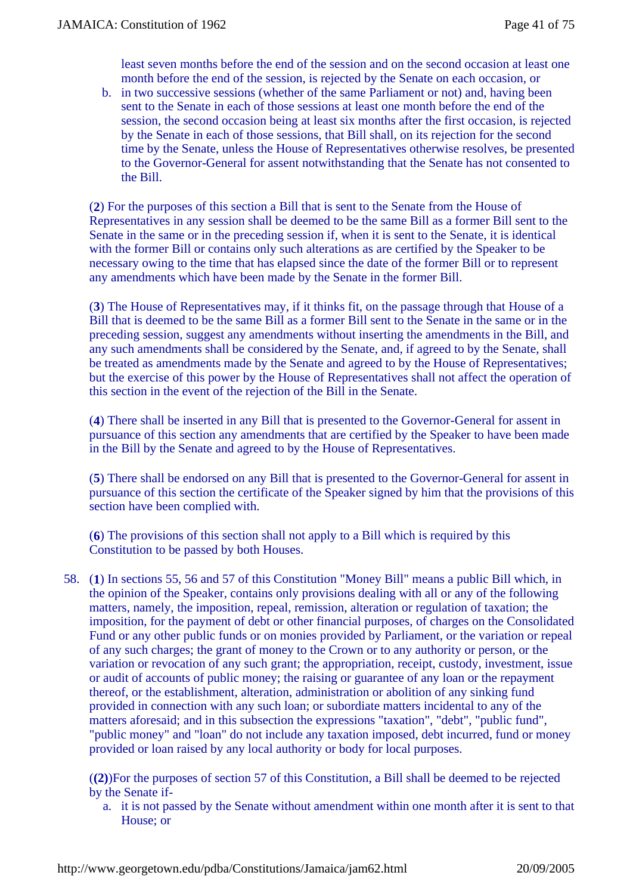least seven months before the end of the session and on the second occasion at least one month before the end of the session, is rejected by the Senate on each occasion, or

b. in two successive sessions (whether of the same Parliament or not) and, having been sent to the Senate in each of those sessions at least one month before the end of the session, the second occasion being at least six months after the first occasion, is rejected by the Senate in each of those sessions, that Bill shall, on its rejection for the second time by the Senate, unless the House of Representatives otherwise resolves, be presented to the Governor-General for assent notwithstanding that the Senate has not consented to the Bill.

(**2**) For the purposes of this section a Bill that is sent to the Senate from the House of Representatives in any session shall be deemed to be the same Bill as a former Bill sent to the Senate in the same or in the preceding session if, when it is sent to the Senate, it is identical with the former Bill or contains only such alterations as are certified by the Speaker to be necessary owing to the time that has elapsed since the date of the former Bill or to represent any amendments which have been made by the Senate in the former Bill.

(**3**) The House of Representatives may, if it thinks fit, on the passage through that House of a Bill that is deemed to be the same Bill as a former Bill sent to the Senate in the same or in the preceding session, suggest any amendments without inserting the amendments in the Bill, and any such amendments shall be considered by the Senate, and, if agreed to by the Senate, shall be treated as amendments made by the Senate and agreed to by the House of Representatives; but the exercise of this power by the House of Representatives shall not affect the operation of this section in the event of the rejection of the Bill in the Senate.

(**4**) There shall be inserted in any Bill that is presented to the Governor-General for assent in pursuance of this section any amendments that are certified by the Speaker to have been made in the Bill by the Senate and agreed to by the House of Representatives.

(**5**) There shall be endorsed on any Bill that is presented to the Governor-General for assent in pursuance of this section the certificate of the Speaker signed by him that the provisions of this section have been complied with.

(**6**) The provisions of this section shall not apply to a Bill which is required by this Constitution to be passed by both Houses.

58. (**1**) In sections 55, 56 and 57 of this Constitution "Money Bill" means a public Bill which, in the opinion of the Speaker, contains only provisions dealing with all or any of the following matters, namely, the imposition, repeal, remission, alteration or regulation of taxation; the imposition, for the payment of debt or other financial purposes, of charges on the Consolidated Fund or any other public funds or on monies provided by Parliament, or the variation or repeal of any such charges; the grant of money to the Crown or to any authority or person, or the variation or revocation of any such grant; the appropriation, receipt, custody, investment, issue or audit of accounts of public money; the raising or guarantee of any loan or the repayment thereof, or the establishment, alteration, administration or abolition of any sinking fund provided in connection with any such loan; or subordinate matters incidental to any of the matters aforesaid; and in this subsection the expressions "taxation", "debt", "public fund", "public money" and "loan" do not include any taxation imposed, debt incurred, fund or money provided or loan raised by any local authority or body for local purposes.

(**(2)**)For the purposes of section 57 of this Constitution, a Bill shall be deemed to be rejected by the Senate if-

a. it is not passed by the Senate without amendment within one month after it is sent to that House; or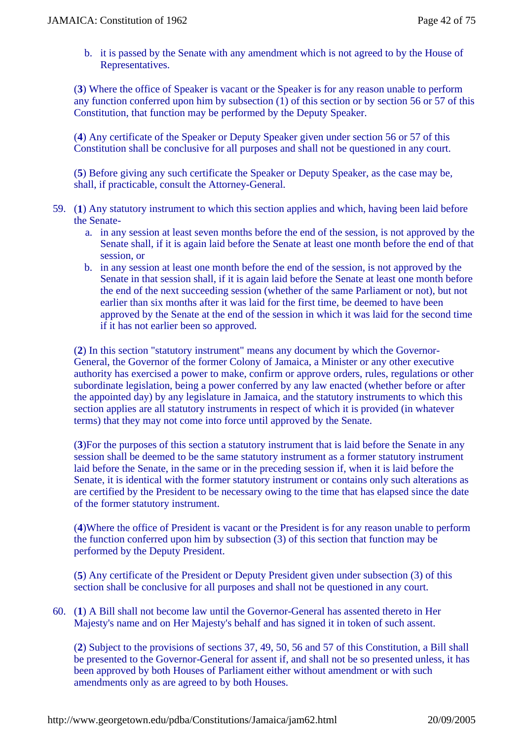b. it is passed by the Senate with any amendment which is not agreed to by the House of Representatives.

(**3**) Where the office of Speaker is vacant or the Speaker is for any reason unable to perform any function conferred upon him by subsection (1) of this section or by section 56 or 57 of this Constitution, that function may be performed by the Deputy Speaker.

(**4**) Any certificate of the Speaker or Deputy Speaker given under section 56 or 57 of this Constitution shall be conclusive for all purposes and shall not be questioned in any court.

(**5**) Before giving any such certificate the Speaker or Deputy Speaker, as the case may be, shall, if practicable, consult the Attorney-General.

59. (**1**) Any statutory instrument to which this section applies and which, having been laid before the Senate-
    a. in any session at least seven months before the end of the session, is not approved by the Senate shall, if it is again laid before the Senate at least one month before the end of that session, or
    b. in any session at least one month before the end of the session, is not approved by the Senate in that session shall, if it is again laid before the Senate at least one month before the end of the next succeeding session (whether of the same Parliament or not), but not earlier than six months after it was laid for the first time, be deemed to have been approved by the Senate at the end of the session in which it was laid for the second time if it has not earlier been so approved.

(**2**) In this section "statutory instrument" means any document by which the Governor-General, the Governor of the former Colony of Jamaica, a Minister or any other executive authority has exercised a power to make, confirm or approve orders, rules, regulations or other subordinate legislation, being a power conferred by any law enacted (whether before or after the appointed day) by any legislature in Jamaica, and the statutory instruments to which this section applies are all statutory instruments in respect of which it is provided (in whatever terms) that they may not come into force until approved by the Senate.

(**3**)For the purposes of this section a statutory instrument that is laid before the Senate in any session shall be deemed to be the same statutory instrument as a former statutory instrument laid before the Senate, in the same or in the preceding session if, when it is laid before the Senate, it is identical with the former statutory instrument or contains only such alterations as are certified by the President to be necessary owing to the time that has elapsed since the date of the former statutory instrument.

(**4**)Where the office of President is vacant or the President is for any reason unable to perform the function conferred upon him by subsection (3) of this section that function may be performed by the Deputy President.

(**5**) Any certificate of the President or Deputy President given under subsection (3) of this section shall be conclusive for all purposes and shall not be questioned in any court.

60. (**1**) A Bill shall not become law until the Governor-General has assented thereto in Her Majesty's name and on Her Majesty's behalf and has signed it in token of such assent.

(**2**) Subject to the provisions of sections 37, 49, 50, 56 and 57 of this Constitution, a Bill shall be presented to the Governor-General for assent if, and shall not be so presented unless, it has been approved by both Houses of Parliament either without amendment or with such amendments only as are agreed to by both Houses.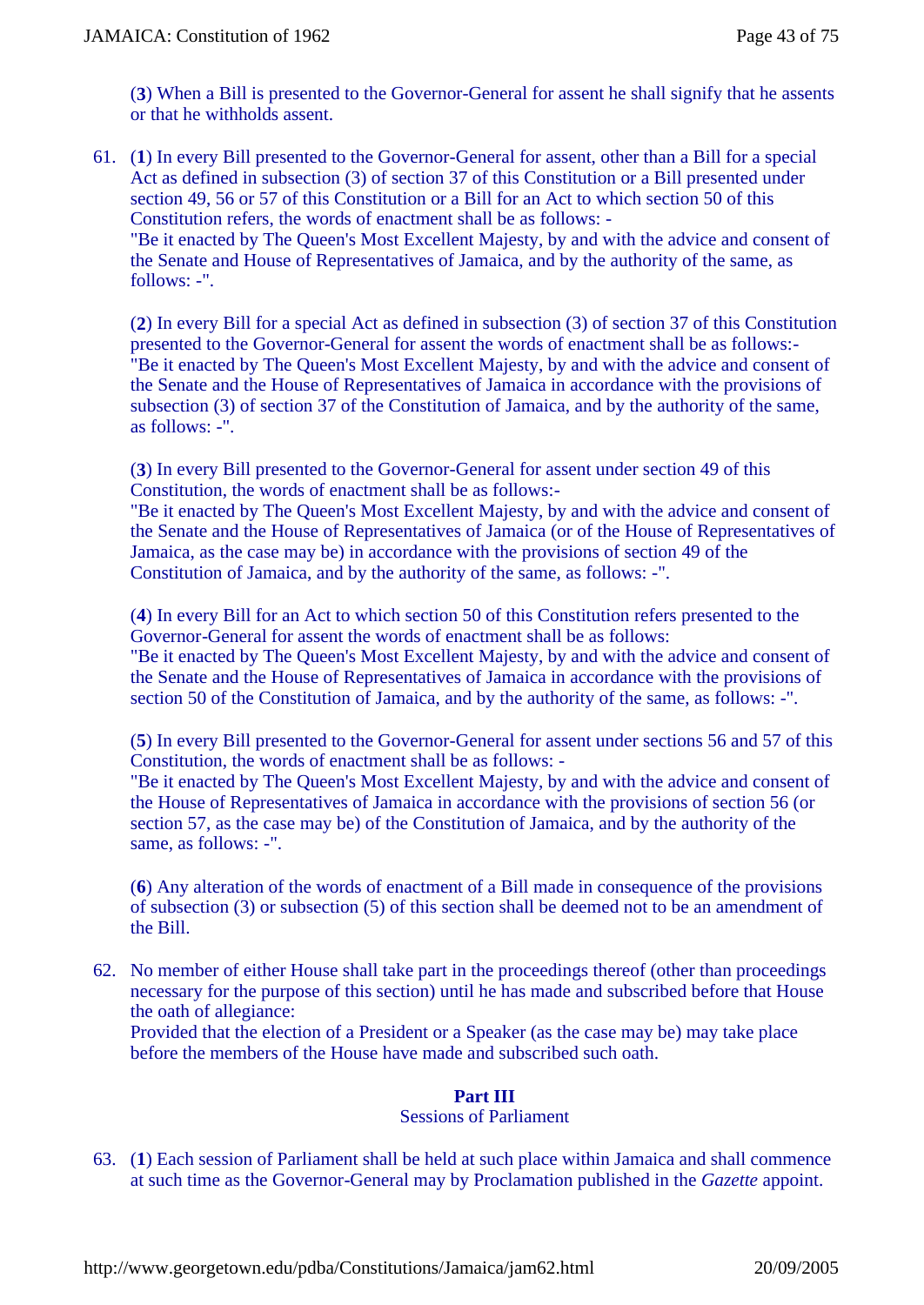(**3**) When a Bill is presented to the Governor-General for assent he shall signify that he assents or that he withholds assent.

61. (**1**) In every Bill presented to the Governor-General for assent, other than a Bill for a special Act as defined in subsection (3) of section 37 of this Constitution or a Bill presented under section 49, 56 or 57 of this Constitution or a Bill for an Act to which section 50 of this Constitution refers, the words of enactment shall be as follows: -
"Be it enacted by The Queen's Most Excellent Majesty, by and with the advice and consent of the Senate and House of Representatives of Jamaica, and by the authority of the same, as follows: -".

(**2**) In every Bill for a special Act as defined in subsection (3) of section 37 of this Constitution presented to the Governor-General for assent the words of enactment shall be as follows:-
"Be it enacted by The Queen's Most Excellent Majesty, by and with the advice and consent of the Senate and the House of Representatives of Jamaica in accordance with the provisions of subsection (3) of section 37 of the Constitution of Jamaica, and by the authority of the same, as follows: -".

(**3**) In every Bill presented to the Governor-General for assent under section 49 of this Constitution, the words of enactment shall be as follows:-
"Be it enacted by The Queen's Most Excellent Majesty, by and with the advice and consent of the Senate and the House of Representatives of Jamaica (or of the House of Representatives of Jamaica, as the case may be) in accordance with the provisions of section 49 of the Constitution of Jamaica, and by the authority of the same, as follows: -".

(**4**) In every Bill for an Act to which section 50 of this Constitution refers presented to the Governor-General for assent the words of enactment shall be as follows:
"Be it enacted by The Queen's Most Excellent Majesty, by and with the advice and consent of the Senate and the House of Representatives of Jamaica in accordance with the provisions of section 50 of the Constitution of Jamaica, and by the authority of the same, as follows: -".

(**5**) In every Bill presented to the Governor-General for assent under sections 56 and 57 of this Constitution, the words of enactment shall be as follows: -
"Be it enacted by The Queen's Most Excellent Majesty, by and with the advice and consent of the House of Representatives of Jamaica in accordance with the provisions of section 56 (or section 57, as the case may be) of the Constitution of Jamaica, and by the authority of the same, as follows: -".

(**6**) Any alteration of the words of enactment of a Bill made in consequence of the provisions of subsection (3) or subsection (5) of this section shall be deemed not to be an amendment of the Bill.

62. No member of either House shall take part in the proceedings thereof (other than proceedings necessary for the purpose of this section) until he has made and subscribed before that House the oath of allegiance:
Provided that the election of a President or a Speaker (as the case may be) may take place before the members of the House have made and subscribed such oath.

## Part III

### Sessions of Parliament

63. (**1**) Each session of Parliament shall be held at such place within Jamaica and shall commence at such time as the Governor-General may by Proclamation published in the *Gazette* appoint.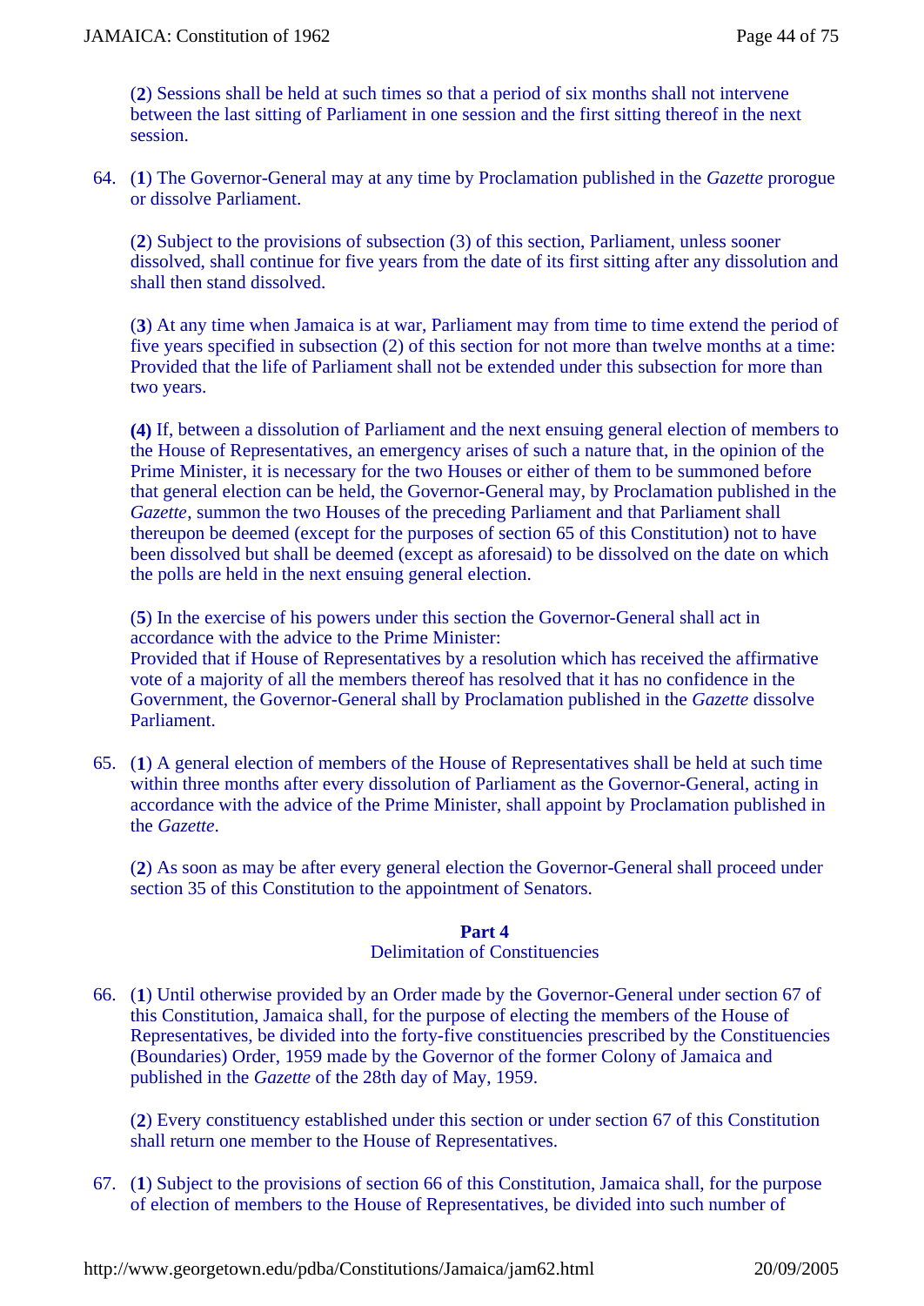(**2**) Sessions shall be held at such times so that a period of six months shall not intervene between the last sitting of Parliament in one session and the first sitting thereof in the next session.

64. (**1**) The Governor-General may at any time by Proclamation published in the *Gazette* prorogue or dissolve Parliament.

(**2**) Subject to the provisions of subsection (3) of this section, Parliament, unless sooner dissolved, shall continue for five years from the date of its first sitting after any dissolution and shall then stand dissolved.

(**3**) At any time when Jamaica is at war, Parliament may from time to time extend the period of five years specified in subsection (2) of this section for not more than twelve months at a time: Provided that the life of Parliament shall not be extended under this subsection for more than two years.

**(4)** If, between a dissolution of Parliament and the next ensuing general election of members to the House of Representatives, an emergency arises of such a nature that, in the opinion of the Prime Minister, it is necessary for the two Houses or either of them to be summoned before that general election can be held, the Governor-General may, by Proclamation published in the *Gazette*, summon the two Houses of the preceding Parliament and that Parliament shall thereupon be deemed (except for the purposes of section 65 of this Constitution) not to have been dissolved but shall be deemed (except as aforesaid) to be dissolved on the date on which the polls are held in the next ensuing general election.

(**5**) In the exercise of his powers under this section the Governor-General shall act in accordance with the advice to the Prime Minister:
Provided that if House of Representatives by a resolution which has received the affirmative vote of a majority of all the members thereof has resolved that it has no confidence in the Government, the Governor-General shall by Proclamation published in the *Gazette* dissolve Parliament.

65. (**1**) A general election of members of the House of Representatives shall be held at such time within three months after every dissolution of Parliament as the Governor-General, acting in accordance with the advice of the Prime Minister, shall appoint by Proclamation published in the *Gazette*.

(**2**) As soon as may be after every general election the Governor-General shall proceed under section 35 of this Constitution to the appointment of Senators.

## Part 4
### Delimitation of Constituencies

66. (**1**) Until otherwise provided by an Order made by the Governor-General under section 67 of this Constitution, Jamaica shall, for the purpose of electing the members of the House of Representatives, be divided into the forty-five constituencies prescribed by the Constituencies (Boundaries) Order, 1959 made by the Governor of the former Colony of Jamaica and published in the *Gazette* of the 28th day of May, 1959.

(**2**) Every constituency established under this section or under section 67 of this Constitution shall return one member to the House of Representatives.

67. (**1**) Subject to the provisions of section 66 of this Constitution, Jamaica shall, for the purpose of election of members to the House of Representatives, be divided into such number of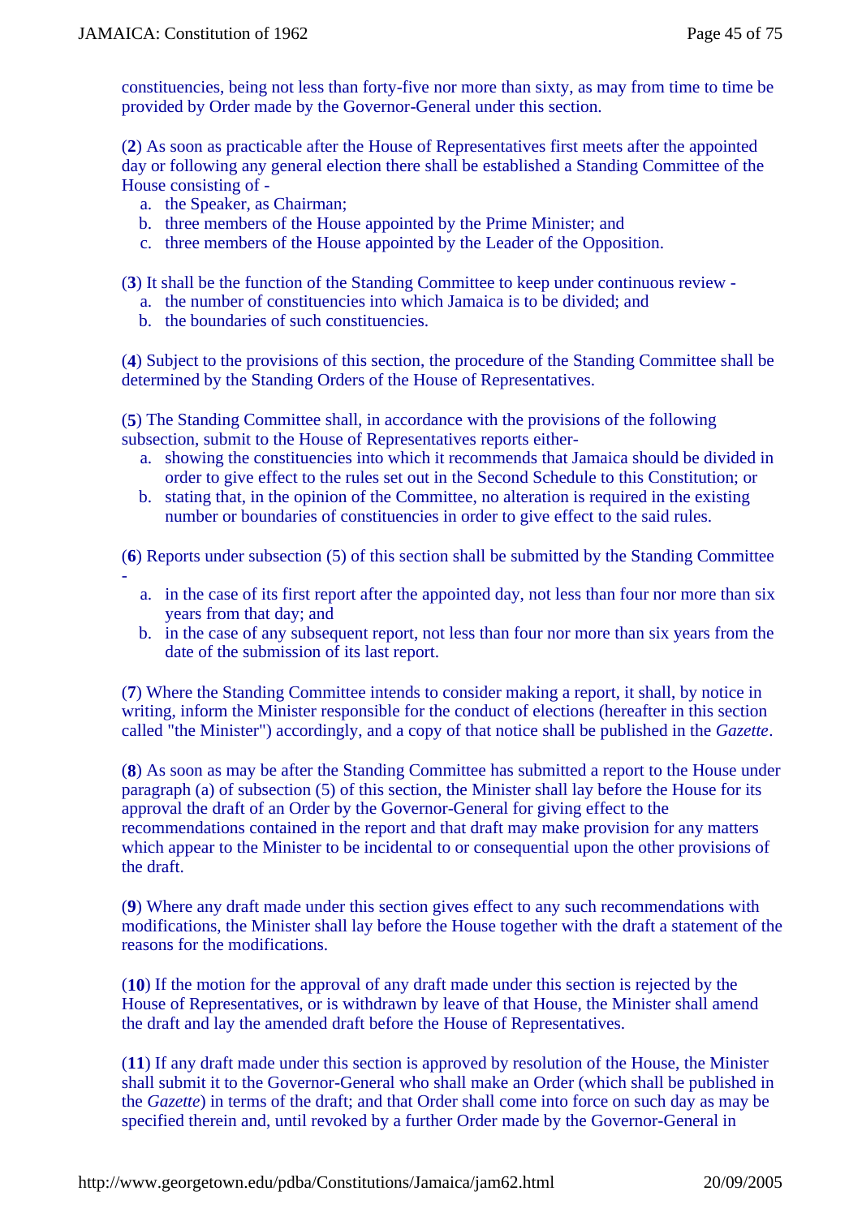constituencies, being not less than forty-five nor more than sixty, as may from time to time be provided by Order made by the Governor-General under this section.

(**2**) As soon as practicable after the House of Representatives first meets after the appointed day or following any general election there shall be established a Standing Committee of the House consisting of -

a. the Speaker, as Chairman;
b. three members of the House appointed by the Prime Minister; and
c. three members of the House appointed by the Leader of the Opposition.

(**3**) It shall be the function of the Standing Committee to keep under continuous review -

a. the number of constituencies into which Jamaica is to be divided; and
b. the boundaries of such constituencies.

(**4**) Subject to the provisions of this section, the procedure of the Standing Committee shall be determined by the Standing Orders of the House of Representatives.

(**5**) The Standing Committee shall, in accordance with the provisions of the following subsection, submit to the House of Representatives reports either-

a. showing the constituencies into which it recommends that Jamaica should be divided in order to give effect to the rules set out in the Second Schedule to this Constitution; or
b. stating that, in the opinion of the Committee, no alteration is required in the existing number or boundaries of constituencies in order to give effect to the said rules.

(**6**) Reports under subsection (5) of this section shall be submitted by the Standing Committee -

a. in the case of its first report after the appointed day, not less than four nor more than six years from that day; and
b. in the case of any subsequent report, not less than four nor more than six years from the date of the submission of its last report.

(**7**) Where the Standing Committee intends to consider making a report, it shall, by notice in writing, inform the Minister responsible for the conduct of elections (hereafter in this section called "the Minister") accordingly, and a copy of that notice shall be published in the *Gazette*.

(**8**) As soon as may be after the Standing Committee has submitted a report to the House under paragraph (a) of subsection (5) of this section, the Minister shall lay before the House for its approval the draft of an Order by the Governor-General for giving effect to the recommendations contained in the report and that draft may make provision for any matters which appear to the Minister to be incidental to or consequential upon the other provisions of the draft.

(**9**) Where any draft made under this section gives effect to any such recommendations with modifications, the Minister shall lay before the House together with the draft a statement of the reasons for the modifications.

(**10**) If the motion for the approval of any draft made under this section is rejected by the House of Representatives, or is withdrawn by leave of that House, the Minister shall amend the draft and lay the amended draft before the House of Representatives.

(**11**) If any draft made under this section is approved by resolution of the House, the Minister shall submit it to the Governor-General who shall make an Order (which shall be published in the *Gazette*) in terms of the draft; and that Order shall come into force on such day as may be specified therein and, until revoked by a further Order made by the Governor-General in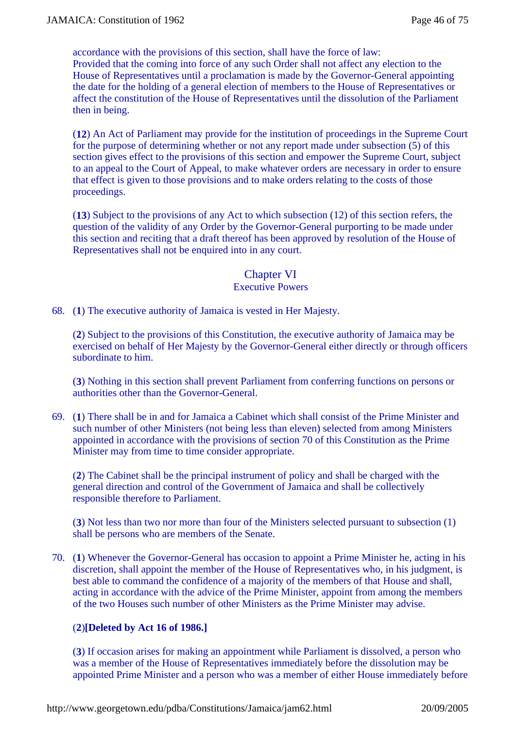accordance with the provisions of this section, shall have the force of law:
Provided that the coming into force of any such Order shall not affect any election to the House of Representatives until a proclamation is made by the Governor-General appointing the date for the holding of a general election of members to the House of Representatives or affect the constitution of the House of Representatives until the dissolution of the Parliament then in being.

(**12**) An Act of Parliament may provide for the institution of proceedings in the Supreme Court for the purpose of determining whether or not any report made under subsection (5) of this section gives effect to the provisions of this section and empower the Supreme Court, subject to an appeal to the Court of Appeal, to make whatever orders are necessary in order to ensure that effect is given to those provisions and to make orders relating to the costs of those proceedings.

(**13**) Subject to the provisions of any Act to which subsection (12) of this section refers, the question of the validity of any Order by the Governor-General purporting to be made under this section and reciting that a draft thereof has been approved by resolution of the House of Representatives shall not be enquired into in any court.

## Chapter VI
### Executive Powers

68. (**1**) The executive authority of Jamaica is vested in Her Majesty.

(**2**) Subject to the provisions of this Constitution, the executive authority of Jamaica may be exercised on behalf of Her Majesty by the Governor-General either directly or through officers subordinate to him.

(**3**) Nothing in this section shall prevent Parliament from conferring functions on persons or authorities other than the Governor-General.

69. (**1**) There shall be in and for Jamaica a Cabinet which shall consist of the Prime Minister and such number of other Ministers (not being less than eleven) selected from among Ministers appointed in accordance with the provisions of section 70 of this Constitution as the Prime Minister may from time to time consider appropriate.

(**2**) The Cabinet shall be the principal instrument of policy and shall be charged with the general direction and control of the Government of Jamaica and shall be collectively responsible therefore to Parliament.

(**3**) Not less than two nor more than four of the Ministers selected pursuant to subsection (1) shall be persons who are members of the Senate.

70. (**1**) Whenever the Governor-General has occasion to appoint a Prime Minister he, acting in his discretion, shall appoint the member of the House of Representatives who, in his judgment, is best able to command the confidence of a majority of the members of that House and shall, acting in accordance with the advice of the Prime Minister, appoint from among the members of the two Houses such number of other Ministers as the Prime Minister may advise.

(**2**)**[Deleted by Act 16 of 1986.]**

(**3**) If occasion arises for making an appointment while Parliament is dissolved, a person who was a member of the House of Representatives immediately before the dissolution may be appointed Prime Minister and a person who was a member of either House immediately before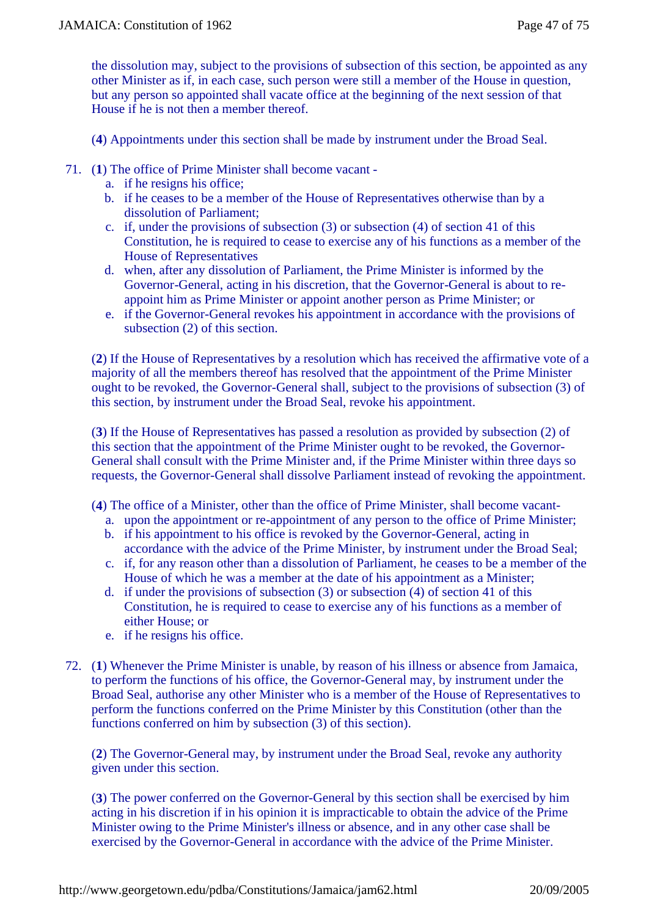the dissolution may, subject to the provisions of subsection of this section, be appointed as any other Minister as if, in each case, such person were still a member of the House in question, but any person so appointed shall vacate office at the beginning of the next session of that House if he is not then a member thereof.

(**4**) Appointments under this section shall be made by instrument under the Broad Seal.

71. (**1**) The office of Prime Minister shall become vacant -
    a. if he resigns his office;
    b. if he ceases to be a member of the House of Representatives otherwise than by a dissolution of Parliament;
    c. if, under the provisions of subsection (3) or subsection (4) of section 41 of this Constitution, he is required to cease to exercise any of his functions as a member of the House of Representatives
    d. when, after any dissolution of Parliament, the Prime Minister is informed by the Governor-General, acting in his discretion, that the Governor-General is about to re-appoint him as Prime Minister or appoint another person as Prime Minister; or
    e. if the Governor-General revokes his appointment in accordance with the provisions of subsection (2) of this section.

    (**2**) If the House of Representatives by a resolution which has received the affirmative vote of a majority of all the members thereof has resolved that the appointment of the Prime Minister ought to be revoked, the Governor-General shall, subject to the provisions of subsection (3) of this section, by instrument under the Broad Seal, revoke his appointment.

    (**3**) If the House of Representatives has passed a resolution as provided by subsection (2) of this section that the appointment of the Prime Minister ought to be revoked, the Governor-General shall consult with the Prime Minister and, if the Prime Minister within three days so requests, the Governor-General shall dissolve Parliament instead of revoking the appointment.

    (**4**) The office of a Minister, other than the office of Prime Minister, shall become vacant-
    a. upon the appointment or re-appointment of any person to the office of Prime Minister;
    b. if his appointment to his office is revoked by the Governor-General, acting in accordance with the advice of the Prime Minister, by instrument under the Broad Seal;
    c. if, for any reason other than a dissolution of Parliament, he ceases to be a member of the House of which he was a member at the date of his appointment as a Minister;
    d. if under the provisions of subsection (3) or subsection (4) of section 41 of this Constitution, he is required to cease to exercise any of his functions as a member of either House; or
    e. if he resigns his office.

72. (**1**) Whenever the Prime Minister is unable, by reason of his illness or absence from Jamaica, to perform the functions of his office, the Governor-General may, by instrument under the Broad Seal, authorise any other Minister who is a member of the House of Representatives to perform the functions conferred on the Prime Minister by this Constitution (other than the functions conferred on him by subsection (3) of this section).

    (**2**) The Governor-General may, by instrument under the Broad Seal, revoke any authority given under this section.

    (**3**) The power conferred on the Governor-General by this section shall be exercised by him acting in his discretion if in his opinion it is impracticable to obtain the advice of the Prime Minister owing to the Prime Minister's illness or absence, and in any other case shall be exercised by the Governor-General in accordance with the advice of the Prime Minister.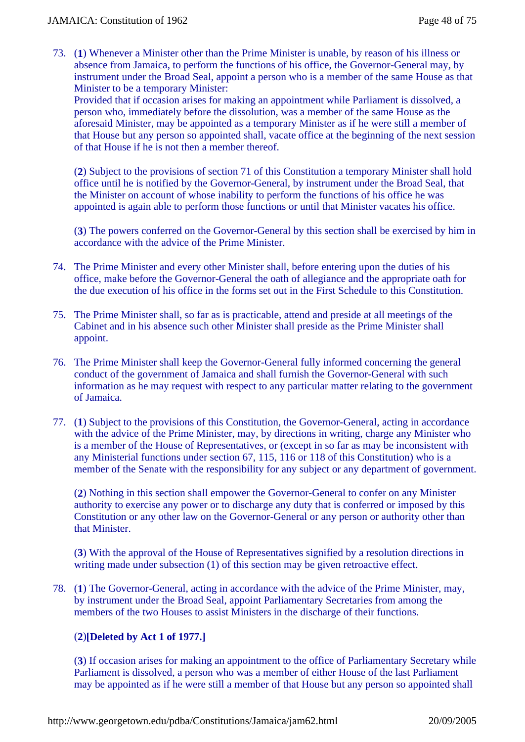73. (**1**) Whenever a Minister other than the Prime Minister is unable, by reason of his illness or absence from Jamaica, to perform the functions of his office, the Governor-General may, by instrument under the Broad Seal, appoint a person who is a member of the same House as that Minister to be a temporary Minister:
Provided that if occasion arises for making an appointment while Parliament is dissolved, a person who, immediately before the dissolution, was a member of the same House as the aforesaid Minister, may be appointed as a temporary Minister as if he were still a member of that House but any person so appointed shall, vacate office at the beginning of the next session of that House if he is not then a member thereof.

    (**2**) Subject to the provisions of section 71 of this Constitution a temporary Minister shall hold office until he is notified by the Governor-General, by instrument under the Broad Seal, that the Minister on account of whose inability to perform the functions of his office he was appointed is again able to perform those functions or until that Minister vacates his office.

    (**3**) The powers conferred on the Governor-General by this section shall be exercised by him in accordance with the advice of the Prime Minister.

74. The Prime Minister and every other Minister shall, before entering upon the duties of his office, make before the Governor-General the oath of allegiance and the appropriate oath for the due execution of his office in the forms set out in the First Schedule to this Constitution.

75. The Prime Minister shall, so far as is practicable, attend and preside at all meetings of the Cabinet and in his absence such other Minister shall preside as the Prime Minister shall appoint.

76. The Prime Minister shall keep the Governor-General fully informed concerning the general conduct of the government of Jamaica and shall furnish the Governor-General with such information as he may request with respect to any particular matter relating to the government of Jamaica.

77. (**1**) Subject to the provisions of this Constitution, the Governor-General, acting in accordance with the advice of the Prime Minister, may, by directions in writing, charge any Minister who is a member of the House of Representatives, or (except in so far as may be inconsistent with any Ministerial functions under section 67, 115, 116 or 118 of this Constitution) who is a member of the Senate with the responsibility for any subject or any department of government.

    (**2**) Nothing in this section shall empower the Governor-General to confer on any Minister authority to exercise any power or to discharge any duty that is conferred or imposed by this Constitution or any other law on the Governor-General or any person or authority other than that Minister.

    (**3**) With the approval of the House of Representatives signified by a resolution directions in writing made under subsection (1) of this section may be given retroactive effect.

78. (**1**) The Governor-General, acting in accordance with the advice of the Prime Minister, may, by instrument under the Broad Seal, appoint Parliamentary Secretaries from among the members of the two Houses to assist Ministers in the discharge of their functions.

    (**2**)**[Deleted by Act 1 of 1977.]**

    (**3**) If occasion arises for making an appointment to the office of Parliamentary Secretary while Parliament is dissolved, a person who was a member of either House of the last Parliament may be appointed as if he were still a member of that House but any person so appointed shall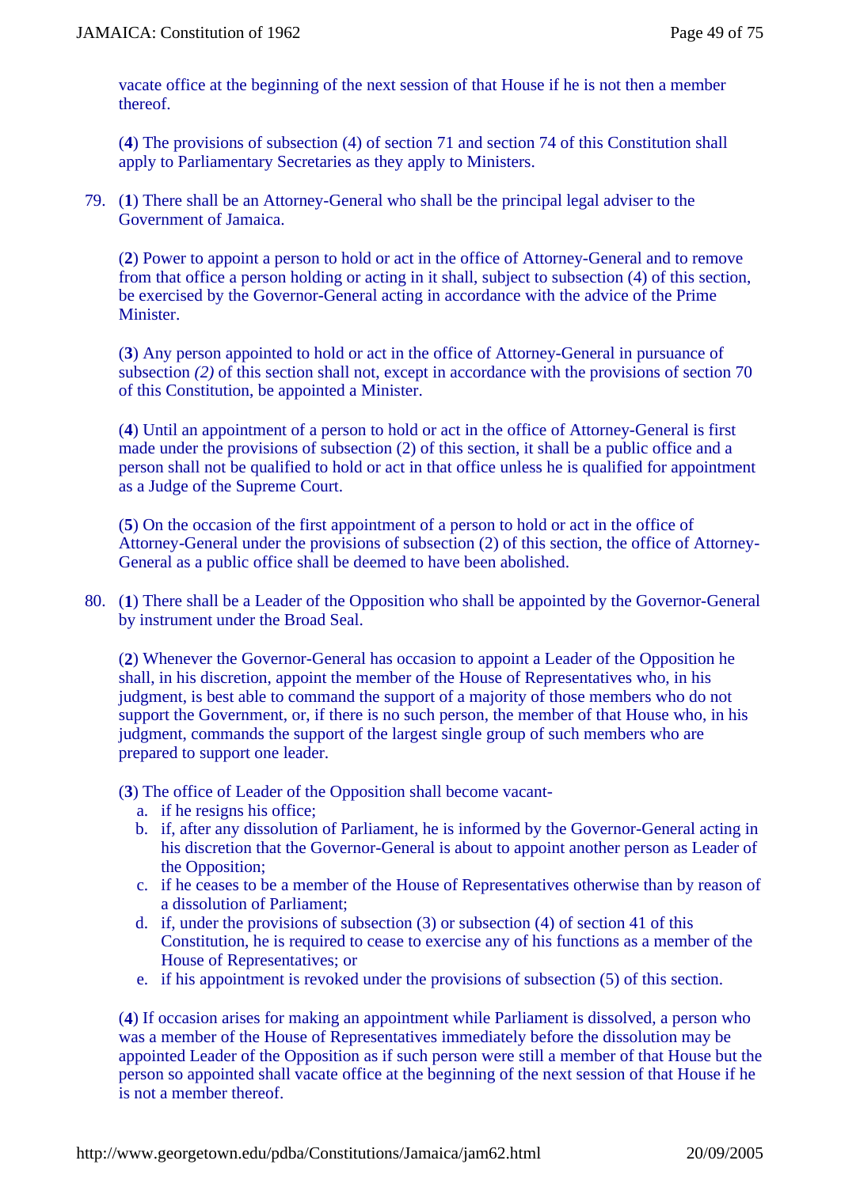vacate office at the beginning of the next session of that House if he is not then a member thereof.

(**4**) The provisions of subsection (4) of section 71 and section 74 of this Constitution shall apply to Parliamentary Secretaries as they apply to Ministers.

79. (**1**) There shall be an Attorney-General who shall be the principal legal adviser to the Government of Jamaica.

(**2**) Power to appoint a person to hold or act in the office of Attorney-General and to remove from that office a person holding or acting in it shall, subject to subsection (4) of this section, be exercised by the Governor-General acting in accordance with the advice of the Prime Minister.

(**3**) Any person appointed to hold or act in the office of Attorney-General in pursuance of subsection *(2)* of this section shall not, except in accordance with the provisions of section 70 of this Constitution, be appointed a Minister.

(**4**) Until an appointment of a person to hold or act in the office of Attorney-General is first made under the provisions of subsection (2) of this section, it shall be a public office and a person shall not be qualified to hold or act in that office unless he is qualified for appointment as a Judge of the Supreme Court.

(**5**) On the occasion of the first appointment of a person to hold or act in the office of Attorney-General under the provisions of subsection (2) of this section, the office of Attorney-General as a public office shall be deemed to have been abolished.

80. (**1**) There shall be a Leader of the Opposition who shall be appointed by the Governor-General by instrument under the Broad Seal.

(**2**) Whenever the Governor-General has occasion to appoint a Leader of the Opposition he shall, in his discretion, appoint the member of the House of Representatives who, in his judgment, is best able to command the support of a majority of those members who do not support the Government, or, if there is no such person, the member of that House who, in his judgment, commands the support of the largest single group of such members who are prepared to support one leader.

(**3**) The office of Leader of the Opposition shall become vacant-

a. if he resigns his office;
b. if, after any dissolution of Parliament, he is informed by the Governor-General acting in his discretion that the Governor-General is about to appoint another person as Leader of the Opposition;
c. if he ceases to be a member of the House of Representatives otherwise than by reason of a dissolution of Parliament;
d. if, under the provisions of subsection (3) or subsection (4) of section 41 of this Constitution, he is required to cease to exercise any of his functions as a member of the House of Representatives; or
e. if his appointment is revoked under the provisions of subsection (5) of this section.

(**4**) If occasion arises for making an appointment while Parliament is dissolved, a person who was a member of the House of Representatives immediately before the dissolution may be appointed Leader of the Opposition as if such person were still a member of that House but the person so appointed shall vacate office at the beginning of the next session of that House if he is not a member thereof.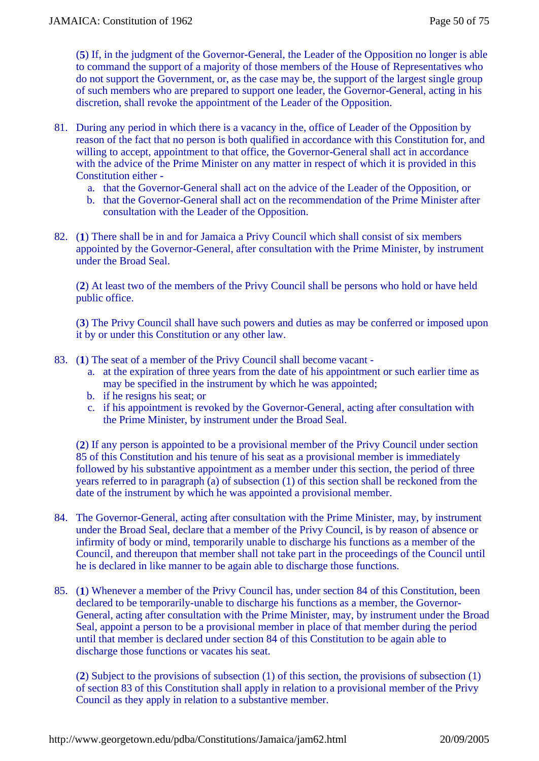(**5**) If, in the judgment of the Governor-General, the Leader of the Opposition no longer is able to command the support of a majority of those members of the House of Representatives who do not support the Government, or, as the case may be, the support of the largest single group of such members who are prepared to support one leader, the Governor-General, acting in his discretion, shall revoke the appointment of the Leader of the Opposition.

81. During any period in which there is a vacancy in the, office of Leader of the Opposition by reason of the fact that no person is both qualified in accordance with this Constitution for, and willing to accept, appointment to that office, the Governor-General shall act in accordance with the advice of the Prime Minister on any matter in respect of which it is provided in this Constitution either -
    a. that the Governor-General shall act on the advice of the Leader of the Opposition, or
    b. that the Governor-General shall act on the recommendation of the Prime Minister after consultation with the Leader of the Opposition.

82. (**1**) There shall be in and for Jamaica a Privy Council which shall consist of six members appointed by the Governor-General, after consultation with the Prime Minister, by instrument under the Broad Seal.

    (**2**) At least two of the members of the Privy Council shall be persons who hold or have held public office.

    (**3**) The Privy Council shall have such powers and duties as may be conferred or imposed upon it by or under this Constitution or any other law.

83. (**1**) The seat of a member of the Privy Council shall become vacant -
    a. at the expiration of three years from the date of his appointment or such earlier time as may be specified in the instrument by which he was appointed;
    b. if he resigns his seat; or
    c. if his appointment is revoked by the Governor-General, acting after consultation with the Prime Minister, by instrument under the Broad Seal.

    (**2**) If any person is appointed to be a provisional member of the Privy Council under section 85 of this Constitution and his tenure of his seat as a provisional member is immediately followed by his substantive appointment as a member under this section, the period of three years referred to in paragraph (a) of subsection (1) of this section shall be reckoned from the date of the instrument by which he was appointed a provisional member.

84. The Governor-General, acting after consultation with the Prime Minister, may, by instrument under the Broad Seal, declare that a member of the Privy Council, is by reason of absence or infirmity of body or mind, temporarily unable to discharge his functions as a member of the Council, and thereupon that member shall not take part in the proceedings of the Council until he is declared in like manner to be again able to discharge those functions.

85. (**1**) Whenever a member of the Privy Council has, under section 84 of this Constitution, been declared to be temporarily-unable to discharge his functions as a member, the Governor-General, acting after consultation with the Prime Minister, may, by instrument under the Broad Seal, appoint a person to be a provisional member in place of that member during the period until that member is declared under section 84 of this Constitution to be again able to discharge those functions or vacates his seat.

    (**2**) Subject to the provisions of subsection (1) of this section, the provisions of subsection (1) of section 83 of this Constitution shall apply in relation to a provisional member of the Privy Council as they apply in relation to a substantive member.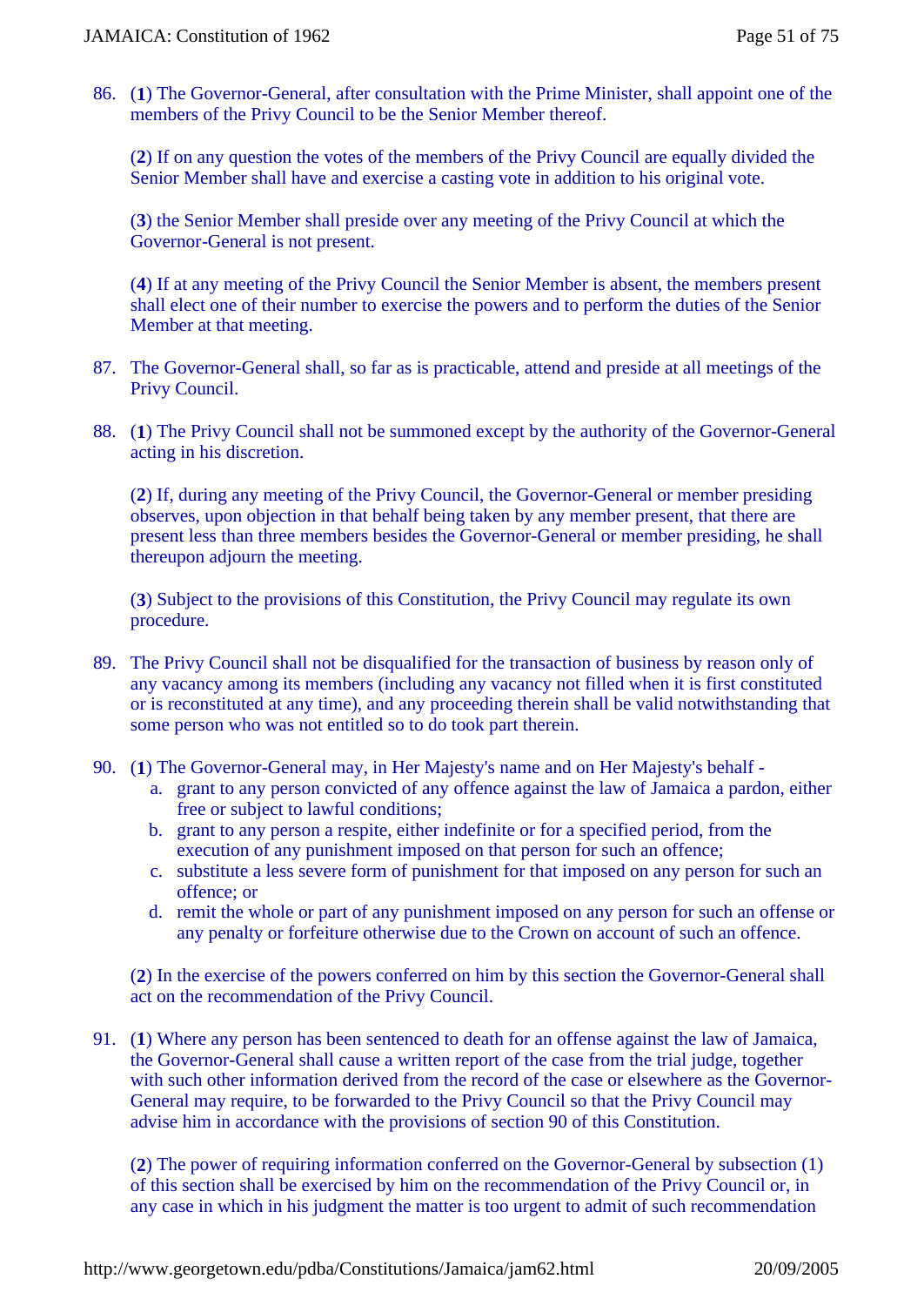86. (**1**) The Governor-General, after consultation with the Prime Minister, shall appoint one of the members of the Privy Council to be the Senior Member thereof.

    (**2**) If on any question the votes of the members of the Privy Council are equally divided the Senior Member shall have and exercise a casting vote in addition to his original vote.

    (**3**) the Senior Member shall preside over any meeting of the Privy Council at which the Governor-General is not present.

    (**4**) If at any meeting of the Privy Council the Senior Member is absent, the members present shall elect one of their number to exercise the powers and to perform the duties of the Senior Member at that meeting.

87. The Governor-General shall, so far as is practicable, attend and preside at all meetings of the Privy Council.

88. (**1**) The Privy Council shall not be summoned except by the authority of the Governor-General acting in his discretion.

    (**2**) If, during any meeting of the Privy Council, the Governor-General or member presiding observes, upon objection in that behalf being taken by any member present, that there are present less than three members besides the Governor-General or member presiding, he shall thereupon adjourn the meeting.

    (**3**) Subject to the provisions of this Constitution, the Privy Council may regulate its own procedure.

89. The Privy Council shall not be disqualified for the transaction of business by reason only of any vacancy among its members (including any vacancy not filled when it is first constituted or is reconstituted at any time), and any proceeding therein shall be valid notwithstanding that some person who was not entitled so to do took part therein.

90. (**1**) The Governor-General may, in Her Majesty's name and on Her Majesty's behalf -
    a. grant to any person convicted of any offence against the law of Jamaica a pardon, either free or subject to lawful conditions;
    b. grant to any person a respite, either indefinite or for a specified period, from the execution of any punishment imposed on that person for such an offence;
    c. substitute a less severe form of punishment for that imposed on any person for such an offence; or
    d. remit the whole or part of any punishment imposed on any person for such an offense or any penalty or forfeiture otherwise due to the Crown on account of such an offence.

    (**2**) In the exercise of the powers conferred on him by this section the Governor-General shall act on the recommendation of the Privy Council.

91. (**1**) Where any person has been sentenced to death for an offense against the law of Jamaica, the Governor-General shall cause a written report of the case from the trial judge, together with such other information derived from the record of the case or elsewhere as the Governor-General may require, to be forwarded to the Privy Council so that the Privy Council may advise him in accordance with the provisions of section 90 of this Constitution.

    (**2**) The power of requiring information conferred on the Governor-General by subsection (1) of this section shall be exercised by him on the recommendation of the Privy Council or, in any case in which in his judgment the matter is too urgent to admit of such recommendation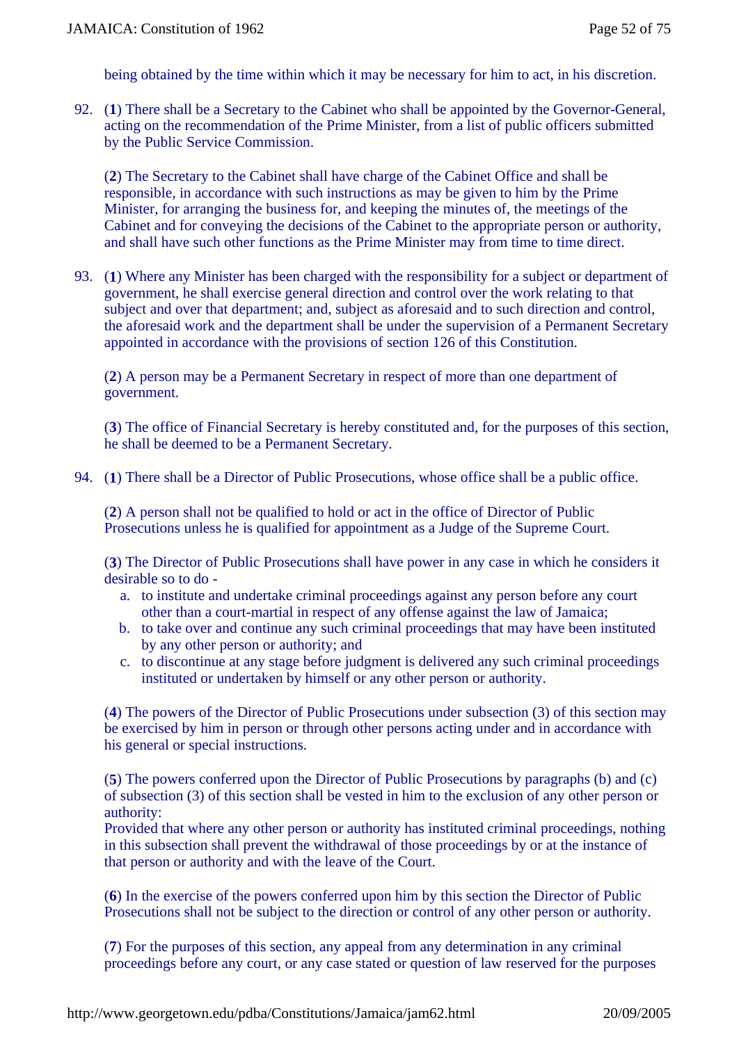being obtained by the time within which it may be necessary for him to act, in his discretion.

92. (**1**) There shall be a Secretary to the Cabinet who shall be appointed by the Governor-General, acting on the recommendation of the Prime Minister, from a list of public officers submitted by the Public Service Commission.

(**2**) The Secretary to the Cabinet shall have charge of the Cabinet Office and shall be responsible, in accordance with such instructions as may be given to him by the Prime Minister, for arranging the business for, and keeping the minutes of, the meetings of the Cabinet and for conveying the decisions of the Cabinet to the appropriate person or authority, and shall have such other functions as the Prime Minister may from time to time direct.

93. (**1**) Where any Minister has been charged with the responsibility for a subject or department of government, he shall exercise general direction and control over the work relating to that subject and over that department; and, subject as aforesaid and to such direction and control, the aforesaid work and the department shall be under the supervision of a Permanent Secretary appointed in accordance with the provisions of section 126 of this Constitution.

(**2**) A person may be a Permanent Secretary in respect of more than one department of government.

(**3**) The office of Financial Secretary is hereby constituted and, for the purposes of this section, he shall be deemed to be a Permanent Secretary.

94. (**1**) There shall be a Director of Public Prosecutions, whose office shall be a public office.

(**2**) A person shall not be qualified to hold or act in the office of Director of Public Prosecutions unless he is qualified for appointment as a Judge of the Supreme Court.

(**3**) The Director of Public Prosecutions shall have power in any case in which he considers it desirable so to do -

a. to institute and undertake criminal proceedings against any person before any court other than a court-martial in respect of any offense against the law of Jamaica;
b. to take over and continue any such criminal proceedings that may have been instituted by any other person or authority; and
c. to discontinue at any stage before judgment is delivered any such criminal proceedings instituted or undertaken by himself or any other person or authority.

(**4**) The powers of the Director of Public Prosecutions under subsection (3) of this section may be exercised by him in person or through other persons acting under and in accordance with his general or special instructions.

(**5**) The powers conferred upon the Director of Public Prosecutions by paragraphs (b) and (c) of subsection (3) of this section shall be vested in him to the exclusion of any other person or authority:
Provided that where any other person or authority has instituted criminal proceedings, nothing in this subsection shall prevent the withdrawal of those proceedings by or at the instance of that person or authority and with the leave of the Court.

(**6**) In the exercise of the powers conferred upon him by this section the Director of Public Prosecutions shall not be subject to the direction or control of any other person or authority.

(**7**) For the purposes of this section, any appeal from any determination in any criminal proceedings before any court, or any case stated or question of law reserved for the purposes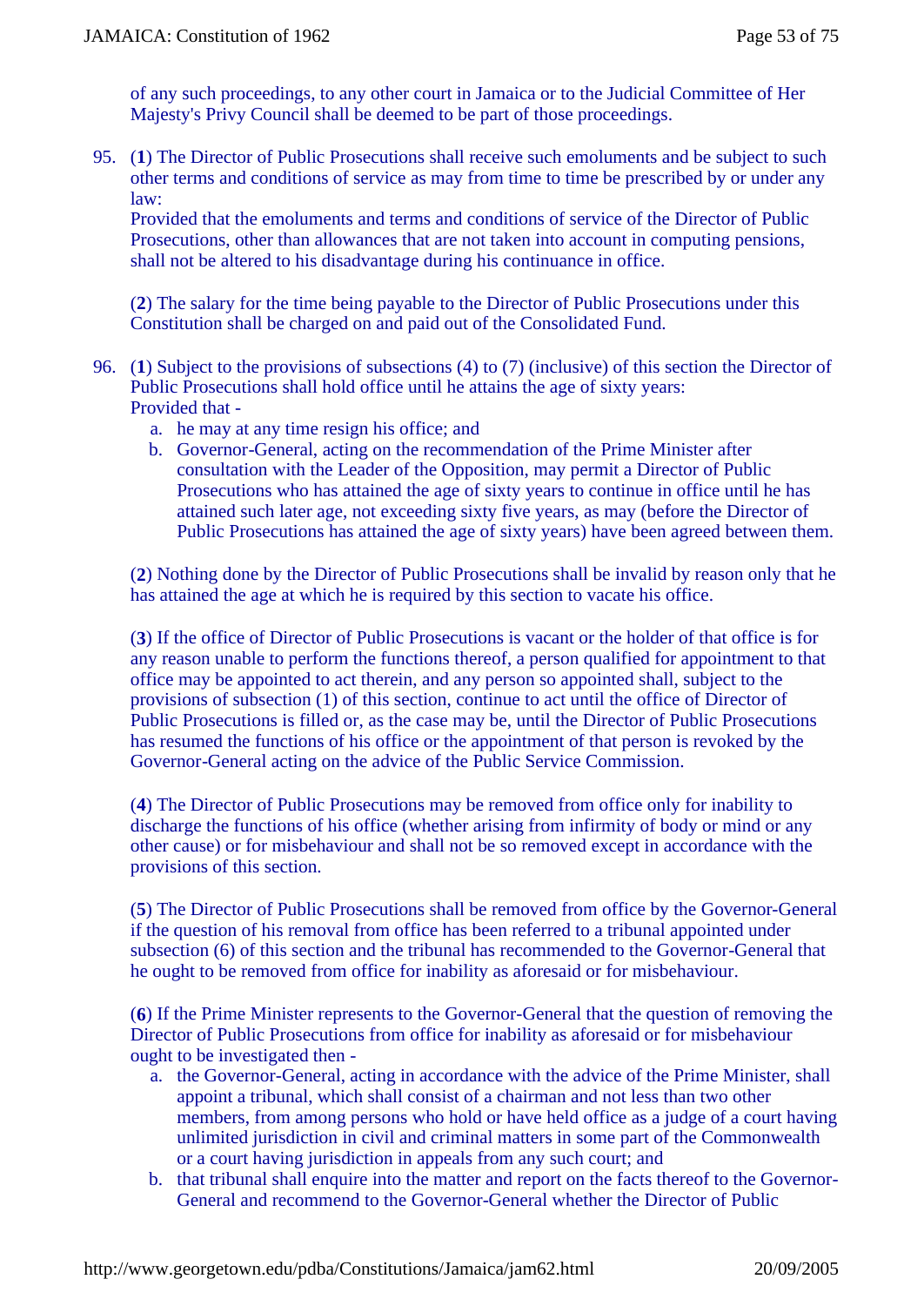of any such proceedings, to any other court in Jamaica or to the Judicial Committee of Her Majesty's Privy Council shall be deemed to be part of those proceedings.

95. (**1**) The Director of Public Prosecutions shall receive such emoluments and be subject to such other terms and conditions of service as may from time to time be prescribed by or under any law:
Provided that the emoluments and terms and conditions of service of the Director of Public Prosecutions, other than allowances that are not taken into account in computing pensions, shall not be altered to his disadvantage during his continuance in office.

(**2**) The salary for the time being payable to the Director of Public Prosecutions under this Constitution shall be charged on and paid out of the Consolidated Fund.

96. (**1**) Subject to the provisions of subsections (4) to (7) (inclusive) of this section the Director of Public Prosecutions shall hold office until he attains the age of sixty years:
Provided that -

a. he may at any time resign his office; and
b. Governor-General, acting on the recommendation of the Prime Minister after consultation with the Leader of the Opposition, may permit a Director of Public Prosecutions who has attained the age of sixty years to continue in office until he has attained such later age, not exceeding sixty five years, as may (before the Director of Public Prosecutions has attained the age of sixty years) have been agreed between them.

(**2**) Nothing done by the Director of Public Prosecutions shall be invalid by reason only that he has attained the age at which he is required by this section to vacate his office.

(**3**) If the office of Director of Public Prosecutions is vacant or the holder of that office is for any reason unable to perform the functions thereof, a person qualified for appointment to that office may be appointed to act therein, and any person so appointed shall, subject to the provisions of subsection (1) of this section, continue to act until the office of Director of Public Prosecutions is filled or, as the case may be, until the Director of Public Prosecutions has resumed the functions of his office or the appointment of that person is revoked by the Governor-General acting on the advice of the Public Service Commission.

(**4**) The Director of Public Prosecutions may be removed from office only for inability to discharge the functions of his office (whether arising from infirmity of body or mind or any other cause) or for misbehaviour and shall not be so removed except in accordance with the provisions of this section.

(**5**) The Director of Public Prosecutions shall be removed from office by the Governor-General if the question of his removal from office has been referred to a tribunal appointed under subsection (6) of this section and the tribunal has recommended to the Governor-General that he ought to be removed from office for inability as aforesaid or for misbehaviour.

(**6**) If the Prime Minister represents to the Governor-General that the question of removing the Director of Public Prosecutions from office for inability as aforesaid or for misbehaviour ought to be investigated then -

a. the Governor-General, acting in accordance with the advice of the Prime Minister, shall appoint a tribunal, which shall consist of a chairman and not less than two other members, from among persons who hold or have held office as a judge of a court having unlimited jurisdiction in civil and criminal matters in some part of the Commonwealth or a court having jurisdiction in appeals from any such court; and
b. that tribunal shall enquire into the matter and report on the facts thereof to the Governor-General and recommend to the Governor-General whether the Director of Public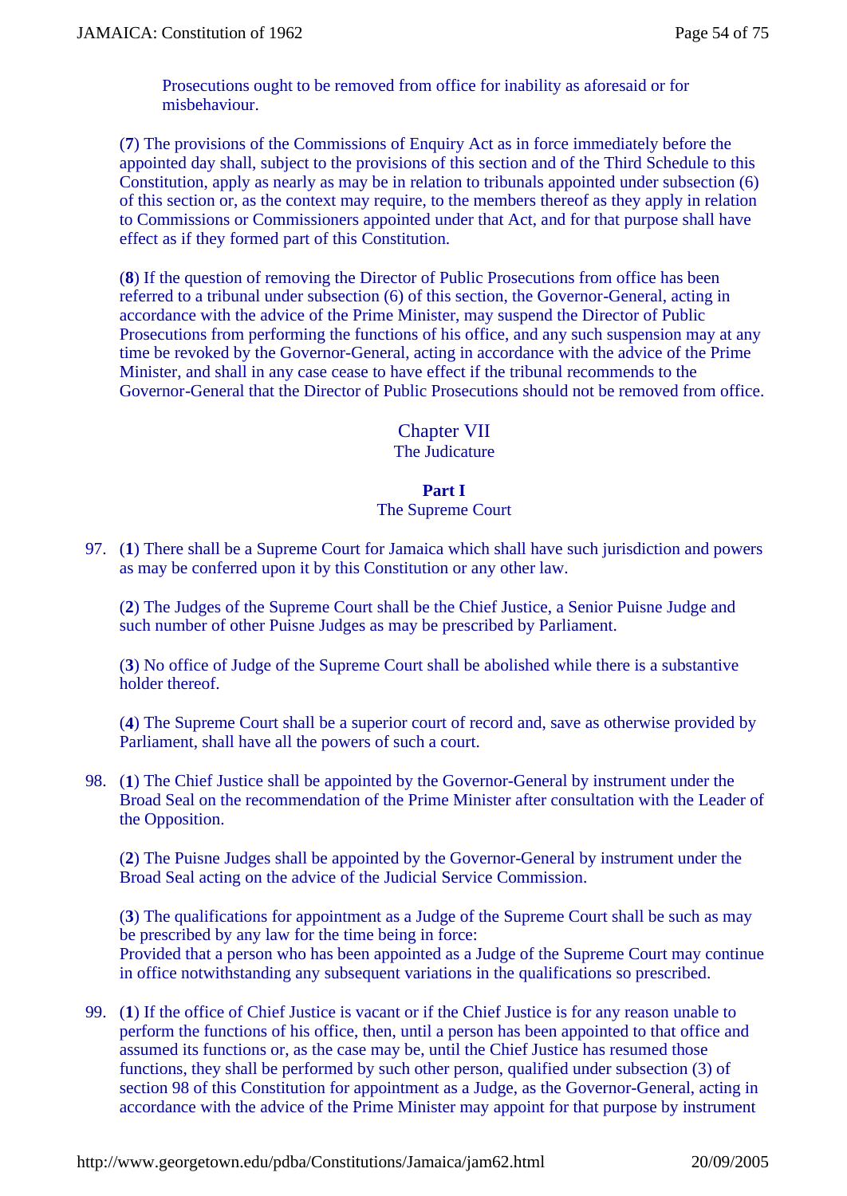Prosecutions ought to be removed from office for inability as aforesaid or for misbehaviour.

(**7**) The provisions of the Commissions of Enquiry Act as in force immediately before the appointed day shall, subject to the provisions of this section and of the Third Schedule to this Constitution, apply as nearly as may be in relation to tribunals appointed under subsection (6) of this section or, as the context may require, to the members thereof as they apply in relation to Commissions or Commissioners appointed under that Act, and for that purpose shall have effect as if they formed part of this Constitution.

(**8**) If the question of removing the Director of Public Prosecutions from office has been referred to a tribunal under subsection (6) of this section, the Governor-General, acting in accordance with the advice of the Prime Minister, may suspend the Director of Public Prosecutions from performing the functions of his office, and any such suspension may at any time be revoked by the Governor-General, acting in accordance with the advice of the Prime Minister, and shall in any case cease to have effect if the tribunal recommends to the Governor-General that the Director of Public Prosecutions should not be removed from office.

## Chapter VII
The Judicature

### Part I
The Supreme Court

97. (**1**) There shall be a Supreme Court for Jamaica which shall have such jurisdiction and powers as may be conferred upon it by this Constitution or any other law.

    (**2**) The Judges of the Supreme Court shall be the Chief Justice, a Senior Puisne Judge and such number of other Puisne Judges as may be prescribed by Parliament.

    (**3**) No office of Judge of the Supreme Court shall be abolished while there is a substantive holder thereof.

    (**4**) The Supreme Court shall be a superior court of record and, save as otherwise provided by Parliament, shall have all the powers of such a court.

98. (**1**) The Chief Justice shall be appointed by the Governor-General by instrument under the Broad Seal on the recommendation of the Prime Minister after consultation with the Leader of the Opposition.

    (**2**) The Puisne Judges shall be appointed by the Governor-General by instrument under the Broad Seal acting on the advice of the Judicial Service Commission.

    (**3**) The qualifications for appointment as a Judge of the Supreme Court shall be such as may be prescribed by any law for the time being in force:
    Provided that a person who has been appointed as a Judge of the Supreme Court may continue in office notwithstanding any subsequent variations in the qualifications so prescribed.

99. (**1**) If the office of Chief Justice is vacant or if the Chief Justice is for any reason unable to perform the functions of his office, then, until a person has been appointed to that office and assumed its functions or, as the case may be, until the Chief Justice has resumed those functions, they shall be performed by such other person, qualified under subsection (3) of section 98 of this Constitution for appointment as a Judge, as the Governor-General, acting in accordance with the advice of the Prime Minister may appoint for that purpose by instrument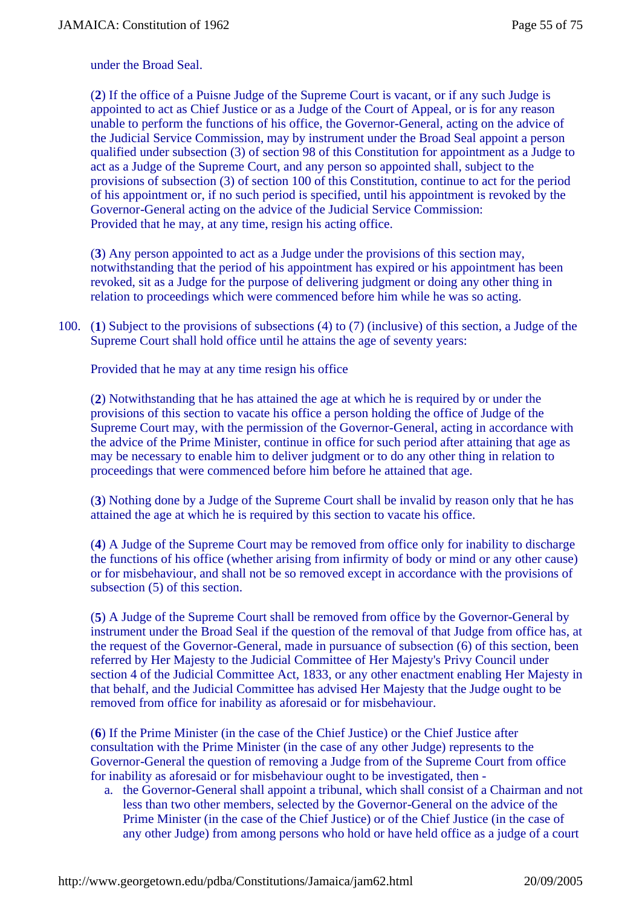under the Broad Seal.

(**2**) If the office of a Puisne Judge of the Supreme Court is vacant, or if any such Judge is appointed to act as Chief Justice or as a Judge of the Court of Appeal, or is for any reason unable to perform the functions of his office, the Governor-General, acting on the advice of the Judicial Service Commission, may by instrument under the Broad Seal appoint a person qualified under subsection (3) of section 98 of this Constitution for appointment as a Judge to act as a Judge of the Supreme Court, and any person so appointed shall, subject to the provisions of subsection (3) of section 100 of this Constitution, continue to act for the period of his appointment or, if no such period is specified, until his appointment is revoked by the Governor-General acting on the advice of the Judicial Service Commission:
Provided that he may, at any time, resign his acting office.

(**3**) Any person appointed to act as a Judge under the provisions of this section may, notwithstanding that the period of his appointment has expired or his appointment has been revoked, sit as a Judge for the purpose of delivering judgment or doing any other thing in relation to proceedings which were commenced before him while he was so acting.

100. (**1**) Subject to the provisions of subsections (4) to (7) (inclusive) of this section, a Judge of the Supreme Court shall hold office until he attains the age of seventy years:

Provided that he may at any time resign his office

(**2**) Notwithstanding that he has attained the age at which he is required by or under the provisions of this section to vacate his office a person holding the office of Judge of the Supreme Court may, with the permission of the Governor-General, acting in accordance with the advice of the Prime Minister, continue in office for such period after attaining that age as may be necessary to enable him to deliver judgment or to do any other thing in relation to proceedings that were commenced before him before he attained that age.

(**3**) Nothing done by a Judge of the Supreme Court shall be invalid by reason only that he has attained the age at which he is required by this section to vacate his office.

(**4**) A Judge of the Supreme Court may be removed from office only for inability to discharge the functions of his office (whether arising from infirmity of body or mind or any other cause) or for misbehaviour, and shall not be so removed except in accordance with the provisions of subsection (5) of this section.

(**5**) A Judge of the Supreme Court shall be removed from office by the Governor-General by instrument under the Broad Seal if the question of the removal of that Judge from office has, at the request of the Governor-General, made in pursuance of subsection (6) of this section, been referred by Her Majesty to the Judicial Committee of Her Majesty's Privy Council under section 4 of the Judicial Committee Act, 1833, or any other enactment enabling Her Majesty in that behalf, and the Judicial Committee has advised Her Majesty that the Judge ought to be removed from office for inability as aforesaid or for misbehaviour.

(**6**) If the Prime Minister (in the case of the Chief Justice) or the Chief Justice after consultation with the Prime Minister (in the case of any other Judge) represents to the Governor-General the question of removing a Judge from of the Supreme Court from office for inability as aforesaid or for misbehaviour ought to be investigated, then -

a. the Governor-General shall appoint a tribunal, which shall consist of a Chairman and not less than two other members, selected by the Governor-General on the advice of the Prime Minister (in the case of the Chief Justice) or of the Chief Justice (in the case of any other Judge) from among persons who hold or have held office as a judge of a court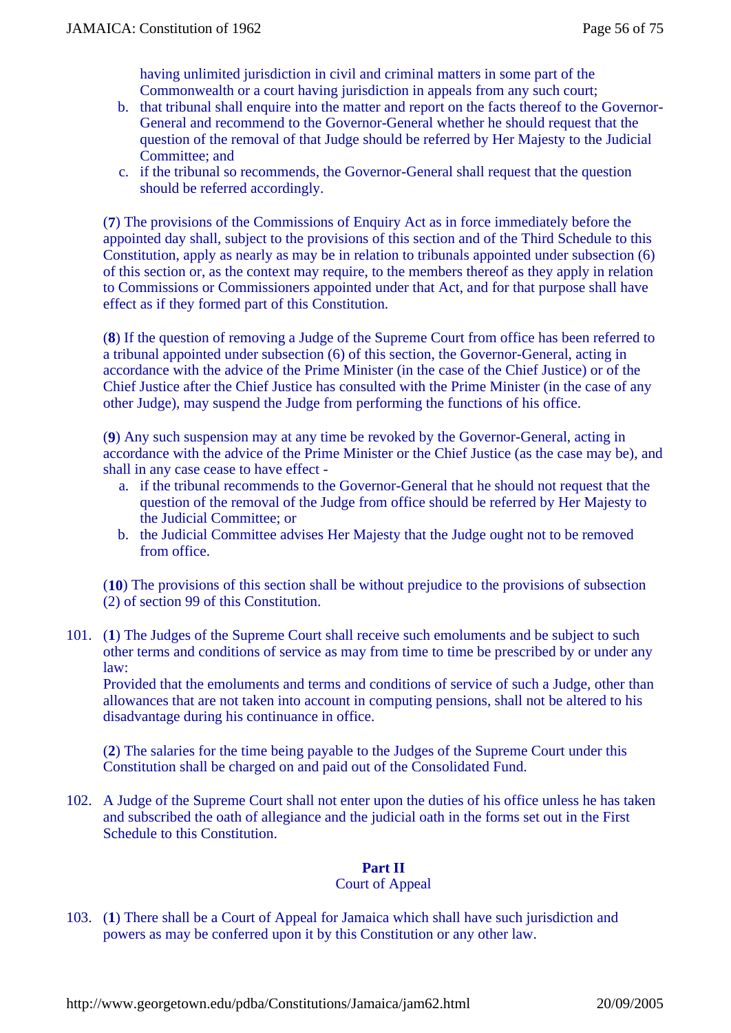having unlimited jurisdiction in civil and criminal matters in some part of the Commonwealth or a court having jurisdiction in appeals from any such court;

b. that tribunal shall enquire into the matter and report on the facts thereof to the Governor-General and recommend to the Governor-General whether he should request that the question of the removal of that Judge should be referred by Her Majesty to the Judicial Committee; and
c. if the tribunal so recommends, the Governor-General shall request that the question should be referred accordingly.

(**7**) The provisions of the Commissions of Enquiry Act as in force immediately before the appointed day shall, subject to the provisions of this section and of the Third Schedule to this Constitution, apply as nearly as may be in relation to tribunals appointed under subsection (6) of this section or, as the context may require, to the members thereof as they apply in relation to Commissions or Commissioners appointed under that Act, and for that purpose shall have effect as if they formed part of this Constitution.

(**8**) If the question of removing a Judge of the Supreme Court from office has been referred to a tribunal appointed under subsection (6) of this section, the Governor-General, acting in accordance with the advice of the Prime Minister (in the case of the Chief Justice) or of the Chief Justice after the Chief Justice has consulted with the Prime Minister (in the case of any other Judge), may suspend the Judge from performing the functions of his office.

(**9**) Any such suspension may at any time be revoked by the Governor-General, acting in accordance with the advice of the Prime Minister or the Chief Justice (as the case may be), and shall in any case cease to have effect -

a. if the tribunal recommends to the Governor-General that he should not request that the question of the removal of the Judge from office should be referred by Her Majesty to the Judicial Committee; or
b. the Judicial Committee advises Her Majesty that the Judge ought not to be removed from office.

(**10**) The provisions of this section shall be without prejudice to the provisions of subsection (2) of section 99 of this Constitution.

101. (**1**) The Judges of the Supreme Court shall receive such emoluments and be subject to such other terms and conditions of service as may from time to time be prescribed by or under any law:
Provided that the emoluments and terms and conditions of service of such a Judge, other than allowances that are not taken into account in computing pensions, shall not be altered to his disadvantage during his continuance in office.

(**2**) The salaries for the time being payable to the Judges of the Supreme Court under this Constitution shall be charged on and paid out of the Consolidated Fund.

102. A Judge of the Supreme Court shall not enter upon the duties of his office unless he has taken and subscribed the oath of allegiance and the judicial oath in the forms set out in the First Schedule to this Constitution.

## Part II
Court of Appeal

103. (**1**) There shall be a Court of Appeal for Jamaica which shall have such jurisdiction and powers as may be conferred upon it by this Constitution or any other law.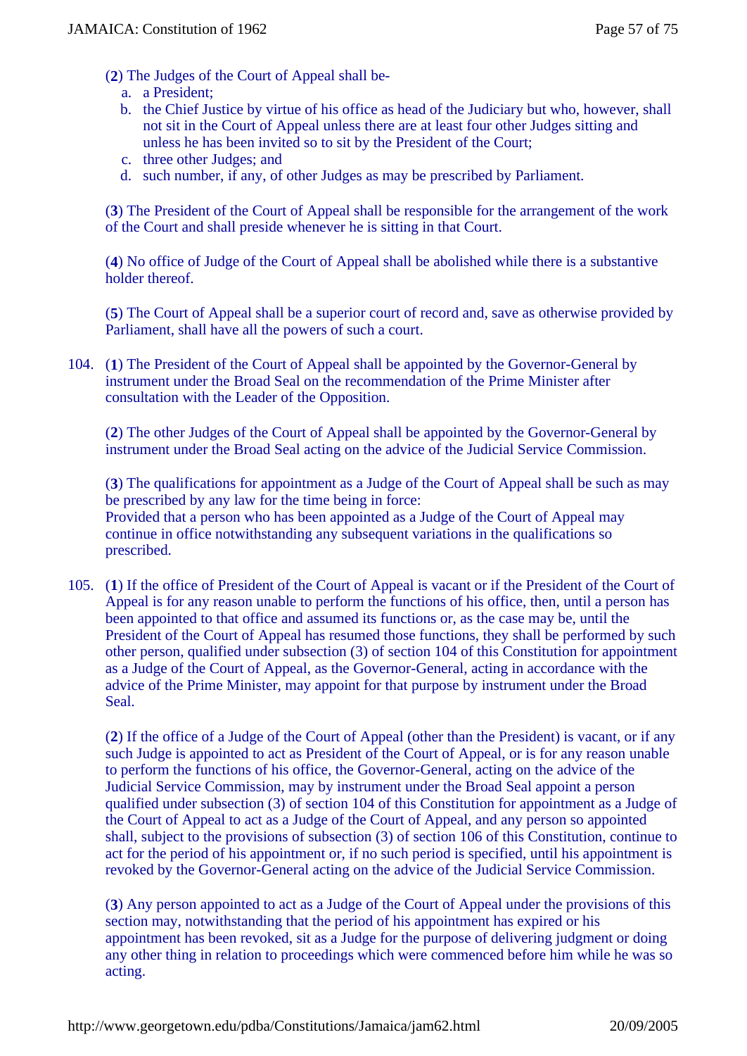(**2**) The Judges of the Court of Appeal shall be-

a. a President;
b. the Chief Justice by virtue of his office as head of the Judiciary but who, however, shall not sit in the Court of Appeal unless there are at least four other Judges sitting and unless he has been invited so to sit by the President of the Court;
c. three other Judges; and
d. such number, if any, of other Judges as may be prescribed by Parliament.

(**3**) The President of the Court of Appeal shall be responsible for the arrangement of the work of the Court and shall preside whenever he is sitting in that Court.

(**4**) No office of Judge of the Court of Appeal shall be abolished while there is a substantive holder thereof.

(**5**) The Court of Appeal shall be a superior court of record and, save as otherwise provided by Parliament, shall have all the powers of such a court.

104. (**1**) The President of the Court of Appeal shall be appointed by the Governor-General by instrument under the Broad Seal on the recommendation of the Prime Minister after consultation with the Leader of the Opposition.

(**2**) The other Judges of the Court of Appeal shall be appointed by the Governor-General by instrument under the Broad Seal acting on the advice of the Judicial Service Commission.

(**3**) The qualifications for appointment as a Judge of the Court of Appeal shall be such as may be prescribed by any law for the time being in force:
Provided that a person who has been appointed as a Judge of the Court of Appeal may continue in office notwithstanding any subsequent variations in the qualifications so prescribed.

105. (**1**) If the office of President of the Court of Appeal is vacant or if the President of the Court of Appeal is for any reason unable to perform the functions of his office, then, until a person has been appointed to that office and assumed its functions or, as the case may be, until the President of the Court of Appeal has resumed those functions, they shall be performed by such other person, qualified under subsection (3) of section 104 of this Constitution for appointment as a Judge of the Court of Appeal, as the Governor-General, acting in accordance with the advice of the Prime Minister, may appoint for that purpose by instrument under the Broad Seal.

(**2**) If the office of a Judge of the Court of Appeal (other than the President) is vacant, or if any such Judge is appointed to act as President of the Court of Appeal, or is for any reason unable to perform the functions of his office, the Governor-General, acting on the advice of the Judicial Service Commission, may by instrument under the Broad Seal appoint a person qualified under subsection (3) of section 104 of this Constitution for appointment as a Judge of the Court of Appeal to act as a Judge of the Court of Appeal, and any person so appointed shall, subject to the provisions of subsection (3) of section 106 of this Constitution, continue to act for the period of his appointment or, if no such period is specified, until his appointment is revoked by the Governor-General acting on the advice of the Judicial Service Commission.

(**3**) Any person appointed to act as a Judge of the Court of Appeal under the provisions of this section may, notwithstanding that the period of his appointment has expired or his appointment has been revoked, sit as a Judge for the purpose of delivering judgment or doing any other thing in relation to proceedings which were commenced before him while he was so acting.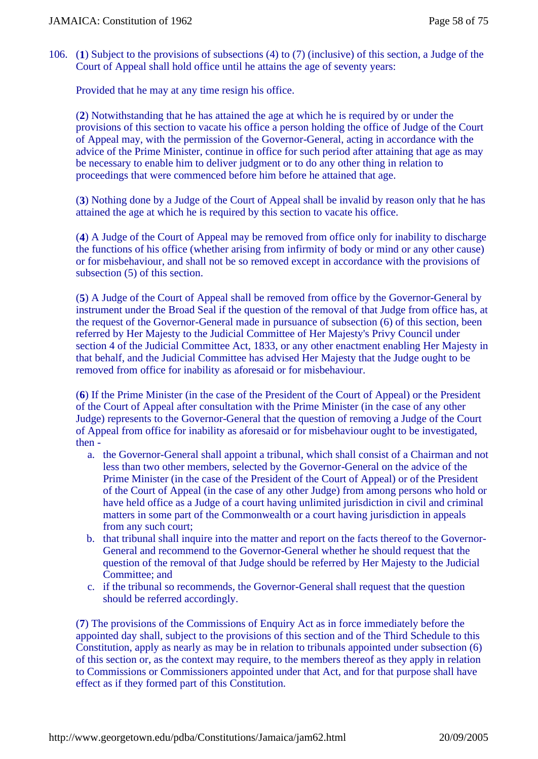106. (**1**) Subject to the provisions of subsections (4) to (7) (inclusive) of this section, a Judge of the Court of Appeal shall hold office until he attains the age of seventy years:

Provided that he may at any time resign his office.

(**2**) Notwithstanding that he has attained the age at which he is required by or under the provisions of this section to vacate his office a person holding the office of Judge of the Court of Appeal may, with the permission of the Governor-General, acting in accordance with the advice of the Prime Minister, continue in office for such period after attaining that age as may be necessary to enable him to deliver judgment or to do any other thing in relation to proceedings that were commenced before him before he attained that age.

(**3**) Nothing done by a Judge of the Court of Appeal shall be invalid by reason only that he has attained the age at which he is required by this section to vacate his office.

(**4**) A Judge of the Court of Appeal may be removed from office only for inability to discharge the functions of his office (whether arising from infirmity of body or mind or any other cause) or for misbehaviour, and shall not be so removed except in accordance with the provisions of subsection (5) of this section.

(**5**) A Judge of the Court of Appeal shall be removed from office by the Governor-General by instrument under the Broad Seal if the question of the removal of that Judge from office has, at the request of the Governor-General made in pursuance of subsection (6) of this section, been referred by Her Majesty to the Judicial Committee of Her Majesty's Privy Council under section 4 of the Judicial Committee Act, 1833, or any other enactment enabling Her Majesty in that behalf, and the Judicial Committee has advised Her Majesty that the Judge ought to be removed from office for inability as aforesaid or for misbehaviour.

(**6**) If the Prime Minister (in the case of the President of the Court of Appeal) or the President of the Court of Appeal after consultation with the Prime Minister (in the case of any other Judge) represents to the Governor-General that the question of removing a Judge of the Court of Appeal from office for inability as aforesaid or for misbehaviour ought to be investigated, then -

a. the Governor-General shall appoint a tribunal, which shall consist of a Chairman and not less than two other members, selected by the Governor-General on the advice of the Prime Minister (in the case of the President of the Court of Appeal) or of the President of the Court of Appeal (in the case of any other Judge) from among persons who hold or have held office as a Judge of a court having unlimited jurisdiction in civil and criminal matters in some part of the Commonwealth or a court having jurisdiction in appeals from any such court;
b. that tribunal shall inquire into the matter and report on the facts thereof to the Governor-General and recommend to the Governor-General whether he should request that the question of the removal of that Judge should be referred by Her Majesty to the Judicial Committee; and
c. if the tribunal so recommends, the Governor-General shall request that the question should be referred accordingly.

(**7**) The provisions of the Commissions of Enquiry Act as in force immediately before the appointed day shall, subject to the provisions of this section and of the Third Schedule to this Constitution, apply as nearly as may be in relation to tribunals appointed under subsection (6) of this section or, as the context may require, to the members thereof as they apply in relation to Commissions or Commissioners appointed under that Act, and for that purpose shall have effect as if they formed part of this Constitution.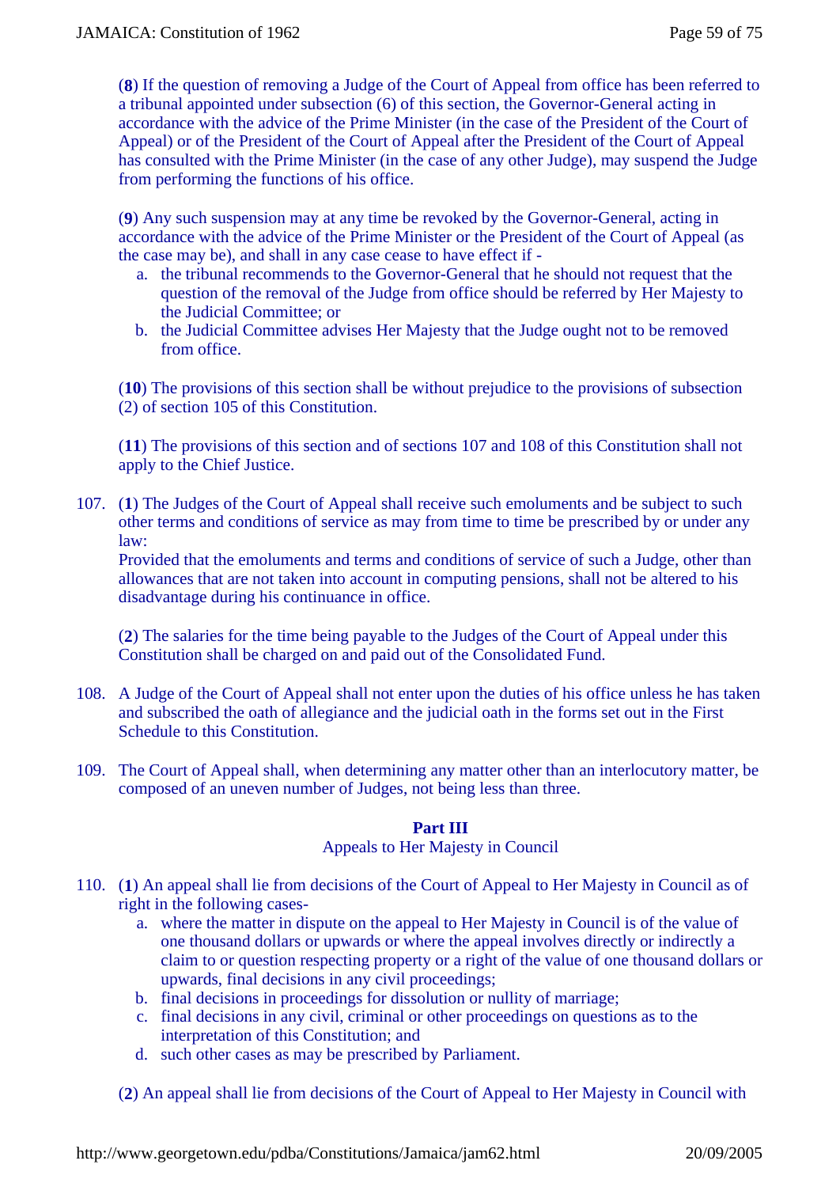(**8**) If the question of removing a Judge of the Court of Appeal from office has been referred to a tribunal appointed under subsection (6) of this section, the Governor-General acting in accordance with the advice of the Prime Minister (in the case of the President of the Court of Appeal) or of the President of the Court of Appeal after the President of the Court of Appeal has consulted with the Prime Minister (in the case of any other Judge), may suspend the Judge from performing the functions of his office.

(**9**) Any such suspension may at any time be revoked by the Governor-General, acting in accordance with the advice of the Prime Minister or the President of the Court of Appeal (as the case may be), and shall in any case cease to have effect if -

a. the tribunal recommends to the Governor-General that he should not request that the question of the removal of the Judge from office should be referred by Her Majesty to the Judicial Committee; or
b. the Judicial Committee advises Her Majesty that the Judge ought not to be removed from office.

(**10**) The provisions of this section shall be without prejudice to the provisions of subsection (2) of section 105 of this Constitution.

(**11**) The provisions of this section and of sections 107 and 108 of this Constitution shall not apply to the Chief Justice.

107. (**1**) The Judges of the Court of Appeal shall receive such emoluments and be subject to such other terms and conditions of service as may from time to time be prescribed by or under any law:
Provided that the emoluments and terms and conditions of service of such a Judge, other than allowances that are not taken into account in computing pensions, shall not be altered to his disadvantage during his continuance in office.

(**2**) The salaries for the time being payable to the Judges of the Court of Appeal under this Constitution shall be charged on and paid out of the Consolidated Fund.

108. A Judge of the Court of Appeal shall not enter upon the duties of his office unless he has taken and subscribed the oath of allegiance and the judicial oath in the forms set out in the First Schedule to this Constitution.

109. The Court of Appeal shall, when determining any matter other than an interlocutory matter, be composed of an uneven number of Judges, not being less than three.

## Part III

Appeals to Her Majesty in Council

110. (**1**) An appeal shall lie from decisions of the Court of Appeal to Her Majesty in Council as of right in the following cases-

a. where the matter in dispute on the appeal to Her Majesty in Council is of the value of one thousand dollars or upwards or where the appeal involves directly or indirectly a claim to or question respecting property or a right of the value of one thousand dollars or upwards, final decisions in any civil proceedings;
b. final decisions in proceedings for dissolution or nullity of marriage;
c. final decisions in any civil, criminal or other proceedings on questions as to the interpretation of this Constitution; and
d. such other cases as may be prescribed by Parliament.

(**2**) An appeal shall lie from decisions of the Court of Appeal to Her Majesty in Council with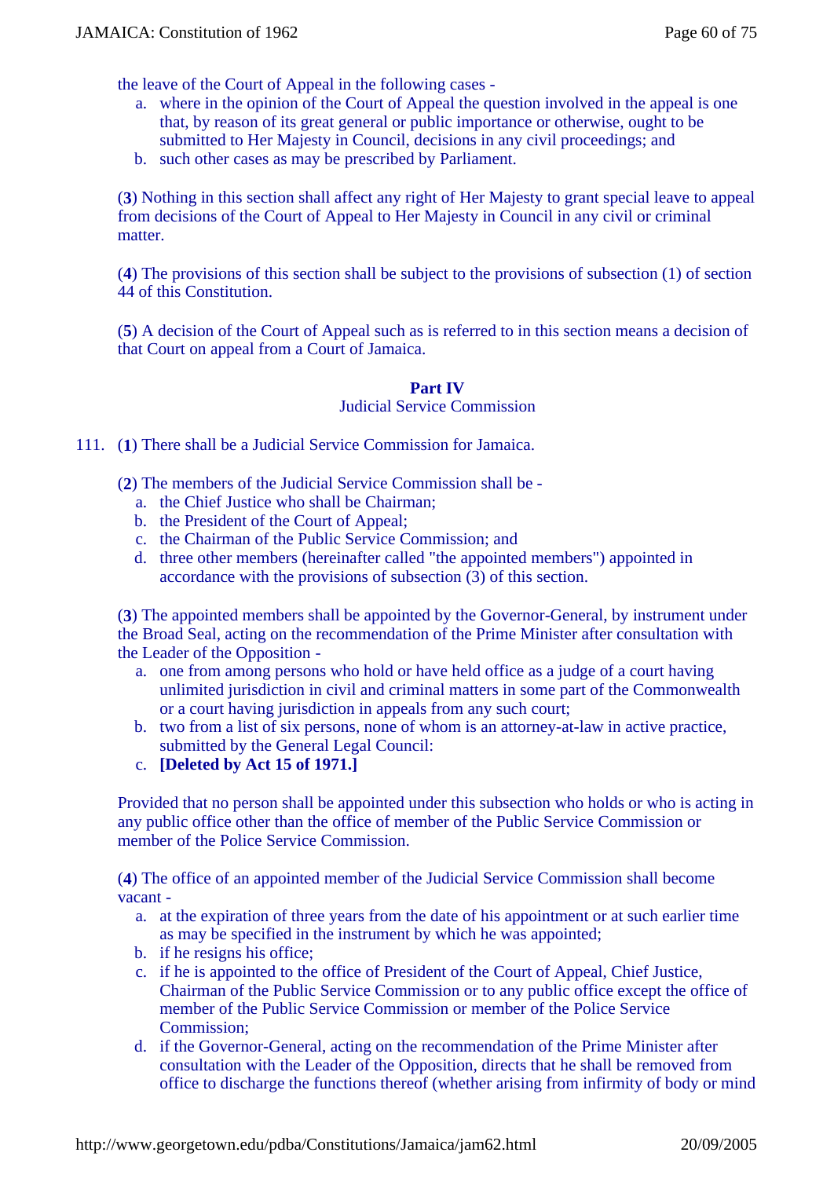the leave of the Court of Appeal in the following cases -

a. where in the opinion of the Court of Appeal the question involved in the appeal is one that, by reason of its great general or public importance or otherwise, ought to be submitted to Her Majesty in Council, decisions in any civil proceedings; and
b. such other cases as may be prescribed by Parliament.

(**3**) Nothing in this section shall affect any right of Her Majesty to grant special leave to appeal from decisions of the Court of Appeal to Her Majesty in Council in any civil or criminal matter.

(**4**) The provisions of this section shall be subject to the provisions of subsection (1) of section 44 of this Constitution.

(**5**) A decision of the Court of Appeal such as is referred to in this section means a decision of that Court on appeal from a Court of Jamaica.

## Part IV
Judicial Service Commission

111. (**1**) There shall be a Judicial Service Commission for Jamaica.

(**2**) The members of the Judicial Service Commission shall be -

a. the Chief Justice who shall be Chairman;
b. the President of the Court of Appeal;
c. the Chairman of the Public Service Commission; and
d. three other members (hereinafter called "the appointed members") appointed in accordance with the provisions of subsection (3) of this section.

(**3**) The appointed members shall be appointed by the Governor-General, by instrument under the Broad Seal, acting on the recommendation of the Prime Minister after consultation with the Leader of the Opposition -

a. one from among persons who hold or have held office as a judge of a court having unlimited jurisdiction in civil and criminal matters in some part of the Commonwealth or a court having jurisdiction in appeals from any such court;
b. two from a list of six persons, none of whom is an attorney-at-law in active practice, submitted by the General Legal Council:
c. **[Deleted by Act 15 of 1971.]**

Provided that no person shall be appointed under this subsection who holds or who is acting in any public office other than the office of member of the Public Service Commission or member of the Police Service Commission.

(**4**) The office of an appointed member of the Judicial Service Commission shall become vacant -

a. at the expiration of three years from the date of his appointment or at such earlier time as may be specified in the instrument by which he was appointed;
b. if he resigns his office;
c. if he is appointed to the office of President of the Court of Appeal, Chief Justice, Chairman of the Public Service Commission or to any public office except the office of member of the Public Service Commission or member of the Police Service Commission;
d. if the Governor-General, acting on the recommendation of the Prime Minister after consultation with the Leader of the Opposition, directs that he shall be removed from office to discharge the functions thereof (whether arising from infirmity of body or mind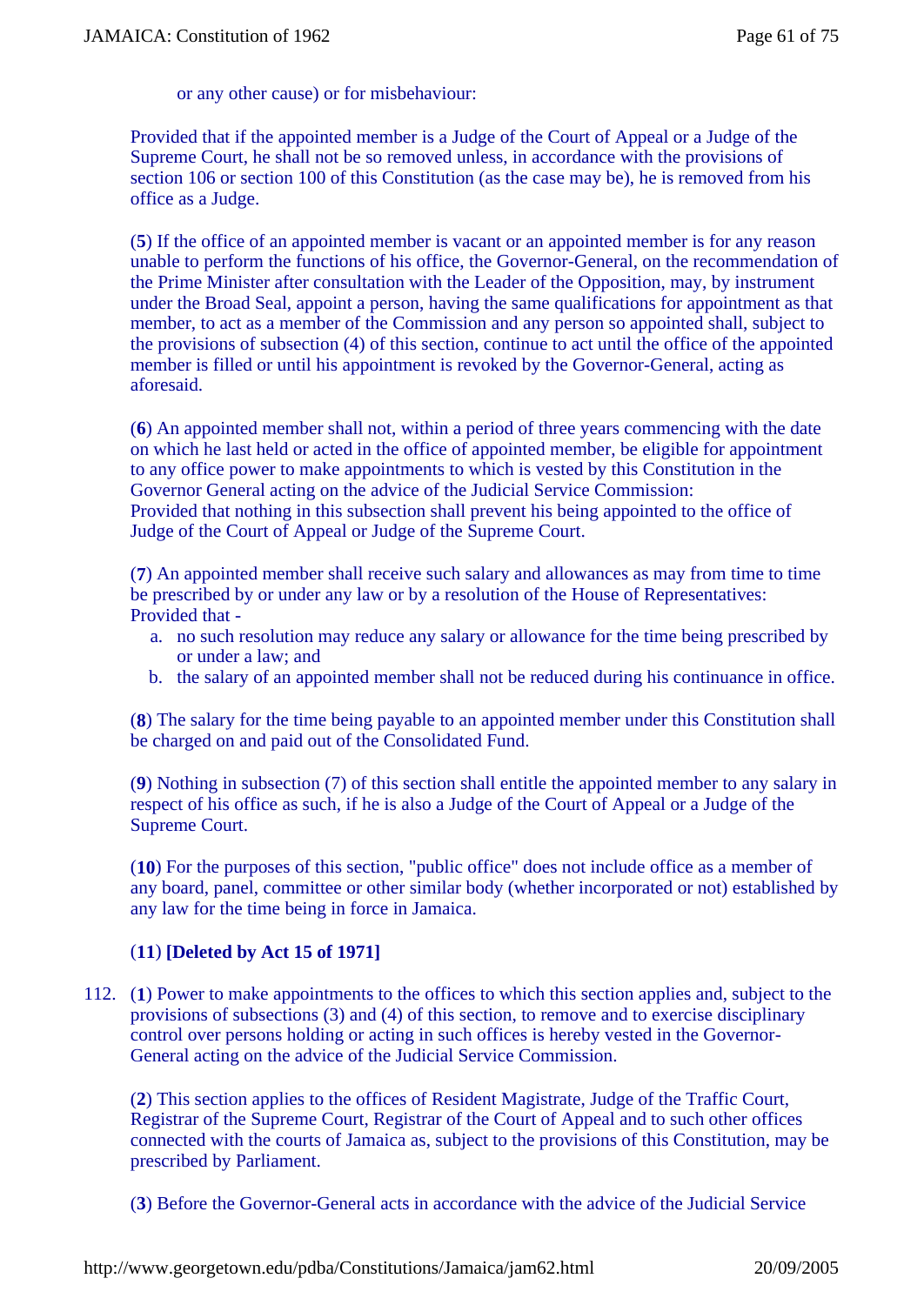or any other cause) or for misbehaviour:

Provided that if the appointed member is a Judge of the Court of Appeal or a Judge of the Supreme Court, he shall not be so removed unless, in accordance with the provisions of section 106 or section 100 of this Constitution (as the case may be), he is removed from his office as a Judge.

(**5**) If the office of an appointed member is vacant or an appointed member is for any reason unable to perform the functions of his office, the Governor-General, on the recommendation of the Prime Minister after consultation with the Leader of the Opposition, may, by instrument under the Broad Seal, appoint a person, having the same qualifications for appointment as that member, to act as a member of the Commission and any person so appointed shall, subject to the provisions of subsection (4) of this section, continue to act until the office of the appointed member is filled or until his appointment is revoked by the Governor-General, acting as aforesaid.

(**6**) An appointed member shall not, within a period of three years commencing with the date on which he last held or acted in the office of appointed member, be eligible for appointment to any office power to make appointments to which is vested by this Constitution in the Governor General acting on the advice of the Judicial Service Commission:
Provided that nothing in this subsection shall prevent his being appointed to the office of Judge of the Court of Appeal or Judge of the Supreme Court.

(**7**) An appointed member shall receive such salary and allowances as may from time to time be prescribed by or under any law or by a resolution of the House of Representatives:
Provided that -

a. no such resolution may reduce any salary or allowance for the time being prescribed by or under a law; and
b. the salary of an appointed member shall not be reduced during his continuance in office.

(**8**) The salary for the time being payable to an appointed member under this Constitution shall be charged on and paid out of the Consolidated Fund.

(**9**) Nothing in subsection (7) of this section shall entitle the appointed member to any salary in respect of his office as such, if he is also a Judge of the Court of Appeal or a Judge of the Supreme Court.

(**10**) For the purposes of this section, "public office" does not include office as a member of any board, panel, committee or other similar body (whether incorporated or not) established by any law for the time being in force in Jamaica.

(**11**) **[Deleted by Act 15 of 1971]**

112. (**1**) Power to make appointments to the offices to which this section applies and, subject to the provisions of subsections (3) and (4) of this section, to remove and to exercise disciplinary control over persons holding or acting in such offices is hereby vested in the Governor-General acting on the advice of the Judicial Service Commission.

(**2**) This section applies to the offices of Resident Magistrate, Judge of the Traffic Court, Registrar of the Supreme Court, Registrar of the Court of Appeal and to such other offices connected with the courts of Jamaica as, subject to the provisions of this Constitution, may be prescribed by Parliament.

(**3**) Before the Governor-General acts in accordance with the advice of the Judicial Service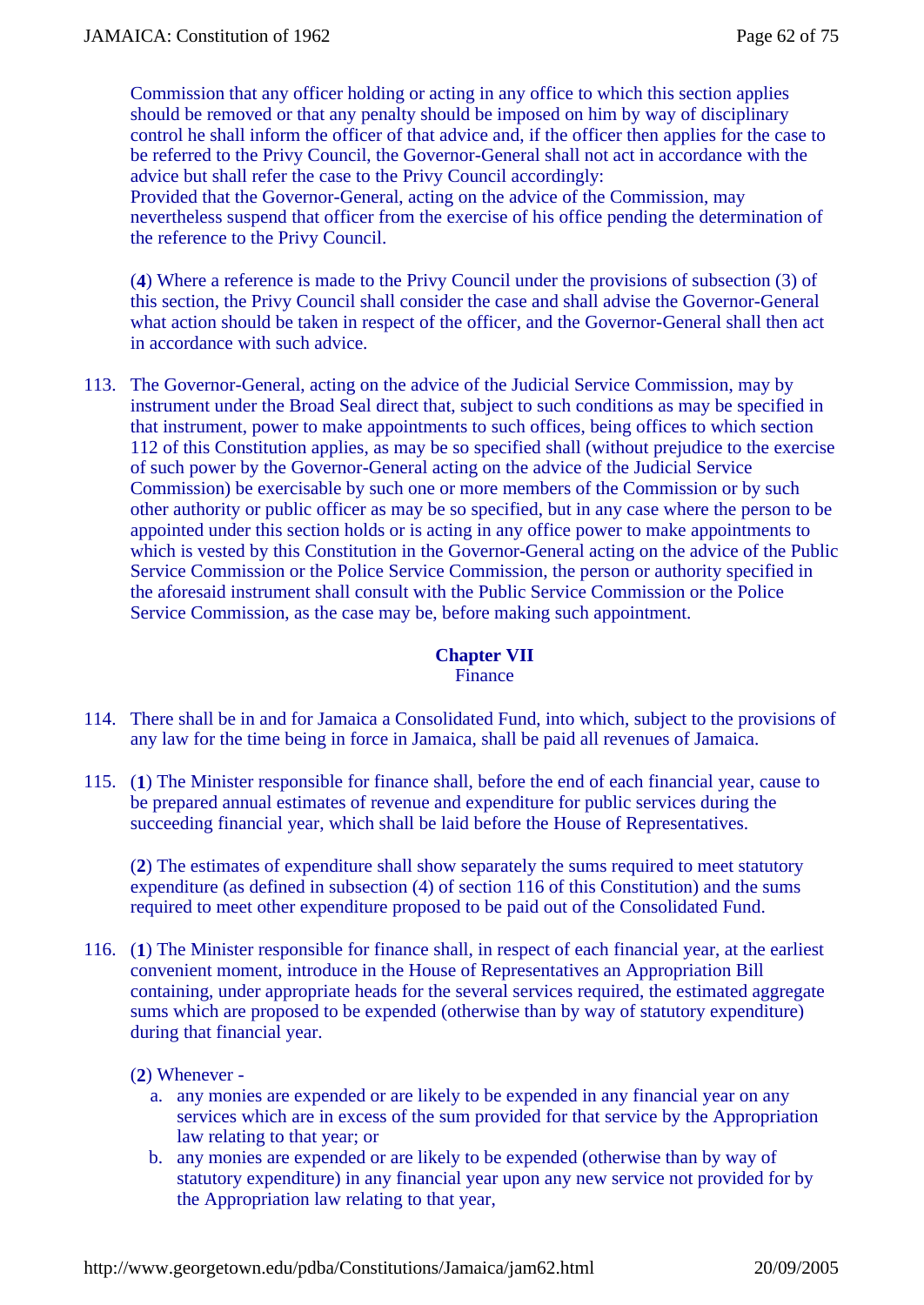Commission that any officer holding or acting in any office to which this section applies should be removed or that any penalty should be imposed on him by way of disciplinary control he shall inform the officer of that advice and, if the officer then applies for the case to be referred to the Privy Council, the Governor-General shall not act in accordance with the advice but shall refer the case to the Privy Council accordingly:
Provided that the Governor-General, acting on the advice of the Commission, may nevertheless suspend that officer from the exercise of his office pending the determination of the reference to the Privy Council.

(**4**) Where a reference is made to the Privy Council under the provisions of subsection (3) of this section, the Privy Council shall consider the case and shall advise the Governor-General what action should be taken in respect of the officer, and the Governor-General shall then act in accordance with such advice.

113. The Governor-General, acting on the advice of the Judicial Service Commission, may by instrument under the Broad Seal direct that, subject to such conditions as may be specified in that instrument, power to make appointments to such offices, being offices to which section 112 of this Constitution applies, as may be so specified shall (without prejudice to the exercise of such power by the Governor-General acting on the advice of the Judicial Service Commission) be exercisable by such one or more members of the Commission or by such other authority or public officer as may be so specified, but in any case where the person to be appointed under this section holds or is acting in any office power to make appointments to which is vested by this Constitution in the Governor-General acting on the advice of the Public Service Commission or the Police Service Commission, the person or authority specified in the aforesaid instrument shall consult with the Public Service Commission or the Police Service Commission, as the case may be, before making such appointment.

## Chapter VII
Finance

114. There shall be in and for Jamaica a Consolidated Fund, into which, subject to the provisions of any law for the time being in force in Jamaica, shall be paid all revenues of Jamaica.

115. (**1**) The Minister responsible for finance shall, before the end of each financial year, cause to be prepared annual estimates of revenue and expenditure for public services during the succeeding financial year, which shall be laid before the House of Representatives.

(**2**) The estimates of expenditure shall show separately the sums required to meet statutory expenditure (as defined in subsection (4) of section 116 of this Constitution) and the sums required to meet other expenditure proposed to be paid out of the Consolidated Fund.

116. (**1**) The Minister responsible for finance shall, in respect of each financial year, at the earliest convenient moment, introduce in the House of Representatives an Appropriation Bill containing, under appropriate heads for the several services required, the estimated aggregate sums which are proposed to be expended (otherwise than by way of statutory expenditure) during that financial year.

(**2**) Whenever -

a. any monies are expended or are likely to be expended in any financial year on any services which are in excess of the sum provided for that service by the Appropriation law relating to that year; or
b. any monies are expended or are likely to be expended (otherwise than by way of statutory expenditure) in any financial year upon any new service not provided for by the Appropriation law relating to that year,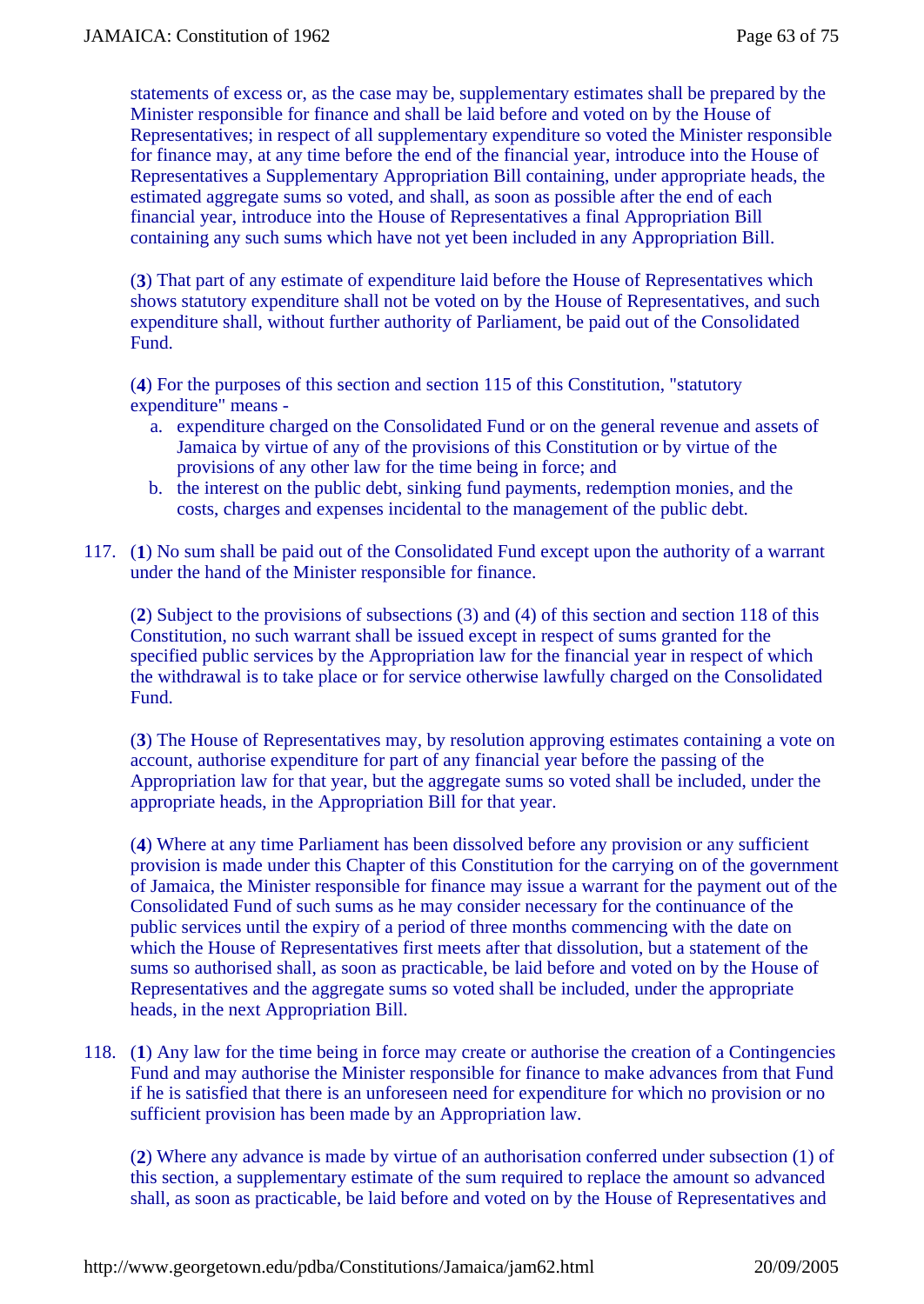statements of excess or, as the case may be, supplementary estimates shall be prepared by the Minister responsible for finance and shall be laid before and voted on by the House of Representatives; in respect of all supplementary expenditure so voted the Minister responsible for finance may, at any time before the end of the financial year, introduce into the House of Representatives a Supplementary Appropriation Bill containing, under appropriate heads, the estimated aggregate sums so voted, and shall, as soon as possible after the end of each financial year, introduce into the House of Representatives a final Appropriation Bill containing any such sums which have not yet been included in any Appropriation Bill.

(**3**) That part of any estimate of expenditure laid before the House of Representatives which shows statutory expenditure shall not be voted on by the House of Representatives, and such expenditure shall, without further authority of Parliament, be paid out of the Consolidated Fund.

(**4**) For the purposes of this section and section 115 of this Constitution, "statutory expenditure" means -

a. expenditure charged on the Consolidated Fund or on the general revenue and assets of Jamaica by virtue of any of the provisions of this Constitution or by virtue of the provisions of any other law for the time being in force; and
b. the interest on the public debt, sinking fund payments, redemption monies, and the costs, charges and expenses incidental to the management of the public debt.

117. (**1**) No sum shall be paid out of the Consolidated Fund except upon the authority of a warrant under the hand of the Minister responsible for finance.

(**2**) Subject to the provisions of subsections (3) and (4) of this section and section 118 of this Constitution, no such warrant shall be issued except in respect of sums granted for the specified public services by the Appropriation law for the financial year in respect of which the withdrawal is to take place or for service otherwise lawfully charged on the Consolidated Fund.

(**3**) The House of Representatives may, by resolution approving estimates containing a vote on account, authorise expenditure for part of any financial year before the passing of the Appropriation law for that year, but the aggregate sums so voted shall be included, under the appropriate heads, in the Appropriation Bill for that year.

(**4**) Where at any time Parliament has been dissolved before any provision or any sufficient provision is made under this Chapter of this Constitution for the carrying on of the government of Jamaica, the Minister responsible for finance may issue a warrant for the payment out of the Consolidated Fund of such sums as he may consider necessary for the continuance of the public services until the expiry of a period of three months commencing with the date on which the House of Representatives first meets after that dissolution, but a statement of the sums so authorised shall, as soon as practicable, be laid before and voted on by the House of Representatives and the aggregate sums so voted shall be included, under the appropriate heads, in the next Appropriation Bill.

118. (**1**) Any law for the time being in force may create or authorise the creation of a Contingencies Fund and may authorise the Minister responsible for finance to make advances from that Fund if he is satisfied that there is an unforeseen need for expenditure for which no provision or no sufficient provision has been made by an Appropriation law.

(**2**) Where any advance is made by virtue of an authorisation conferred under subsection (1) of this section, a supplementary estimate of the sum required to replace the amount so advanced shall, as soon as practicable, be laid before and voted on by the House of Representatives and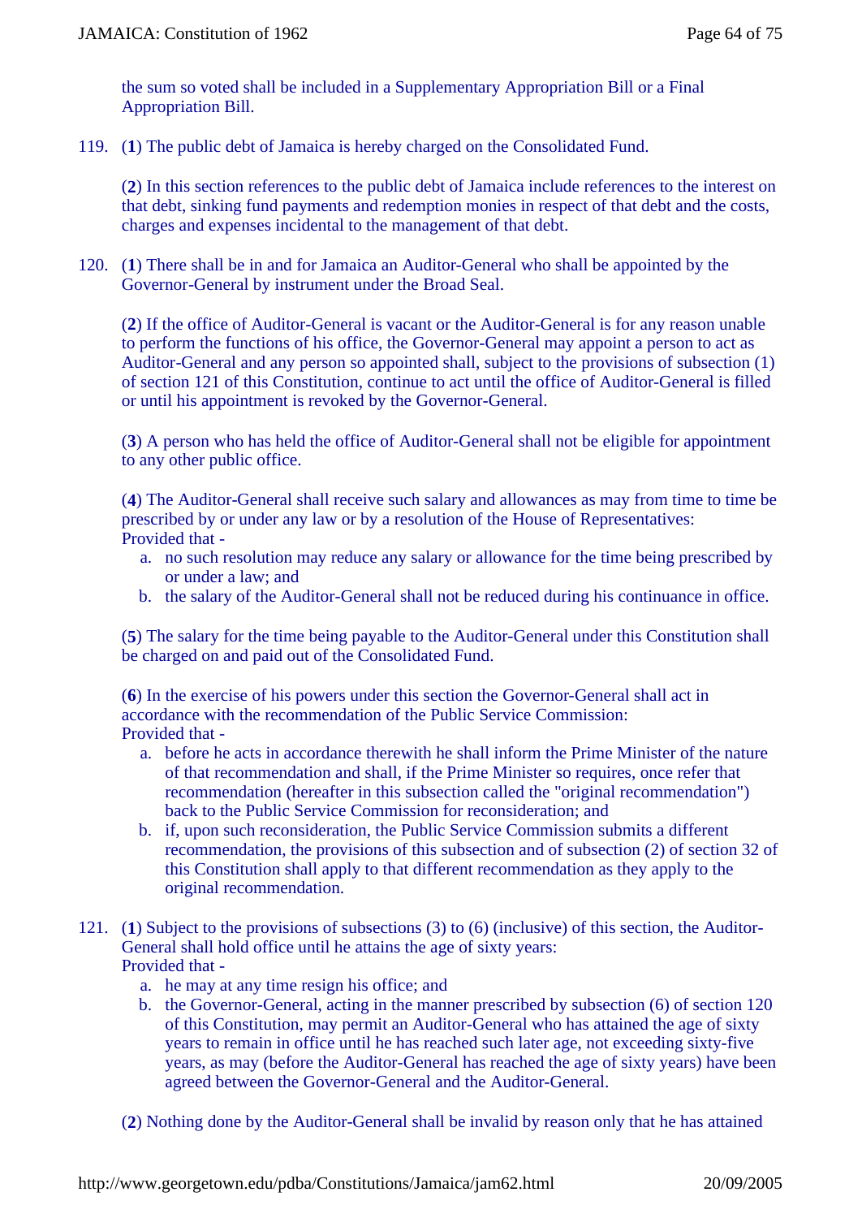the sum so voted shall be included in a Supplementary Appropriation Bill or a Final Appropriation Bill.

119. (**1**) The public debt of Jamaica is hereby charged on the Consolidated Fund.

(**2**) In this section references to the public debt of Jamaica include references to the interest on that debt, sinking fund payments and redemption monies in respect of that debt and the costs, charges and expenses incidental to the management of that debt.

120. (**1**) There shall be in and for Jamaica an Auditor-General who shall be appointed by the Governor-General by instrument under the Broad Seal.

(**2**) If the office of Auditor-General is vacant or the Auditor-General is for any reason unable to perform the functions of his office, the Governor-General may appoint a person to act as Auditor-General and any person so appointed shall, subject to the provisions of subsection (1) of section 121 of this Constitution, continue to act until the office of Auditor-General is filled or until his appointment is revoked by the Governor-General.

(**3**) A person who has held the office of Auditor-General shall not be eligible for appointment to any other public office.

(**4**) The Auditor-General shall receive such salary and allowances as may from time to time be prescribed by or under any law or by a resolution of the House of Representatives:
Provided that -

a. no such resolution may reduce any salary or allowance for the time being prescribed by or under a law; and
b. the salary of the Auditor-General shall not be reduced during his continuance in office.

(**5**) The salary for the time being payable to the Auditor-General under this Constitution shall be charged on and paid out of the Consolidated Fund.

(**6**) In the exercise of his powers under this section the Governor-General shall act in accordance with the recommendation of the Public Service Commission:
Provided that -

a. before he acts in accordance therewith he shall inform the Prime Minister of the nature of that recommendation and shall, if the Prime Minister so requires, once refer that recommendation (hereafter in this subsection called the "original recommendation") back to the Public Service Commission for reconsideration; and
b. if, upon such reconsideration, the Public Service Commission submits a different recommendation, the provisions of this subsection and of subsection (2) of section 32 of this Constitution shall apply to that different recommendation as they apply to the original recommendation.

121. (**1**) Subject to the provisions of subsections (3) to (6) (inclusive) of this section, the Auditor-General shall hold office until he attains the age of sixty years:
Provided that -

a. he may at any time resign his office; and
b. the Governor-General, acting in the manner prescribed by subsection (6) of section 120 of this Constitution, may permit an Auditor-General who has attained the age of sixty years to remain in office until he has reached such later age, not exceeding sixty-five years, as may (before the Auditor-General has reached the age of sixty years) have been agreed between the Governor-General and the Auditor-General.

(**2**) Nothing done by the Auditor-General shall be invalid by reason only that he has attained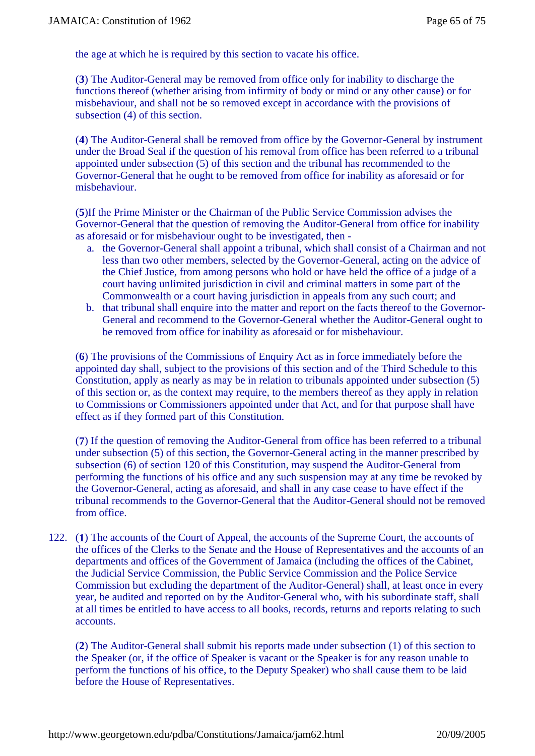the age at which he is required by this section to vacate his office.

(**3**) The Auditor-General may be removed from office only for inability to discharge the functions thereof (whether arising from infirmity of body or mind or any other cause) or for misbehaviour, and shall not be so removed except in accordance with the provisions of subsection (4) of this section.

(**4**) The Auditor-General shall be removed from office by the Governor-General by instrument under the Broad Seal if the question of his removal from office has been referred to a tribunal appointed under subsection (5) of this section and the tribunal has recommended to the Governor-General that he ought to be removed from office for inability as aforesaid or for misbehaviour.

(**5**)If the Prime Minister or the Chairman of the Public Service Commission advises the Governor-General that the question of removing the Auditor-General from office for inability as aforesaid or for misbehaviour ought to be investigated, then -

a. the Governor-General shall appoint a tribunal, which shall consist of a Chairman and not less than two other members, selected by the Governor-General, acting on the advice of the Chief Justice, from among persons who hold or have held the office of a judge of a court having unlimited jurisdiction in civil and criminal matters in some part of the Commonwealth or a court having jurisdiction in appeals from any such court; and
b. that tribunal shall enquire into the matter and report on the facts thereof to the Governor-General and recommend to the Governor-General whether the Auditor-General ought to be removed from office for inability as aforesaid or for misbehaviour.

(**6**) The provisions of the Commissions of Enquiry Act as in force immediately before the appointed day shall, subject to the provisions of this section and of the Third Schedule to this Constitution, apply as nearly as may be in relation to tribunals appointed under subsection (5) of this section or, as the context may require, to the members thereof as they apply in relation to Commissions or Commissioners appointed under that Act, and for that purpose shall have effect as if they formed part of this Constitution.

(**7**) If the question of removing the Auditor-General from office has been referred to a tribunal under subsection (5) of this section, the Governor-General acting in the manner prescribed by subsection (6) of section 120 of this Constitution, may suspend the Auditor-General from performing the functions of his office and any such suspension may at any time be revoked by the Governor-General, acting as aforesaid, and shall in any case cease to have effect if the tribunal recommends to the Governor-General that the Auditor-General should not be removed from office.

122. (**1**) The accounts of the Court of Appeal, the accounts of the Supreme Court, the accounts of the offices of the Clerks to the Senate and the House of Representatives and the accounts of an departments and offices of the Government of Jamaica (including the offices of the Cabinet, the Judicial Service Commission, the Public Service Commission and the Police Service Commission but excluding the department of the Auditor-General) shall, at least once in every year, be audited and reported on by the Auditor-General who, with his subordinate staff, shall at all times be entitled to have access to all books, records, returns and reports relating to such accounts.

(**2**) The Auditor-General shall submit his reports made under subsection (1) of this section to the Speaker (or, if the office of Speaker is vacant or the Speaker is for any reason unable to perform the functions of his office, to the Deputy Speaker) who shall cause them to be laid before the House of Representatives.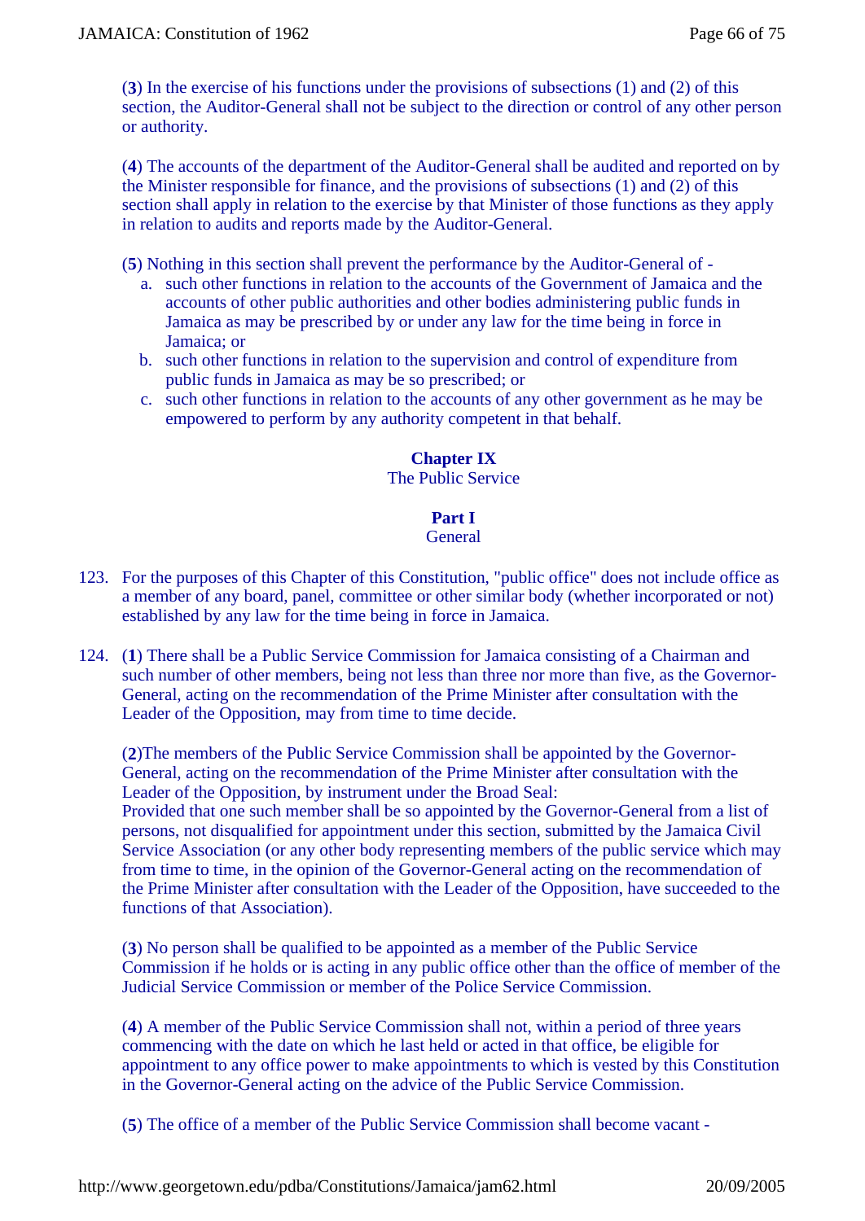(**3**) In the exercise of his functions under the provisions of subsections (1) and (2) of this section, the Auditor-General shall not be subject to the direction or control of any other person or authority.

(**4**) The accounts of the department of the Auditor-General shall be audited and reported on by the Minister responsible for finance, and the provisions of subsections (1) and (2) of this section shall apply in relation to the exercise by that Minister of those functions as they apply in relation to audits and reports made by the Auditor-General.

(**5**) Nothing in this section shall prevent the performance by the Auditor-General of -

a. such other functions in relation to the accounts of the Government of Jamaica and the accounts of other public authorities and other bodies administering public funds in Jamaica as may be prescribed by or under any law for the time being in force in Jamaica; or
b. such other functions in relation to the supervision and control of expenditure from public funds in Jamaica as may be so prescribed; or
c. such other functions in relation to the accounts of any other government as he may be empowered to perform by any authority competent in that behalf.

## Chapter IX
The Public Service

### Part I
General

123. For the purposes of this Chapter of this Constitution, "public office" does not include office as a member of any board, panel, committee or other similar body (whether incorporated or not) established by any law for the time being in force in Jamaica.

124. (**1**) There shall be a Public Service Commission for Jamaica consisting of a Chairman and such number of other members, being not less than three nor more than five, as the Governor-General, acting on the recommendation of the Prime Minister after consultation with the Leader of the Opposition, may from time to time decide.

(**2**)The members of the Public Service Commission shall be appointed by the Governor-General, acting on the recommendation of the Prime Minister after consultation with the Leader of the Opposition, by instrument under the Broad Seal:
Provided that one such member shall be so appointed by the Governor-General from a list of persons, not disqualified for appointment under this section, submitted by the Jamaica Civil Service Association (or any other body representing members of the public service which may from time to time, in the opinion of the Governor-General acting on the recommendation of the Prime Minister after consultation with the Leader of the Opposition, have succeeded to the functions of that Association).

(**3**) No person shall be qualified to be appointed as a member of the Public Service Commission if he holds or is acting in any public office other than the office of member of the Judicial Service Commission or member of the Police Service Commission.

(**4**) A member of the Public Service Commission shall not, within a period of three years commencing with the date on which he last held or acted in that office, be eligible for appointment to any office power to make appointments to which is vested by this Constitution in the Governor-General acting on the advice of the Public Service Commission.

(**5**) The office of a member of the Public Service Commission shall become vacant -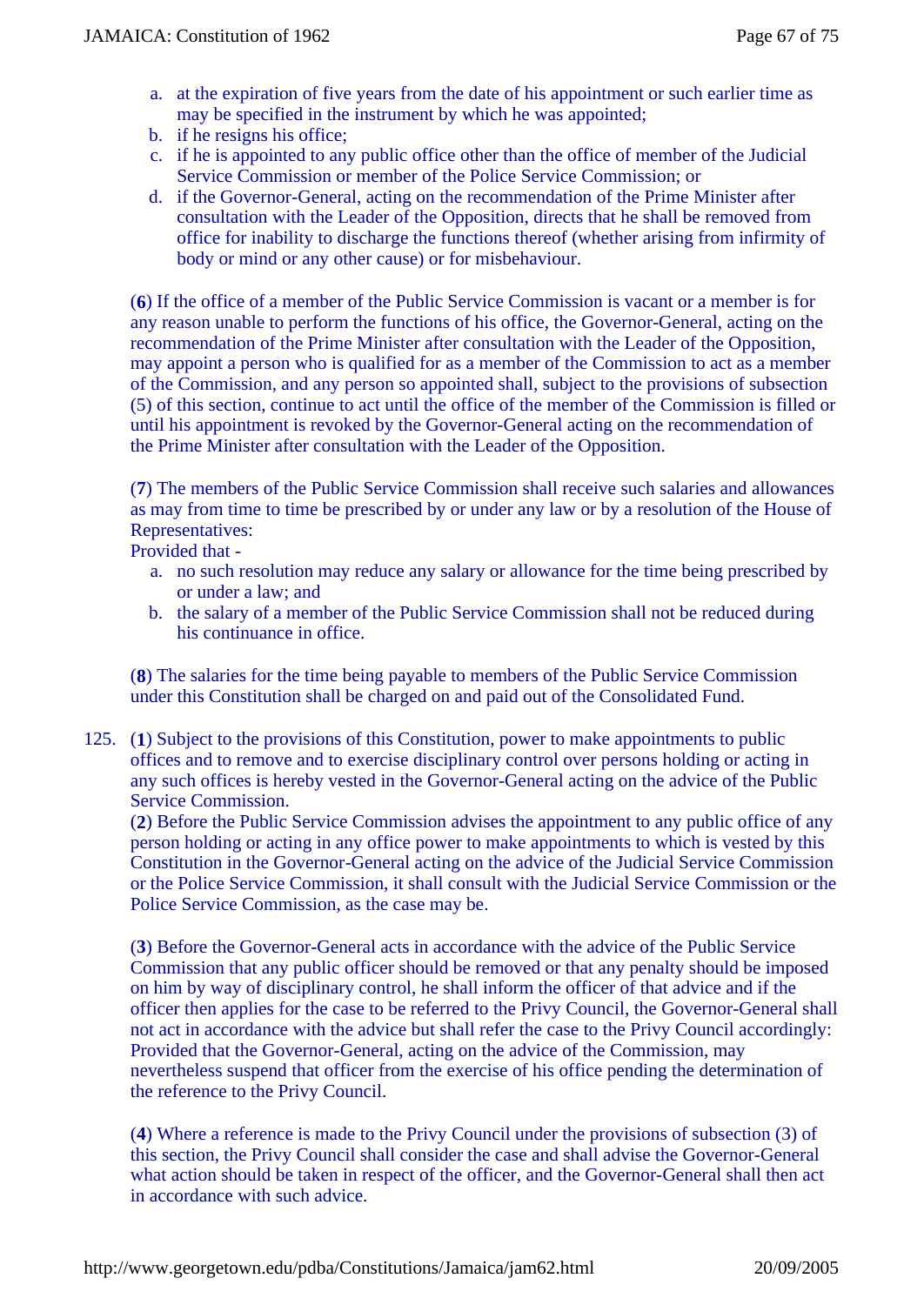a. at the expiration of five years from the date of his appointment or such earlier time as may be specified in the instrument by which he was appointed;
b. if he resigns his office;
c. if he is appointed to any public office other than the office of member of the Judicial Service Commission or member of the Police Service Commission; or
d. if the Governor-General, acting on the recommendation of the Prime Minister after consultation with the Leader of the Opposition, directs that he shall be removed from office for inability to discharge the functions thereof (whether arising from infirmity of body or mind or any other cause) or for misbehaviour.

(**6**) If the office of a member of the Public Service Commission is vacant or a member is for any reason unable to perform the functions of his office, the Governor-General, acting on the recommendation of the Prime Minister after consultation with the Leader of the Opposition, may appoint a person who is qualified for as a member of the Commission to act as a member of the Commission, and any person so appointed shall, subject to the provisions of subsection (5) of this section, continue to act until the office of the member of the Commission is filled or until his appointment is revoked by the Governor-General acting on the recommendation of the Prime Minister after consultation with the Leader of the Opposition.

(**7**) The members of the Public Service Commission shall receive such salaries and allowances as may from time to time be prescribed by or under any law or by a resolution of the House of Representatives:
Provided that -

a. no such resolution may reduce any salary or allowance for the time being prescribed by or under a law; and
b. the salary of a member of the Public Service Commission shall not be reduced during his continuance in office.

(**8**) The salaries for the time being payable to members of the Public Service Commission under this Constitution shall be charged on and paid out of the Consolidated Fund.

125. (**1**) Subject to the provisions of this Constitution, power to make appointments to public offices and to remove and to exercise disciplinary control over persons holding or acting in any such offices is hereby vested in the Governor-General acting on the advice of the Public Service Commission.
(**2**) Before the Public Service Commission advises the appointment to any public office of any person holding or acting in any office power to make appointments to which is vested by this Constitution in the Governor-General acting on the advice of the Judicial Service Commission or the Police Service Commission, it shall consult with the Judicial Service Commission or the Police Service Commission, as the case may be.

(**3**) Before the Governor-General acts in accordance with the advice of the Public Service Commission that any public officer should be removed or that any penalty should be imposed on him by way of disciplinary control, he shall inform the officer of that advice and if the officer then applies for the case to be referred to the Privy Council, the Governor-General shall not act in accordance with the advice but shall refer the case to the Privy Council accordingly: Provided that the Governor-General, acting on the advice of the Commission, may nevertheless suspend that officer from the exercise of his office pending the determination of the reference to the Privy Council.

(**4**) Where a reference is made to the Privy Council under the provisions of subsection (3) of this section, the Privy Council shall consider the case and shall advise the Governor-General what action should be taken in respect of the officer, and the Governor-General shall then act in accordance with such advice.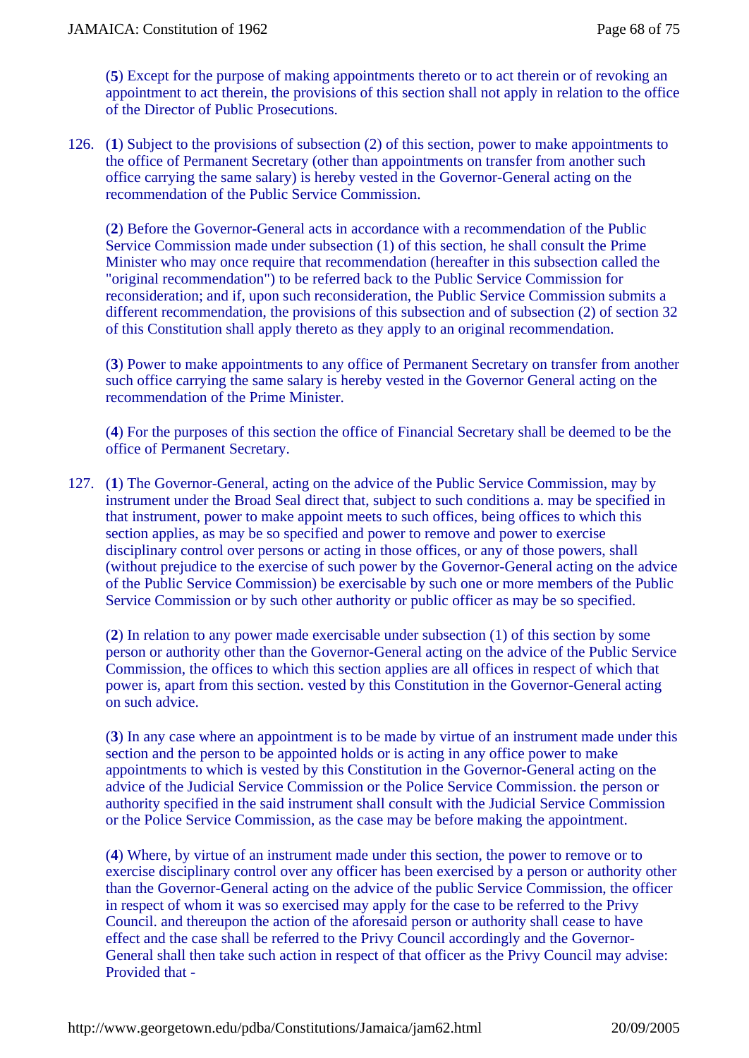(**5**) Except for the purpose of making appointments thereto or to act therein or of revoking an appointment to act therein, the provisions of this section shall not apply in relation to the office of the Director of Public Prosecutions.

126. (**1**) Subject to the provisions of subsection (2) of this section, power to make appointments to the office of Permanent Secretary (other than appointments on transfer from another such office carrying the same salary) is hereby vested in the Governor-General acting on the recommendation of the Public Service Commission.

(**2**) Before the Governor-General acts in accordance with a recommendation of the Public Service Commission made under subsection (1) of this section, he shall consult the Prime Minister who may once require that recommendation (hereafter in this subsection called the "original recommendation") to be referred back to the Public Service Commission for reconsideration; and if, upon such reconsideration, the Public Service Commission submits a different recommendation, the provisions of this subsection and of subsection (2) of section 32 of this Constitution shall apply thereto as they apply to an original recommendation.

(**3**) Power to make appointments to any office of Permanent Secretary on transfer from another such office carrying the same salary is hereby vested in the Governor General acting on the recommendation of the Prime Minister.

(**4**) For the purposes of this section the office of Financial Secretary shall be deemed to be the office of Permanent Secretary.

127. (**1**) The Governor-General, acting on the advice of the Public Service Commission, may by instrument under the Broad Seal direct that, subject to such conditions a. may be specified in that instrument, power to make appoint meets to such offices, being offices to which this section applies, as may be so specified and power to remove and power to exercise disciplinary control over persons or acting in those offices, or any of those powers, shall (without prejudice to the exercise of such power by the Governor-General acting on the advice of the Public Service Commission) be exercisable by such one or more members of the Public Service Commission or by such other authority or public officer as may be so specified.

(**2**) In relation to any power made exercisable under subsection (1) of this section by some person or authority other than the Governor-General acting on the advice of the Public Service Commission, the offices to which this section applies are all offices in respect of which that power is, apart from this section. vested by this Constitution in the Governor-General acting on such advice.

(**3**) In any case where an appointment is to be made by virtue of an instrument made under this section and the person to be appointed holds or is acting in any office power to make appointments to which is vested by this Constitution in the Governor-General acting on the advice of the Judicial Service Commission or the Police Service Commission. the person or authority specified in the said instrument shall consult with the Judicial Service Commission or the Police Service Commission, as the case may be before making the appointment.

(**4**) Where, by virtue of an instrument made under this section, the power to remove or to exercise disciplinary control over any officer has been exercised by a person or authority other than the Governor-General acting on the advice of the public Service Commission, the officer in respect of whom it was so exercised may apply for the case to be referred to the Privy Council. and thereupon the action of the aforesaid person or authority shall cease to have effect and the case shall be referred to the Privy Council accordingly and the Governor-General shall then take such action in respect of that officer as the Privy Council may advise: Provided that -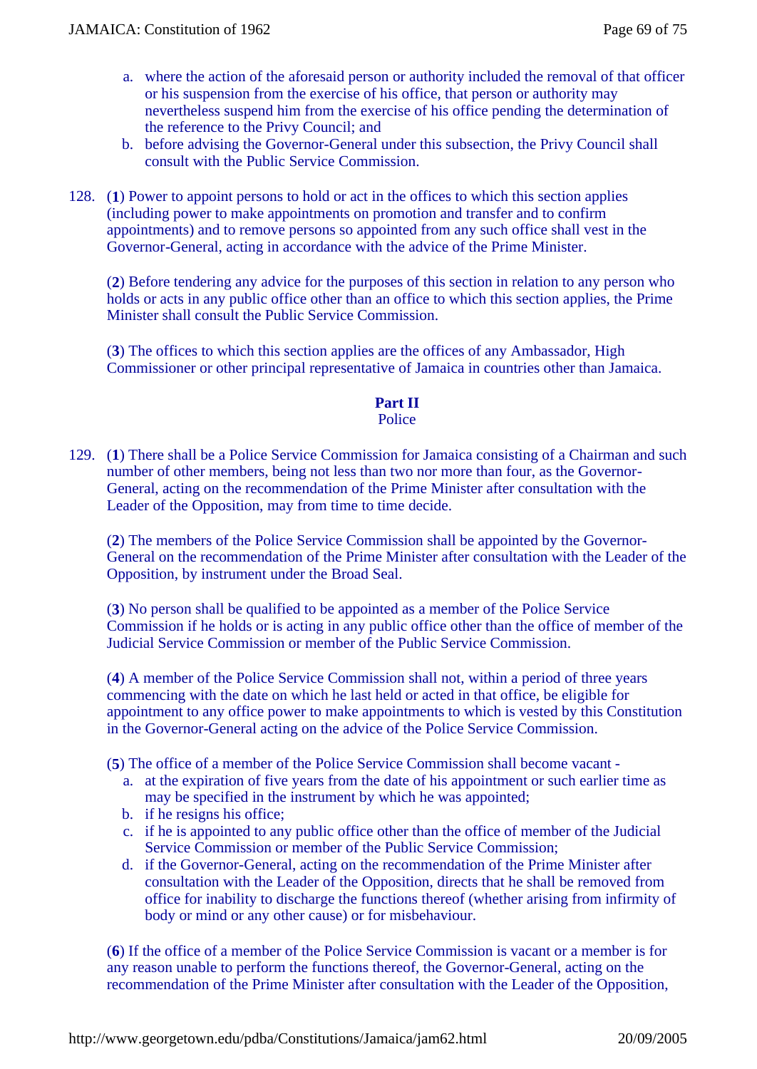a. where the action of the aforesaid person or authority included the removal of that officer or his suspension from the exercise of his office, that person or authority may nevertheless suspend him from the exercise of his office pending the determination of the reference to the Privy Council; and
b. before advising the Governor-General under this subsection, the Privy Council shall consult with the Public Service Commission.

128. (**1**) Power to appoint persons to hold or act in the offices to which this section applies (including power to make appointments on promotion and transfer and to confirm appointments) and to remove persons so appointed from any such office shall vest in the Governor-General, acting in accordance with the advice of the Prime Minister.

(**2**) Before tendering any advice for the purposes of this section in relation to any person who holds or acts in any public office other than an office to which this section applies, the Prime Minister shall consult the Public Service Commission.

(**3**) The offices to which this section applies are the offices of any Ambassador, High Commissioner or other principal representative of Jamaica in countries other than Jamaica.

## Part II
Police

129. (**1**) There shall be a Police Service Commission for Jamaica consisting of a Chairman and such number of other members, being not less than two nor more than four, as the Governor-General, acting on the recommendation of the Prime Minister after consultation with the Leader of the Opposition, may from time to time decide.

(**2**) The members of the Police Service Commission shall be appointed by the Governor-General on the recommendation of the Prime Minister after consultation with the Leader of the Opposition, by instrument under the Broad Seal.

(**3**) No person shall be qualified to be appointed as a member of the Police Service Commission if he holds or is acting in any public office other than the office of member of the Judicial Service Commission or member of the Public Service Commission.

(**4**) A member of the Police Service Commission shall not, within a period of three years commencing with the date on which he last held or acted in that office, be eligible for appointment to any office power to make appointments to which is vested by this Constitution in the Governor-General acting on the advice of the Police Service Commission.

(**5**) The office of a member of the Police Service Commission shall become vacant -

a. at the expiration of five years from the date of his appointment or such earlier time as may be specified in the instrument by which he was appointed;
b. if he resigns his office;
c. if he is appointed to any public office other than the office of member of the Judicial Service Commission or member of the Public Service Commission;
d. if the Governor-General, acting on the recommendation of the Prime Minister after consultation with the Leader of the Opposition, directs that he shall be removed from office for inability to discharge the functions thereof (whether arising from infirmity of body or mind or any other cause) or for misbehaviour.

(**6**) If the office of a member of the Police Service Commission is vacant or a member is for any reason unable to perform the functions thereof, the Governor-General, acting on the recommendation of the Prime Minister after consultation with the Leader of the Opposition,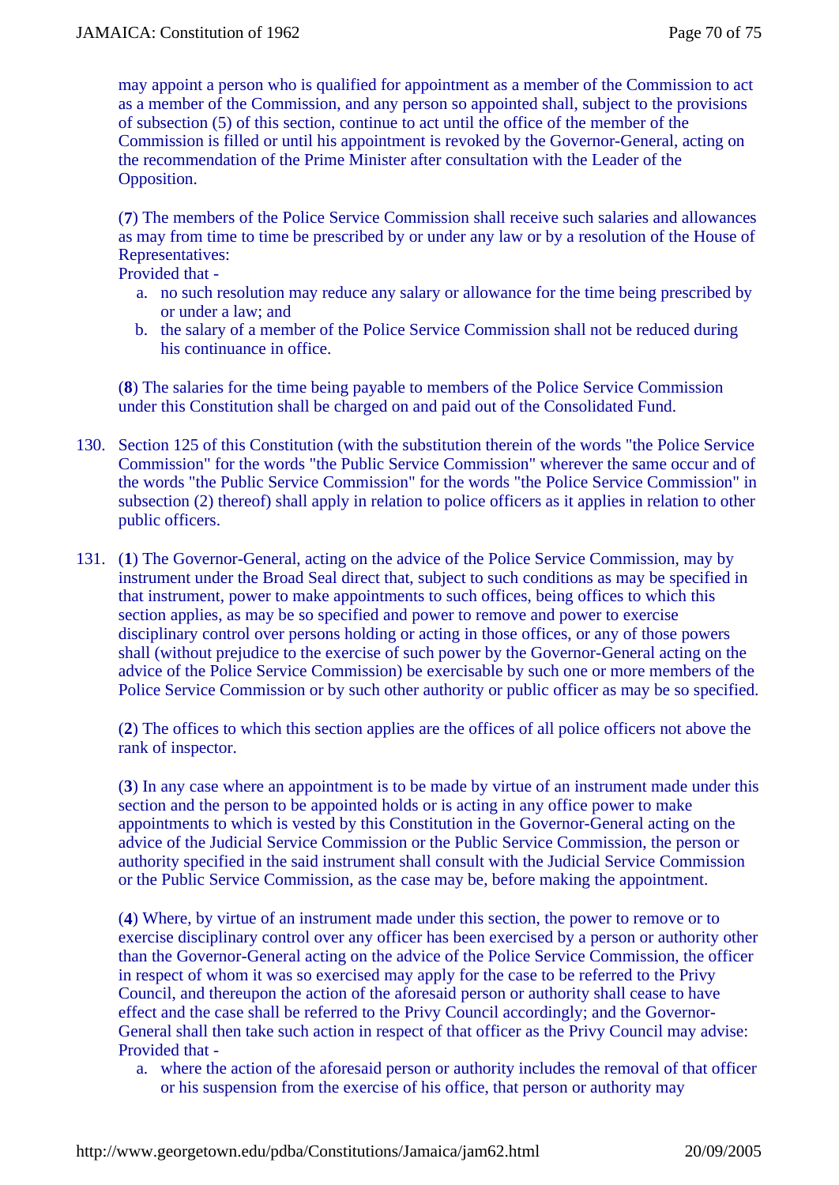may appoint a person who is qualified for appointment as a member of the Commission to act as a member of the Commission, and any person so appointed shall, subject to the provisions of subsection (5) of this section, continue to act until the office of the member of the Commission is filled or until his appointment is revoked by the Governor-General, acting on the recommendation of the Prime Minister after consultation with the Leader of the Opposition.

(**7**) The members of the Police Service Commission shall receive such salaries and allowances as may from time to time be prescribed by or under any law or by a resolution of the House of Representatives:
Provided that -

a. no such resolution may reduce any salary or allowance for the time being prescribed by or under a law; and
b. the salary of a member of the Police Service Commission shall not be reduced during his continuance in office.

(**8**) The salaries for the time being payable to members of the Police Service Commission under this Constitution shall be charged on and paid out of the Consolidated Fund.

130. Section 125 of this Constitution (with the substitution therein of the words "the Police Service Commission" for the words "the Public Service Commission" wherever the same occur and of the words "the Public Service Commission" for the words "the Police Service Commission" in subsection (2) thereof) shall apply in relation to police officers as it applies in relation to other public officers.

131. (**1**) The Governor-General, acting on the advice of the Police Service Commission, may by instrument under the Broad Seal direct that, subject to such conditions as may be specified in that instrument, power to make appointments to such offices, being offices to which this section applies, as may be so specified and power to remove and power to exercise disciplinary control over persons holding or acting in those offices, or any of those powers shall (without prejudice to the exercise of such power by the Governor-General acting on the advice of the Police Service Commission) be exercisable by such one or more members of the Police Service Commission or by such other authority or public officer as may be so specified.

(**2**) The offices to which this section applies are the offices of all police officers not above the rank of inspector.

(**3**) In any case where an appointment is to be made by virtue of an instrument made under this section and the person to be appointed holds or is acting in any office power to make appointments to which is vested by this Constitution in the Governor-General acting on the advice of the Judicial Service Commission or the Public Service Commission, the person or authority specified in the said instrument shall consult with the Judicial Service Commission or the Public Service Commission, as the case may be, before making the appointment.

(**4**) Where, by virtue of an instrument made under this section, the power to remove or to exercise disciplinary control over any officer has been exercised by a person or authority other than the Governor-General acting on the advice of the Police Service Commission, the officer in respect of whom it was so exercised may apply for the case to be referred to the Privy Council, and thereupon the action of the aforesaid person or authority shall cease to have effect and the case shall be referred to the Privy Council accordingly; and the Governor-General shall then take such action in respect of that officer as the Privy Council may advise:
Provided that -

a. where the action of the aforesaid person or authority includes the removal of that officer or his suspension from the exercise of his office, that person or authority may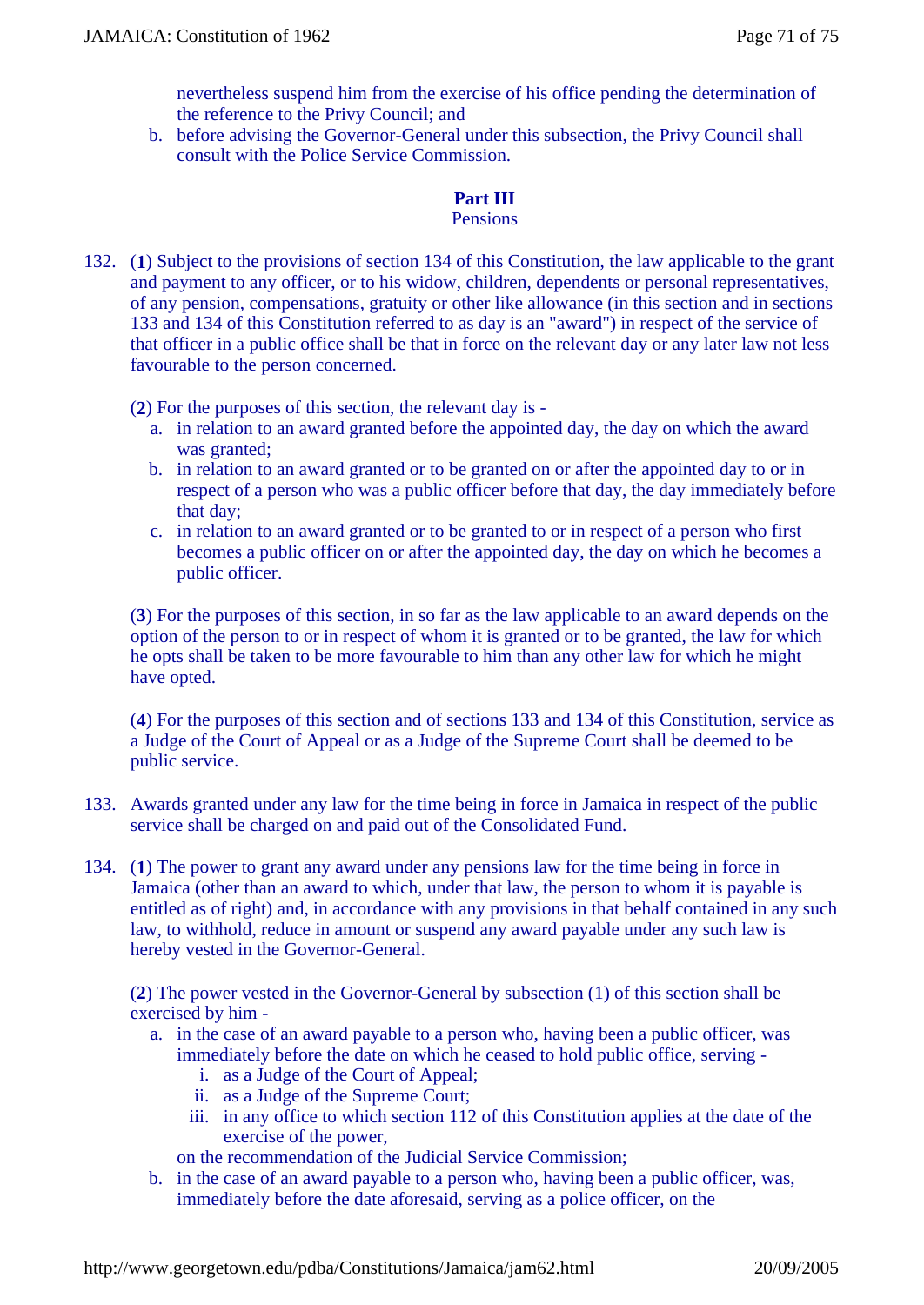nevertheless suspend him from the exercise of his office pending the determination of the reference to the Privy Council; and

b. before advising the Governor-General under this subsection, the Privy Council shall consult with the Police Service Commission.

## Part III
Pensions

132. (**1**) Subject to the provisions of section 134 of this Constitution, the law applicable to the grant and payment to any officer, or to his widow, children, dependents or personal representatives, of any pension, compensations, gratuity or other like allowance (in this section and in sections 133 and 134 of this Constitution referred to as day is an "award") in respect of the service of that officer in a public office shall be that in force on the relevant day or any later law not less favourable to the person concerned.

(**2**) For the purposes of this section, the relevant day is -

a. in relation to an award granted before the appointed day, the day on which the award was granted;
b. in relation to an award granted or to be granted on or after the appointed day to or in respect of a person who was a public officer before that day, the day immediately before that day;
c. in relation to an award granted or to be granted to or in respect of a person who first becomes a public officer on or after the appointed day, the day on which he becomes a public officer.

(**3**) For the purposes of this section, in so far as the law applicable to an award depends on the option of the person to or in respect of whom it is granted or to be granted, the law for which he opts shall be taken to be more favourable to him than any other law for which he might have opted.

(**4**) For the purposes of this section and of sections 133 and 134 of this Constitution, service as a Judge of the Court of Appeal or as a Judge of the Supreme Court shall be deemed to be public service.

133. Awards granted under any law for the time being in force in Jamaica in respect of the public service shall be charged on and paid out of the Consolidated Fund.

134. (**1**) The power to grant any award under any pensions law for the time being in force in Jamaica (other than an award to which, under that law, the person to whom it is payable is entitled as of right) and, in accordance with any provisions in that behalf contained in any such law, to withhold, reduce in amount or suspend any award payable under any such law is hereby vested in the Governor-General.

(**2**) The power vested in the Governor-General by subsection (1) of this section shall be exercised by him -

a. in the case of an award payable to a person who, having been a public officer, was immediately before the date on which he ceased to hold public office, serving -
   i. as a Judge of the Court of Appeal;
   ii. as a Judge of the Supreme Court;
   iii. in any office to which section 112 of this Constitution applies at the date of the exercise of the power,

   on the recommendation of the Judicial Service Commission;
b. in the case of an award payable to a person who, having been a public officer, was, immediately before the date aforesaid, serving as a police officer, on the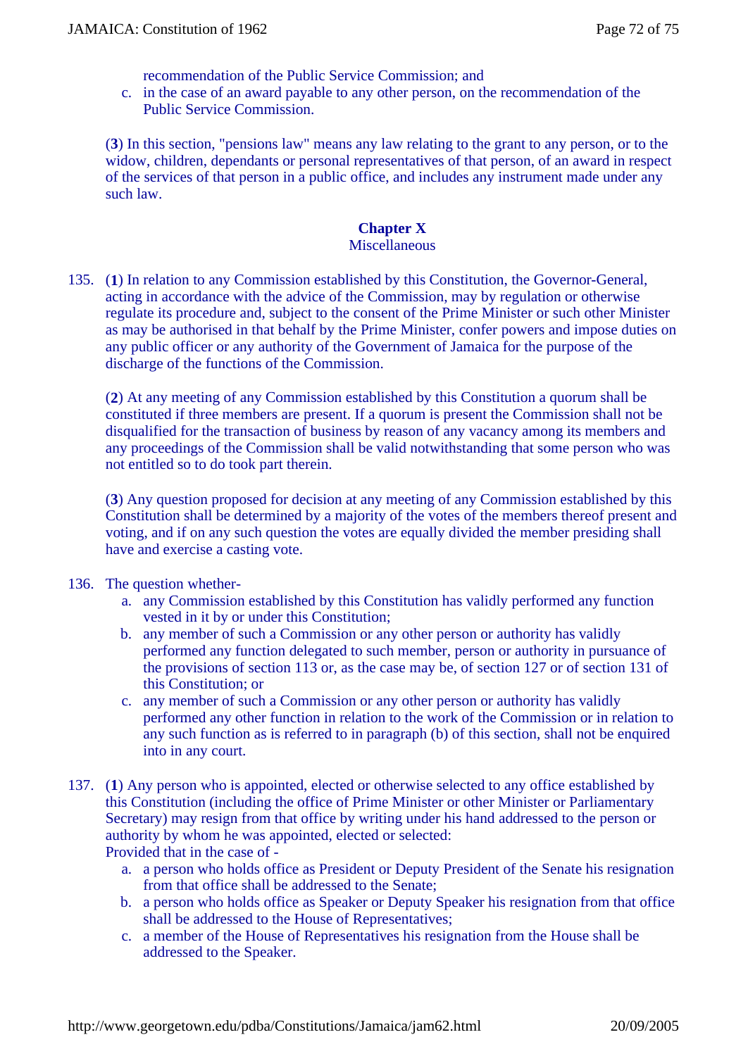recommendation of the Public Service Commission; and

c. in the case of an award payable to any other person, on the recommendation of the Public Service Commission.

(**3**) In this section, "pensions law" means any law relating to the grant to any person, or to the widow, children, dependants or personal representatives of that person, of an award in respect of the services of that person in a public office, and includes any instrument made under any such law.

## Chapter X

Miscellaneous

135. (**1**) In relation to any Commission established by this Constitution, the Governor-General, acting in accordance with the advice of the Commission, may by regulation or otherwise regulate its procedure and, subject to the consent of the Prime Minister or such other Minister as may be authorised in that behalf by the Prime Minister, confer powers and impose duties on any public officer or any authority of the Government of Jamaica for the purpose of the discharge of the functions of the Commission.

(**2**) At any meeting of any Commission established by this Constitution a quorum shall be constituted if three members are present. If a quorum is present the Commission shall not be disqualified for the transaction of business by reason of any vacancy among its members and any proceedings of the Commission shall be valid notwithstanding that some person who was not entitled so to do took part therein.

(**3**) Any question proposed for decision at any meeting of any Commission established by this Constitution shall be determined by a majority of the votes of the members thereof present and voting, and if on any such question the votes are equally divided the member presiding shall have and exercise a casting vote.

136. The question whether-
   a. any Commission established by this Constitution has validly performed any function vested in it by or under this Constitution;
   b. any member of such a Commission or any other person or authority has validly performed any function delegated to such member, person or authority in pursuance of the provisions of section 113 or, as the case may be, of section 127 or of section 131 of this Constitution; or
   c. any member of such a Commission or any other person or authority has validly performed any other function in relation to the work of the Commission or in relation to any such function as is referred to in paragraph (b) of this section, shall not be enquired into in any court.

137. (**1**) Any person who is appointed, elected or otherwise selected to any office established by this Constitution (including the office of Prime Minister or other Minister or Parliamentary Secretary) may resign from that office by writing under his hand addressed to the person or authority by whom he was appointed, elected or selected:
   Provided that in the case of -
   a. a person who holds office as President or Deputy President of the Senate his resignation from that office shall be addressed to the Senate;
   b. a person who holds office as Speaker or Deputy Speaker his resignation from that office shall be addressed to the House of Representatives;
   c. a member of the House of Representatives his resignation from the House shall be addressed to the Speaker.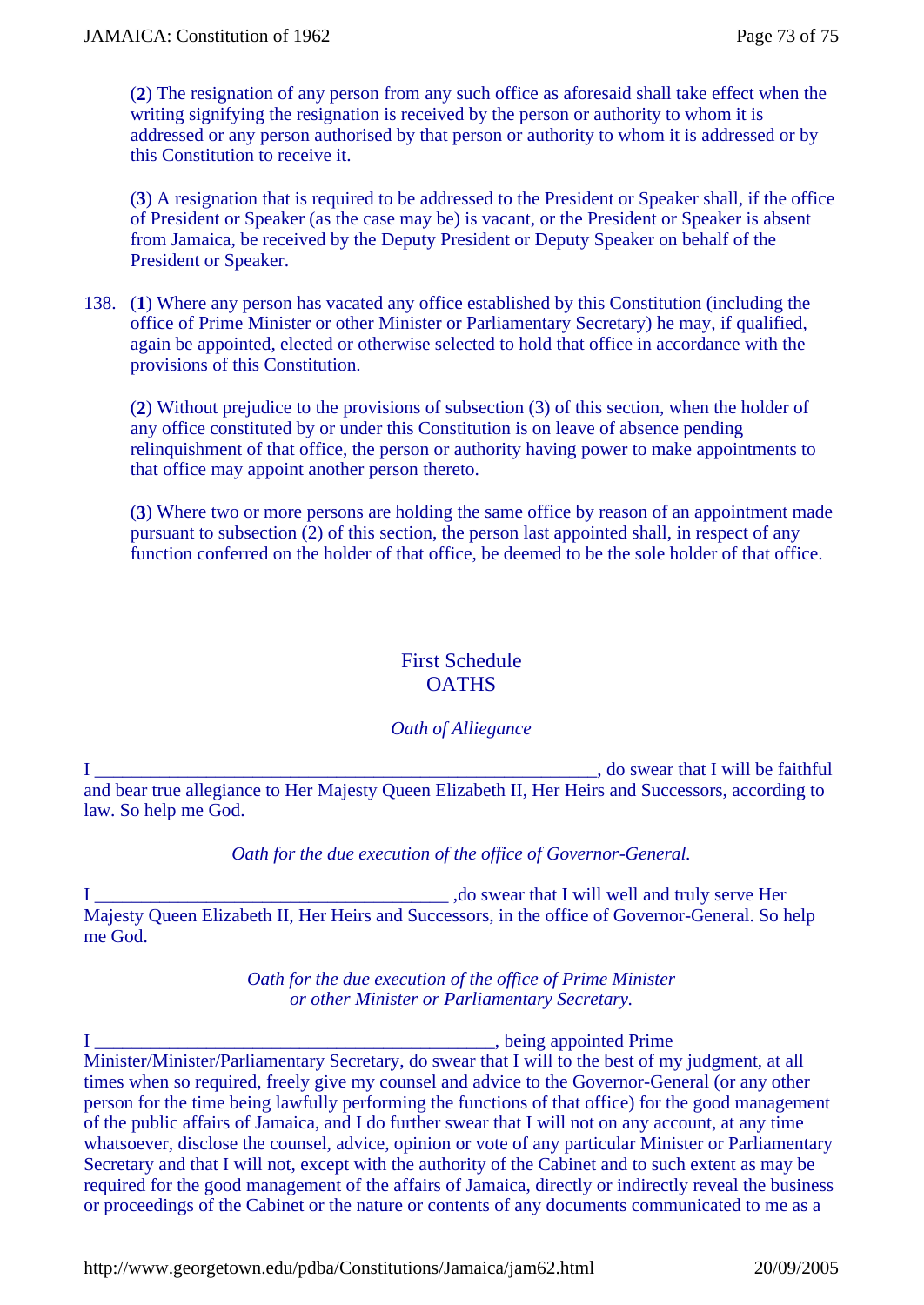(**2**) The resignation of any person from any such office as aforesaid shall take effect when the writing signifying the resignation is received by the person or authority to whom it is addressed or any person authorised by that person or authority to whom it is addressed or by this Constitution to receive it.

(**3**) A resignation that is required to be addressed to the President or Speaker shall, if the office of President or Speaker (as the case may be) is vacant, or the President or Speaker is absent from Jamaica, be received by the Deputy President or Deputy Speaker on behalf of the President or Speaker.

138. (**1**) Where any person has vacated any office established by this Constitution (including the office of Prime Minister or other Minister or Parliamentary Secretary) he may, if qualified, again be appointed, elected or otherwise selected to hold that office in accordance with the provisions of this Constitution.

(**2**) Without prejudice to the provisions of subsection (3) of this section, when the holder of any office constituted by or under this Constitution is on leave of absence pending relinquishment of that office, the person or authority having power to make appointments to that office may appoint another person thereto.

(**3**) Where two or more persons are holding the same office by reason of an appointment made pursuant to subsection (2) of this section, the person last appointed shall, in respect of any function conferred on the holder of that office, be deemed to be the sole holder of that office.

## First Schedule
## OATHS

*Oath of Alliegance*

I ________________________________________________________, do swear that I will be faithful and bear true allegiance to Her Majesty Queen Elizabeth II, Her Heirs and Successors, according to law. So help me God.

*Oath for the due execution of the office of Governor-General.*

I ________________________________________ ,do swear that I will well and truly serve Her Majesty Queen Elizabeth II, Her Heirs and Successors, in the office of Governor-General. So help me God.

*Oath for the due execution of the office of Prime Minister or other Minister or Parliamentary Secretary.*

I ______________________________________________, being appointed Prime Minister/Minister/Parliamentary Secretary, do swear that I will to the best of my judgment, at all times when so required, freely give my counsel and advice to the Governor-General (or any other person for the time being lawfully performing the functions of that office) for the good management of the public affairs of Jamaica, and I do further swear that I will not on any account, at any time whatsoever, disclose the counsel, advice, opinion or vote of any particular Minister or Parliamentary Secretary and that I will not, except with the authority of the Cabinet and to such extent as may be required for the good management of the affairs of Jamaica, directly or indirectly reveal the business or proceedings of the Cabinet or the nature or contents of any documents communicated to me as a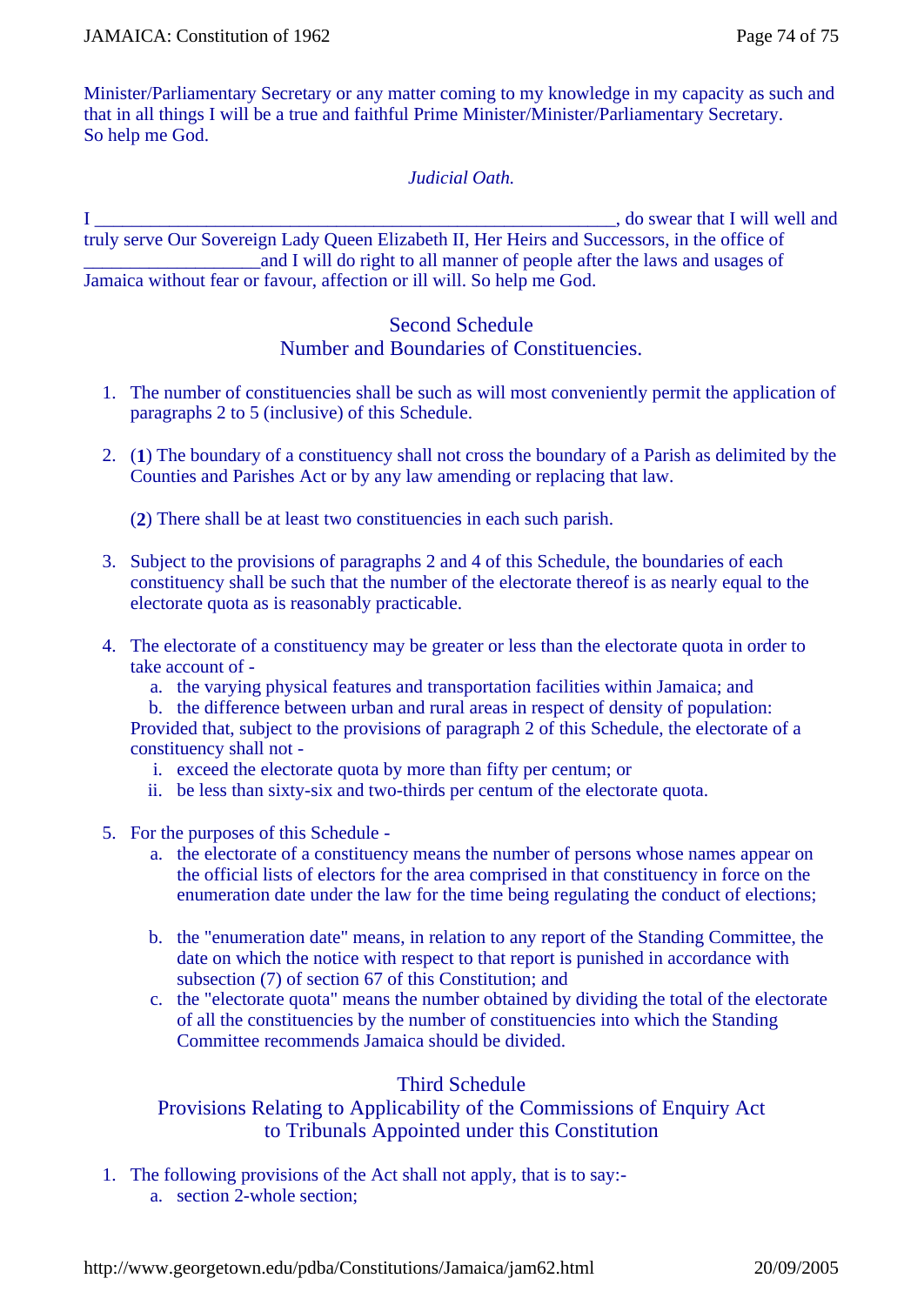Minister/Parliamentary Secretary or any matter coming to my knowledge in my capacity as such and that in all things I will be a true and faithful Prime Minister/Minister/Parliamentary Secretary. So help me God.

*Judicial Oath.*

I ________________________________________________________, do swear that I will well and truly serve Our Sovereign Lady Queen Elizabeth II, Her Heirs and Successors, in the office of __________________and I will do right to all manner of people after the laws and usages of Jamaica without fear or favour, affection or ill will. So help me God.

## Second Schedule
## Number and Boundaries of Constituencies.

1. The number of constituencies shall be such as will most conveniently permit the application of paragraphs 2 to 5 (inclusive) of this Schedule.

2. (**1**) The boundary of a constituency shall not cross the boundary of a Parish as delimited by the Counties and Parishes Act or by any law amending or replacing that law.

   (**2**) There shall be at least two constituencies in each such parish.

3. Subject to the provisions of paragraphs 2 and 4 of this Schedule, the boundaries of each constituency shall be such that the number of the electorate thereof is as nearly equal to the electorate quota as is reasonably practicable.

4. The electorate of a constituency may be greater or less than the electorate quota in order to take account of -
   a. the varying physical features and transportation facilities within Jamaica; and
   b. the difference between urban and rural areas in respect of density of population:

   Provided that, subject to the provisions of paragraph 2 of this Schedule, the electorate of a constituency shall not -
   i. exceed the electorate quota by more than fifty per centum; or
   ii. be less than sixty-six and two-thirds per centum of the electorate quota.

5. For the purposes of this Schedule -
   a. the electorate of a constituency means the number of persons whose names appear on the official lists of electors for the area comprised in that constituency in force on the enumeration date under the law for the time being regulating the conduct of elections;
   b. the "enumeration date" means, in relation to any report of the Standing Committee, the date on which the notice with respect to that report is punished in accordance with subsection (7) of section 67 of this Constitution; and
   c. the "electorate quota" means the number obtained by dividing the total of the electorate of all the constituencies by the number of constituencies into which the Standing Committee recommends Jamaica should be divided.

## Third Schedule
## Provisions Relating to Applicability of the Commissions of Enquiry Act to Tribunals Appointed under this Constitution

1. The following provisions of the Act shall not apply, that is to say:-
   a. section 2-whole section;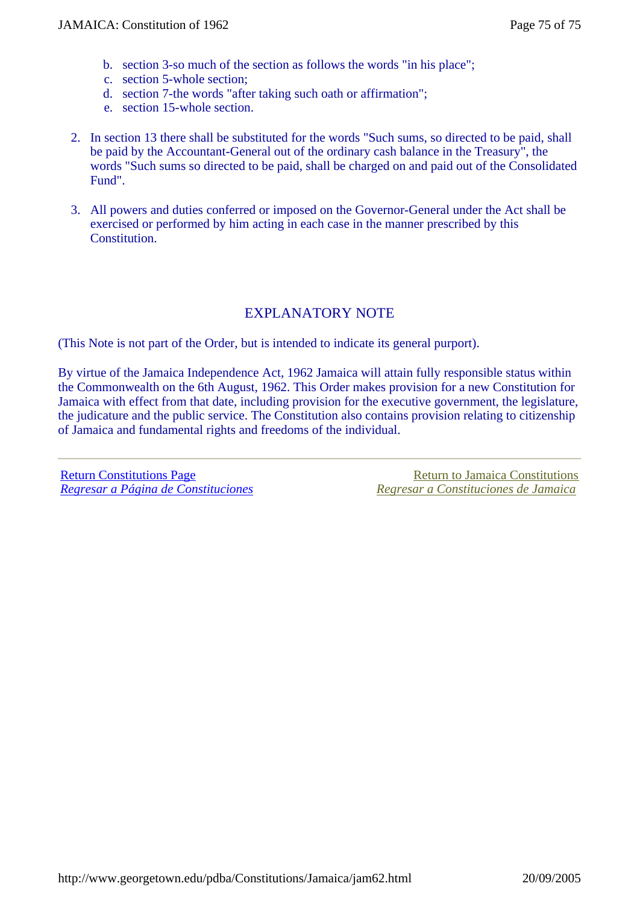b. section 3-so much of the section as follows the words "in his place";
c. section 5-whole section;
d. section 7-the words "after taking such oath or affirmation";
e. section 15-whole section.

2. In section 13 there shall be substituted for the words "Such sums, so directed to be paid, shall be paid by the Accountant-General out of the ordinary cash balance in the Treasury", the words "Such sums so directed to be paid, shall be charged on and paid out of the Consolidated Fund".

3. All powers and duties conferred or imposed on the Governor-General under the Act shall be exercised or performed by him acting in each case in the manner prescribed by this Constitution.

## EXPLANATORY NOTE

(This Note is not part of the Order, but is intended to indicate its general purport).

By virtue of the Jamaica Independence Act, 1962 Jamaica will attain fully responsible status within the Commonwealth on the 6th August, 1962. This Order makes provision for a new Constitution for Jamaica with effect from that date, including provision for the executive government, the legislature, the judicature and the public service. The Constitution also contains provision relating to citizenship of Jamaica and fundamental rights and freedoms of the individual.

---

Return Constitutions Page
*Regresar a Página de Constituciones*

Return to Jamaica Constitutions
*Regresar a Constituciones de Jamaica*